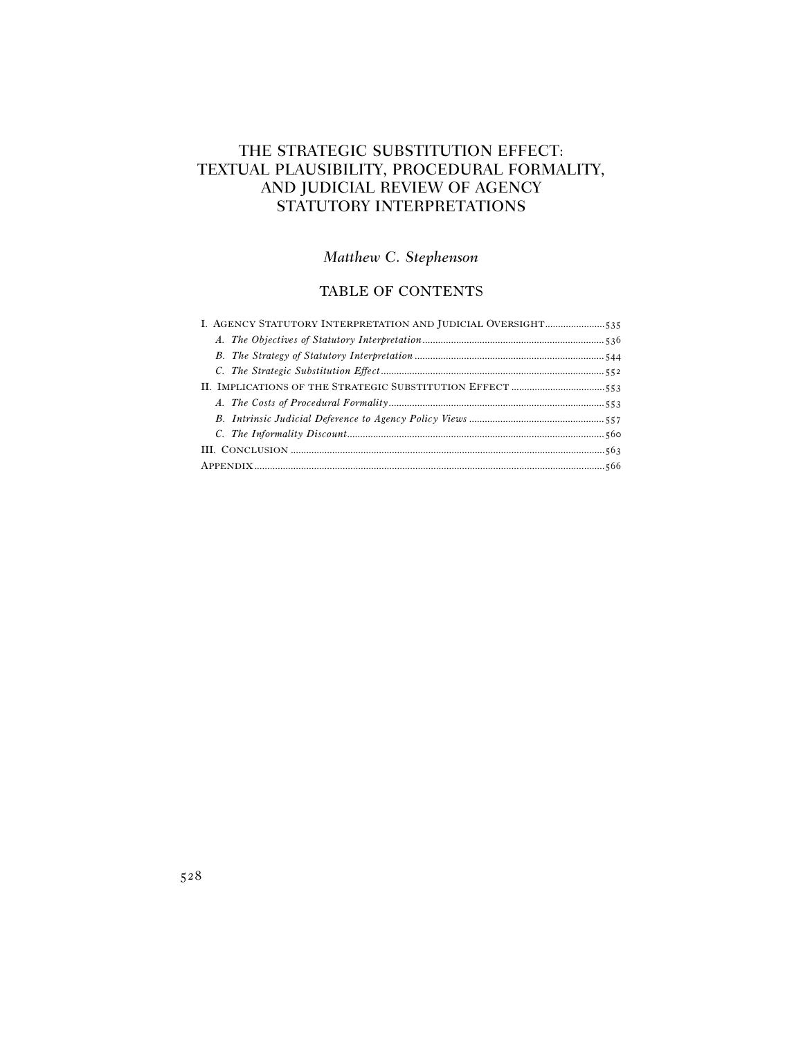# THE STRATEGIC SUBSTITUTION EFFECT: TEXTUAL PLAUSIBILITY, PROCEDURAL FORMALITY, AND JUDICIAL REVIEW OF AGENCY STATUTORY INTERPRETATIONS

*Matthew C. Stephenson*

## TABLE OF CONTENTS

I. Agency Statutory Interpretation and Judicial Oversight ....................... 535
  *A. The Objectives of Statutory Interpretation* ....................... 536
  *B. The Strategy of Statutory Interpretation* ....................... 544
  *C. The Strategic Substitution Effect* ....................... 552
II. Implications of the Strategic Substitution Effect ....................... 553
  *A. The Costs of Procedural Formality* ....................... 553
  *B. Intrinsic Judicial Deference to Agency Policy Views* ....................... 557
  *C. The Informality Discount* ....................... 560
III. Conclusion ....................... 563
Appendix ....................... 566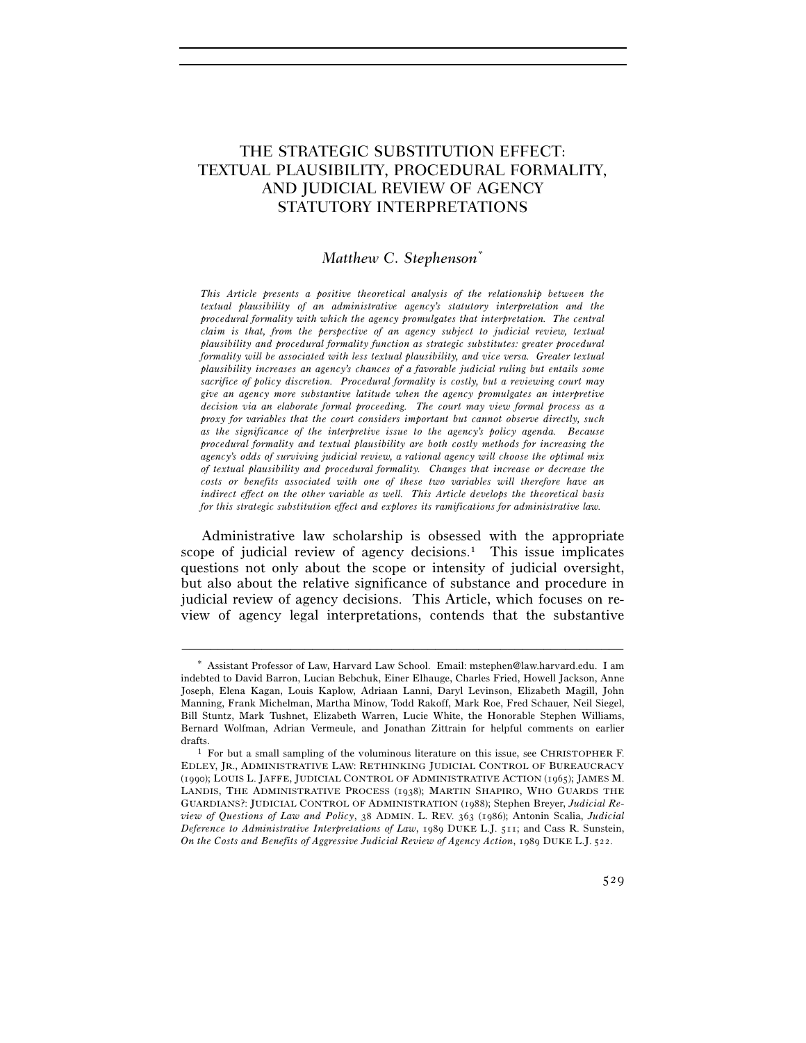# THE STRATEGIC SUBSTITUTION EFFECT: TEXTUAL PLAUSIBILITY, PROCEDURAL FORMALITY, AND JUDICIAL REVIEW OF AGENCY STATUTORY INTERPRETATIONS

*Matthew C. Stephenson*[*]

*This Article presents a positive theoretical analysis of the relationship between the textual plausibility of an administrative agency's statutory interpretation and the procedural formality with which the agency promulgates that interpretation. The central claim is that, from the perspective of an agency subject to judicial review, textual plausibility and procedural formality function as strategic substitutes: greater procedural formality will be associated with less textual plausibility, and vice versa. Greater textual plausibility increases an agency's chances of a favorable judicial ruling but entails some sacrifice of policy discretion. Procedural formality is costly, but a reviewing court may give an agency more substantive latitude when the agency promulgates an interpretive decision via an elaborate formal proceeding. The court may view formal process as a proxy for variables that the court considers important but cannot observe directly, such as the significance of the interpretive issue to the agency's policy agenda. Because procedural formality and textual plausibility are both costly methods for increasing the agency's odds of surviving judicial review, a rational agency will choose the optimal mix of textual plausibility and procedural formality. Changes that increase or decrease the costs or benefits associated with one of these two variables will therefore have an indirect effect on the other variable as well. This Article develops the theoretical basis for this strategic substitution effect and explores its ramifications for administrative law.*

Administrative law scholarship is obsessed with the appropriate scope of judicial review of agency decisions.[1] This issue implicates questions not only about the scope or intensity of judicial oversight, but also about the relative significance of substance and procedure in judicial review of agency decisions. This Article, which focuses on review of agency legal interpretations, contends that the substantive

---

[*] Assistant Professor of Law, Harvard Law School. Email: mstephen@law.harvard.edu. I am indebted to David Barron, Lucian Bebchuk, Einer Elhauge, Charles Fried, Howell Jackson, Anne Joseph, Elena Kagan, Louis Kaplow, Adriaan Lanni, Daryl Levinson, Elizabeth Magill, John Manning, Frank Michelman, Martha Minow, Todd Rakoff, Mark Roe, Fred Schauer, Neil Siegel, Bill Stuntz, Mark Tushnet, Elizabeth Warren, Lucie White, the Honorable Stephen Williams, Bernard Wolfman, Adrian Vermeule, and Jonathan Zittrain for helpful comments on earlier drafts.

[1] For but a small sampling of the voluminous literature on this issue, see CHRISTOPHER F. EDLEY, JR., ADMINISTRATIVE LAW: RETHINKING JUDICIAL CONTROL OF BUREAUCRACY (1990); LOUIS L. JAFFE, JUDICIAL CONTROL OF ADMINISTRATIVE ACTION (1965); JAMES M. LANDIS, THE ADMINISTRATIVE PROCESS (1938); MARTIN SHAPIRO, WHO GUARDS THE GUARDIANS?: JUDICIAL CONTROL OF ADMINISTRATION (1988); Stephen Breyer, *Judicial Review of Questions of Law and Policy*, 38 ADMIN. L. REV. 363 (1986); Antonin Scalia, *Judicial Deference to Administrative Interpretations of Law*, 1989 DUKE L.J. 511; and Cass R. Sunstein, *On the Costs and Benefits of Aggressive Judicial Review of Agency Action*, 1989 DUKE L.J. 522.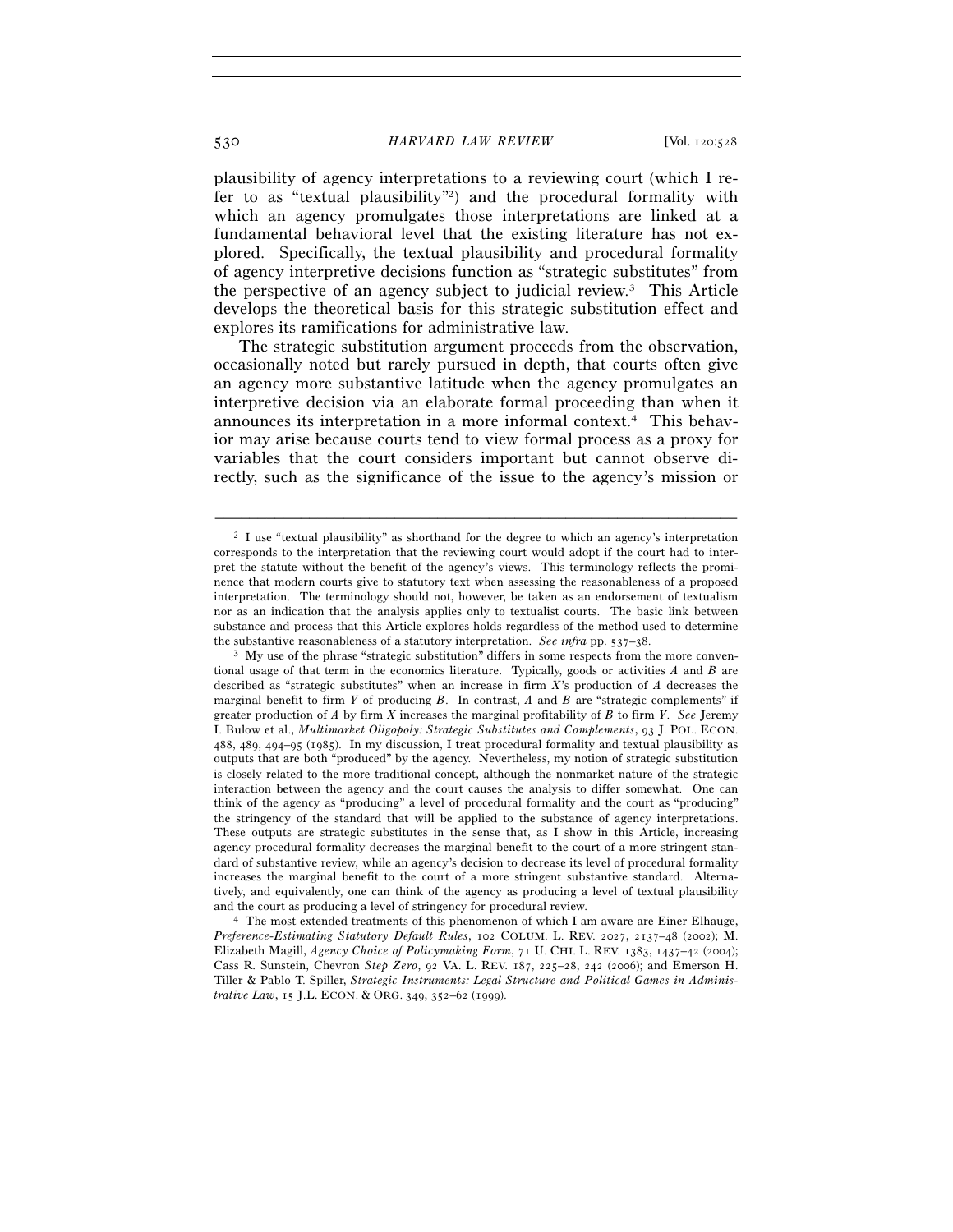plausibility of agency interpretations to a reviewing court (which I refer to as "textual plausibility"[2]) and the procedural formality with which an agency promulgates those interpretations are linked at a fundamental behavioral level that the existing literature has not explored. Specifically, the textual plausibility and procedural formality of agency interpretive decisions function as "strategic substitutes" from the perspective of an agency subject to judicial review.[3] This Article develops the theoretical basis for this strategic substitution effect and explores its ramifications for administrative law.

The strategic substitution argument proceeds from the observation, occasionally noted but rarely pursued in depth, that courts often give an agency more substantive latitude when the agency promulgates an interpretive decision via an elaborate formal proceeding than when it announces its interpretation in a more informal context.[4] This behavior may arise because courts tend to view formal process as a proxy for variables that the court considers important but cannot observe directly, such as the significance of the issue to the agency's mission or

---

[2] I use "textual plausibility" as shorthand for the degree to which an agency's interpretation corresponds to the interpretation that the reviewing court would adopt if the court had to interpret the statute without the benefit of the agency's views. This terminology reflects the prominence that modern courts give to statutory text when assessing the reasonableness of a proposed interpretation. The terminology should not, however, be taken as an endorsement of textualism nor as an indication that the analysis applies only to textualist courts. The basic link between substance and process that this Article explores holds regardless of the method used to determine the substantive reasonableness of a statutory interpretation. *See infra* pp. 537–38.

[3] My use of the phrase "strategic substitution" differs in some respects from the more conventional usage of that term in the economics literature. Typically, goods or activities *A* and *B* are described as "strategic substitutes" when an increase in firm *X*'s production of *A* decreases the marginal benefit to firm *Y* of producing *B*. In contrast, *A* and *B* are "strategic complements" if greater production of *A* by firm *X* increases the marginal profitability of *B* to firm *Y*. *See* Jeremy I. Bulow et al., *Multimarket Oligopoly: Strategic Substitutes and Complements*, 93 J. POL. ECON. 488, 489, 494–95 (1985). In my discussion, I treat procedural formality and textual plausibility as outputs that are both "produced" by the agency. Nevertheless, my notion of strategic substitution is closely related to the more traditional concept, although the nonmarket nature of the strategic interaction between the agency and the court causes the analysis to differ somewhat. One can think of the agency as "producing" a level of procedural formality and the court as "producing" the stringency of the standard that will be applied to the substance of agency interpretations. These outputs are strategic substitutes in the sense that, as I show in this Article, increasing agency procedural formality decreases the marginal benefit to the court of a more stringent standard of substantive review, while an agency's decision to decrease its level of procedural formality increases the marginal benefit to the court of a more stringent substantive standard. Alternatively, and equivalently, one can think of the agency as producing a level of textual plausibility and the court as producing a level of stringency for procedural review.

[4] The most extended treatments of this phenomenon of which I am aware are Einer Elhauge, *Preference-Estimating Statutory Default Rules*, 102 COLUM. L. REV. 2027, 2137–48 (2002); M. Elizabeth Magill, *Agency Choice of Policymaking Form*, 71 U. CHI. L. REV. 1383, 1437–42 (2004); Cass R. Sunstein, Chevron *Step Zero*, 92 VA. L. REV. 187, 225–28, 242 (2006); and Emerson H. Tiller & Pablo T. Spiller, *Strategic Instruments: Legal Structure and Political Games in Administrative Law*, 15 J.L. ECON. & ORG. 349, 352–62 (1999).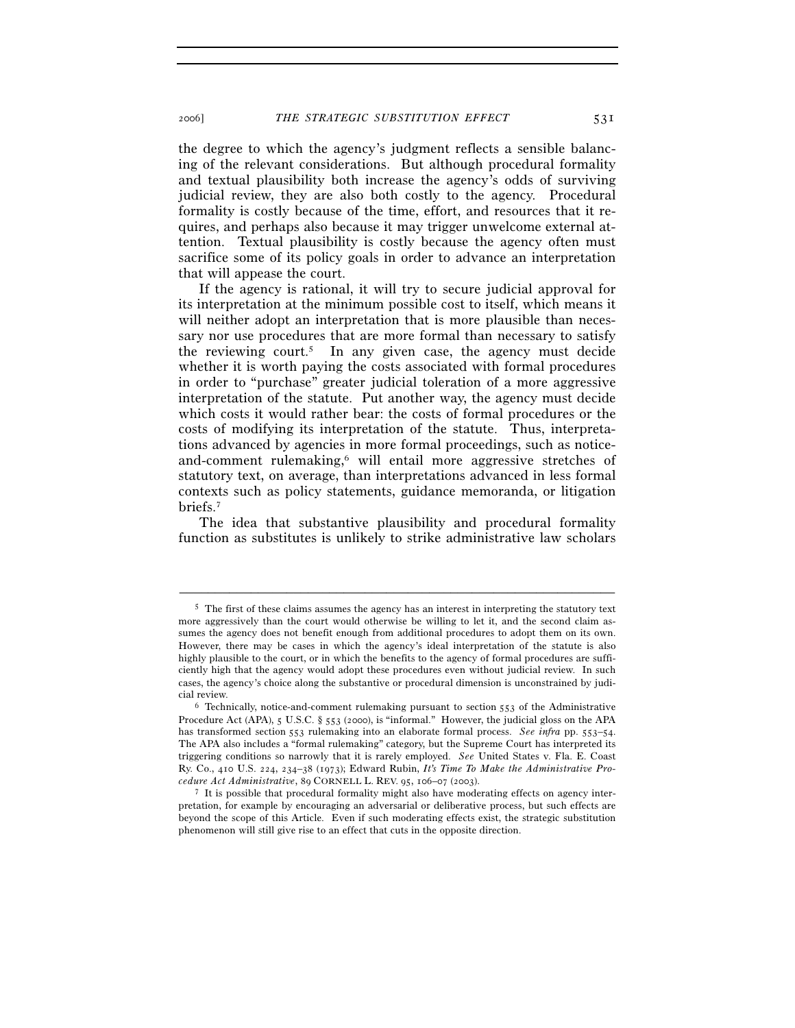the degree to which the agency's judgment reflects a sensible balancing of the relevant considerations. But although procedural formality and textual plausibility both increase the agency's odds of surviving judicial review, they are also both costly to the agency. Procedural formality is costly because of the time, effort, and resources that it requires, and perhaps also because it may trigger unwelcome external attention. Textual plausibility is costly because the agency often must sacrifice some of its policy goals in order to advance an interpretation that will appease the court.

If the agency is rational, it will try to secure judicial approval for its interpretation at the minimum possible cost to itself, which means it will neither adopt an interpretation that is more plausible than necessary nor use procedures that are more formal than necessary to satisfy the reviewing court.[5] In any given case, the agency must decide whether it is worth paying the costs associated with formal procedures in order to "purchase" greater judicial toleration of a more aggressive interpretation of the statute. Put another way, the agency must decide which costs it would rather bear: the costs of formal procedures or the costs of modifying its interpretation of the statute. Thus, interpretations advanced by agencies in more formal proceedings, such as notice-and-comment rulemaking,[6] will entail more aggressive stretches of statutory text, on average, than interpretations advanced in less formal contexts such as policy statements, guidance memoranda, or litigation briefs.[7]

The idea that substantive plausibility and procedural formality function as substitutes is unlikely to strike administrative law scholars

---

[5] The first of these claims assumes the agency has an interest in interpreting the statutory text more aggressively than the court would otherwise be willing to let it, and the second claim assumes the agency does not benefit enough from additional procedures to adopt them on its own. However, there may be cases in which the agency's ideal interpretation of the statute is also highly plausible to the court, or in which the benefits to the agency of formal procedures are sufficiently high that the agency would adopt these procedures even without judicial review. In such cases, the agency's choice along the substantive or procedural dimension is unconstrained by judicial review.

[6] Technically, notice-and-comment rulemaking pursuant to section 553 of the Administrative Procedure Act (APA), 5 U.S.C. § 553 (2000), is "informal." However, the judicial gloss on the APA has transformed section 553 rulemaking into an elaborate formal process. *See infra* pp. 553–54. The APA also includes a "formal rulemaking" category, but the Supreme Court has interpreted its triggering conditions so narrowly that it is rarely employed. *See* United States v. Fla. E. Coast Ry. Co., 410 U.S. 224, 234–38 (1973); Edward Rubin, *It's Time To Make the Administrative Procedure Act Administrative*, 89 CORNELL L. REV. 95, 106–07 (2003).

[7] It is possible that procedural formality might also have moderating effects on agency interpretation, for example by encouraging an adversarial or deliberative process, but such effects are beyond the scope of this Article. Even if such moderating effects exist, the strategic substitution phenomenon will still give rise to an effect that cuts in the opposite direction.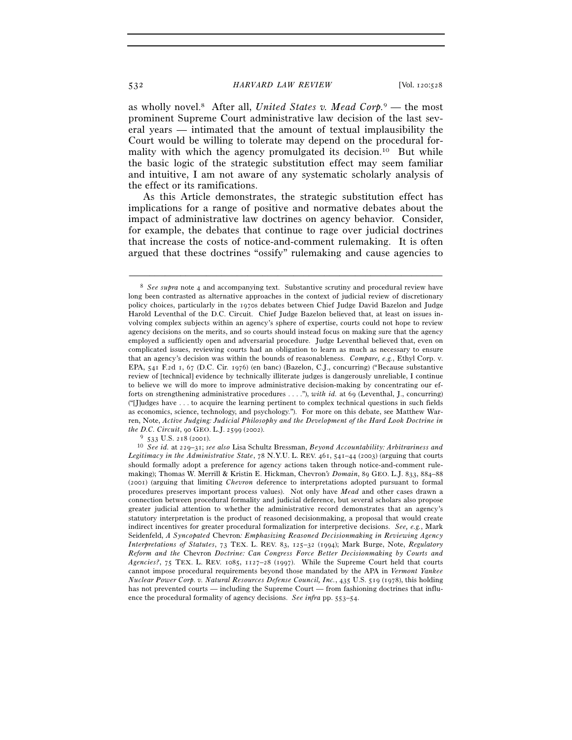as wholly novel.[8] After all, *United States v. Mead Corp.*[9] — the most prominent Supreme Court administrative law decision of the last several years — intimated that the amount of textual implausibility the Court would be willing to tolerate may depend on the procedural formality with which the agency promulgated its decision.[10] But while the basic logic of the strategic substitution effect may seem familiar and intuitive, I am not aware of any systematic scholarly analysis of the effect or its ramifications.

As this Article demonstrates, the strategic substitution effect has implications for a range of positive and normative debates about the impact of administrative law doctrines on agency behavior. Consider, for example, the debates that continue to rage over judicial doctrines that increase the costs of notice-and-comment rulemaking. It is often argued that these doctrines "ossify" rulemaking and cause agencies to

---

[8] *See supra* note 4 and accompanying text. Substantive scrutiny and procedural review have long been contrasted as alternative approaches in the context of judicial review of discretionary policy choices, particularly in the 1970s debates between Chief Judge David Bazelon and Judge Harold Leventhal of the D.C. Circuit. Chief Judge Bazelon believed that, at least on issues involving complex subjects within an agency's sphere of expertise, courts could not hope to review agency decisions on the merits, and so courts should instead focus on making sure that the agency employed a sufficiently open and adversarial procedure. Judge Leventhal believed that, even on complicated issues, reviewing courts had an obligation to learn as much as necessary to ensure that an agency's decision was within the bounds of reasonableness. *Compare, e.g.*, Ethyl Corp. v. EPA, 541 F.2d 1, 67 (D.C. Cir. 1976) (en banc) (Bazelon, C.J., concurring) ("Because substantive review of [technical] evidence by technically illiterate judges is dangerously unreliable, I continue to believe we will do more to improve administrative decision-making by concentrating our efforts on strengthening administrative procedures . . . ."), *with id.* at 69 (Leventhal, J., concurring) ("[J]udges have . . . to acquire the learning pertinent to complex technical questions in such fields as economics, science, technology, and psychology."). For more on this debate, see Matthew Warren, Note, *Active Judging: Judicial Philosophy and the Development of the Hard Look Doctrine in the D.C. Circuit*, 90 GEO. L.J. 2599 (2002).

[9] 533 U.S. 218 (2001).

[10] *See id.* at 229–31; *see also* Lisa Schultz Bressman, *Beyond Accountability: Arbitrariness and Legitimacy in the Administrative State*, 78 N.Y.U. L. REV. 461, 541–44 (2003) (arguing that courts should formally adopt a preference for agency actions taken through notice-and-comment rulemaking); Thomas W. Merrill & Kristin E. Hickman, Chevron*'s Domain*, 89 GEO. L.J. 833, 884–88 (2001) (arguing that limiting *Chevron* deference to interpretations adopted pursuant to formal procedures preserves important process values). Not only have *Mead* and other cases drawn a connection between procedural formality and judicial deference, but several scholars also propose greater judicial attention to whether the administrative record demonstrates that an agency's statutory interpretation is the product of reasoned decisionmaking, a proposal that would create indirect incentives for greater procedural formalization for interpretive decisions. *See, e.g.*, Mark Seidenfeld, *A Syncopated* Chevron*: Emphasizing Reasoned Decisionmaking in Reviewing Agency Interpretations of Statutes*, 73 TEX. L. REV. 83, 125–32 (1994); Mark Burge, Note, *Regulatory Reform and the* Chevron *Doctrine: Can Congress Force Better Decisionmaking by Courts and Agencies?*, 75 TEX. L. REV. 1085, 1127–28 (1997). While the Supreme Court held that courts cannot impose procedural requirements beyond those mandated by the APA in *Vermont Yankee Nuclear Power Corp. v. Natural Resources Defense Council, Inc.*, 435 U.S. 519 (1978), this holding has not prevented courts — including the Supreme Court — from fashioning doctrines that influence the procedural formality of agency decisions. *See infra* pp. 553–54.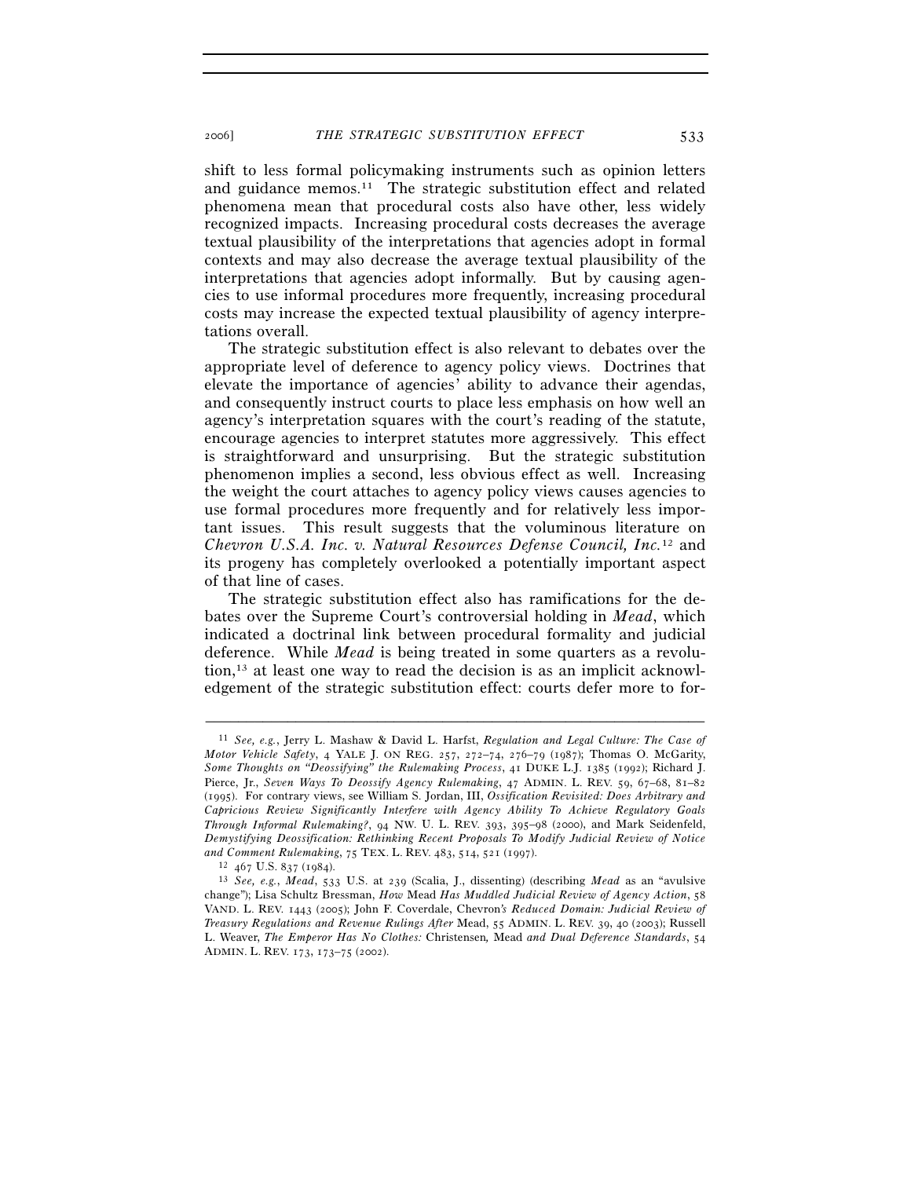shift to less formal policymaking instruments such as opinion letters and guidance memos.[11] The strategic substitution effect and related phenomena mean that procedural costs also have other, less widely recognized impacts. Increasing procedural costs decreases the average textual plausibility of the interpretations that agencies adopt in formal contexts and may also decrease the average textual plausibility of the interpretations that agencies adopt informally. But by causing agencies to use informal procedures more frequently, increasing procedural costs may increase the expected textual plausibility of agency interpretations overall.

The strategic substitution effect is also relevant to debates over the appropriate level of deference to agency policy views. Doctrines that elevate the importance of agencies' ability to advance their agendas, and consequently instruct courts to place less emphasis on how well an agency's interpretation squares with the court's reading of the statute, encourage agencies to interpret statutes more aggressively. This effect is straightforward and unsurprising. But the strategic substitution phenomenon implies a second, less obvious effect as well. Increasing the weight the court attaches to agency policy views causes agencies to use formal procedures more frequently and for relatively less important issues. This result suggests that the voluminous literature on *Chevron U.S.A. Inc. v. Natural Resources Defense Council, Inc.*[12] and its progeny has completely overlooked a potentially important aspect of that line of cases.

The strategic substitution effect also has ramifications for the debates over the Supreme Court's controversial holding in *Mead*, which indicated a doctrinal link between procedural formality and judicial deference. While *Mead* is being treated in some quarters as a revolution,[13] at least one way to read the decision is as an implicit acknowledgement of the strategic substitution effect: courts defer more to for-

---

[11] *See, e.g.*, Jerry L. Mashaw & David L. Harfst, *Regulation and Legal Culture: The Case of Motor Vehicle Safety*, 4 YALE J. ON REG. 257, 272–74, 276–79 (1987); Thomas O. McGarity, *Some Thoughts on "Deossifying" the Rulemaking Process*, 41 DUKE L.J. 1385 (1992); Richard J. Pierce, Jr., *Seven Ways To Deossify Agency Rulemaking*, 47 ADMIN. L. REV. 59, 67–68, 81–82 (1995). For contrary views, see William S. Jordan, III, *Ossification Revisited: Does Arbitrary and Capricious Review Significantly Interfere with Agency Ability To Achieve Regulatory Goals Through Informal Rulemaking?*, 94 NW. U. L. REV. 393, 395–98 (2000), and Mark Seidenfeld, *Demystifying Deossification: Rethinking Recent Proposals To Modify Judicial Review of Notice and Comment Rulemaking*, 75 TEX. L. REV. 483, 514, 521 (1997).

[12] 467 U.S. 837 (1984).

[13] *See, e.g.*, *Mead*, 533 U.S. at 239 (Scalia, J., dissenting) (describing *Mead* as an "avulsive change"); Lisa Schultz Bressman, *How* Mead *Has Muddled Judicial Review of Agency Action*, 58 VAND. L. REV. 1443 (2005); John F. Coverdale, Chevron*'s Reduced Domain: Judicial Review of Treasury Regulations and Revenue Rulings After* Mead, 55 ADMIN. L. REV. 39, 40 (2003); Russell L. Weaver, *The Emperor Has No Clothes:* Christensen*,* Mead *and Dual Deference Standards*, 54 ADMIN. L. REV. 173, 173–75 (2002).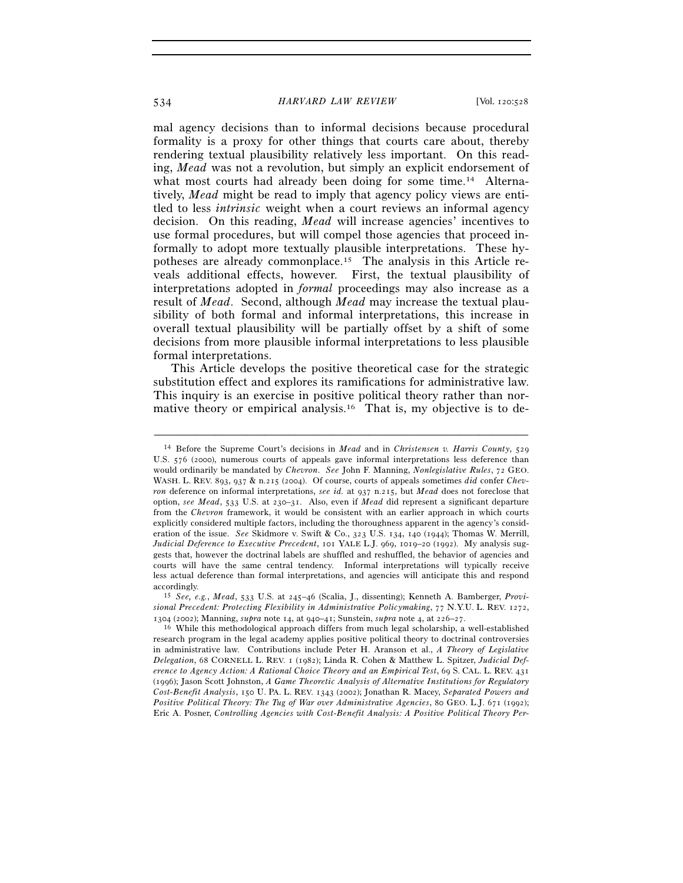mal agency decisions than to informal decisions because procedural formality is a proxy for other things that courts care about, thereby rendering textual plausibility relatively less important. On this reading, *Mead* was not a revolution, but simply an explicit endorsement of what most courts had already been doing for some time.[14] Alternatively, *Mead* might be read to imply that agency policy views are entitled to less *intrinsic* weight when a court reviews an informal agency decision. On this reading, *Mead* will increase agencies' incentives to use formal procedures, but will compel those agencies that proceed informally to adopt more textually plausible interpretations. These hypotheses are already commonplace.[15] The analysis in this Article reveals additional effects, however. First, the textual plausibility of interpretations adopted in *formal* proceedings may also increase as a result of *Mead*. Second, although *Mead* may increase the textual plausibility of both formal and informal interpretations, this increase in overall textual plausibility will be partially offset by a shift of some decisions from more plausible informal interpretations to less plausible formal interpretations.

This Article develops the positive theoretical case for the strategic substitution effect and explores its ramifications for administrative law. This inquiry is an exercise in positive political theory rather than normative theory or empirical analysis.[16] That is, my objective is to de-

---

[14] Before the Supreme Court's decisions in *Mead* and in *Christensen v. Harris County*, 529 U.S. 576 (2000), numerous courts of appeals gave informal interpretations less deference than would ordinarily be mandated by *Chevron*. *See* John F. Manning, *Nonlegislative Rules*, 72 GEO. WASH. L. REV. 893, 937 & n.215 (2004). Of course, courts of appeals sometimes *did* confer *Chevron* deference on informal interpretations, *see id.* at 937 n.215, but *Mead* does not foreclose that option, *see Mead*, 533 U.S. at 230–31. Also, even if *Mead* did represent a significant departure from the *Chevron* framework, it would be consistent with an earlier approach in which courts explicitly considered multiple factors, including the thoroughness apparent in the agency's consideration of the issue. *See* Skidmore v. Swift & Co., 323 U.S. 134, 140 (1944); Thomas W. Merrill, *Judicial Deference to Executive Precedent*, 101 YALE L.J. 969, 1019–20 (1992). My analysis suggests that, however the doctrinal labels are shuffled and reshuffled, the behavior of agencies and courts will have the same central tendency. Informal interpretations will typically receive less actual deference than formal interpretations, and agencies will anticipate this and respond accordingly.

[15] *See, e.g.*, *Mead*, 533 U.S. at 245–46 (Scalia, J., dissenting); Kenneth A. Bamberger, *Provisional Precedent: Protecting Flexibility in Administrative Policymaking*, 77 N.Y.U. L. REV. 1272, 1304 (2002); Manning, *supra* note 14, at 940–41; Sunstein, *supra* note 4, at 226–27.

[16] While this methodological approach differs from much legal scholarship, a well-established research program in the legal academy applies positive political theory to doctrinal controversies in administrative law. Contributions include Peter H. Aranson et al., *A Theory of Legislative Delegation*, 68 CORNELL L. REV. 1 (1982); Linda R. Cohen & Matthew L. Spitzer, *Judicial Deference to Agency Action: A Rational Choice Theory and an Empirical Test*, 69 S. CAL. L. REV. 431 (1996); Jason Scott Johnston, *A Game Theoretic Analysis of Alternative Institutions for Regulatory Cost-Benefit Analysis*, 150 U. PA. L. REV. 1343 (2002); Jonathan R. Macey, *Separated Powers and Positive Political Theory: The Tug of War over Administrative Agencies*, 80 GEO. L.J. 671 (1992); Eric A. Posner, *Controlling Agencies with Cost-Benefit Analysis: A Positive Political Theory Per-*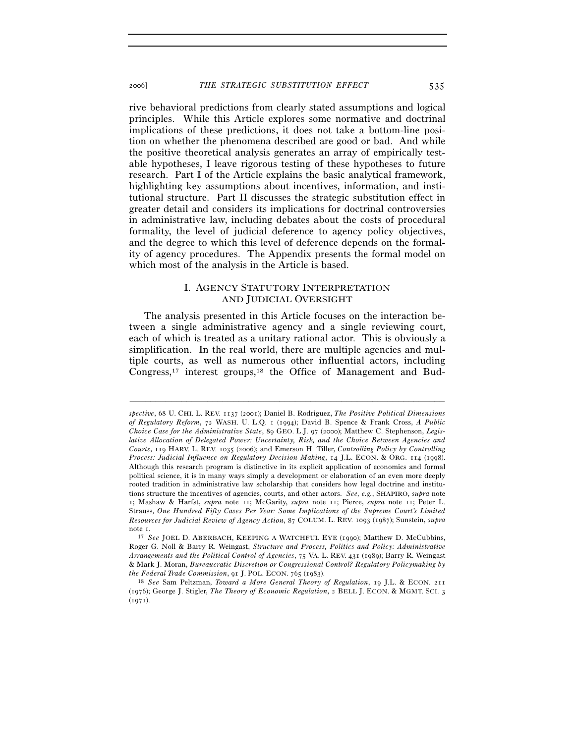rive behavioral predictions from clearly stated assumptions and logical principles. While this Article explores some normative and doctrinal implications of these predictions, it does not take a bottom-line position on whether the phenomena described are good or bad. And while the positive theoretical analysis generates an array of empirically testable hypotheses, I leave rigorous testing of these hypotheses to future research. Part I of the Article explains the basic analytical framework, highlighting key assumptions about incentives, information, and institutional structure. Part II discusses the strategic substitution effect in greater detail and considers its implications for doctrinal controversies in administrative law, including debates about the costs of procedural formality, the level of judicial deference to agency policy objectives, and the degree to which this level of deference depends on the formality of agency procedures. The Appendix presents the formal model on which most of the analysis in the Article is based.

## I. AGENCY STATUTORY INTERPRETATION AND JUDICIAL OVERSIGHT

The analysis presented in this Article focuses on the interaction between a single administrative agency and a single reviewing court, each of which is treated as a unitary rational actor. This is obviously a simplification. In the real world, there are multiple agencies and multiple courts, as well as numerous other influential actors, including Congress,[17] interest groups,[18] the Office of Management and Bud-

---

*spective*, 68 U. CHI. L. REV. 1137 (2001); Daniel B. Rodriguez, *The Positive Political Dimensions of Regulatory Reform*, 72 WASH. U. L.Q. 1 (1994); David B. Spence & Frank Cross, *A Public Choice Case for the Administrative State*, 89 GEO. L.J. 97 (2000); Matthew C. Stephenson, *Legislative Allocation of Delegated Power: Uncertainty, Risk, and the Choice Between Agencies and Courts*, 119 HARV. L. REV. 1035 (2006); and Emerson H. Tiller, *Controlling Policy by Controlling Process: Judicial Influence on Regulatory Decision Making*, 14 J.L. ECON. & ORG. 114 (1998). Although this research program is distinctive in its explicit application of economics and formal political science, it is in many ways simply a development or elaboration of an even more deeply rooted tradition in administrative law scholarship that considers how legal doctrine and institutions structure the incentives of agencies, courts, and other actors. *See, e.g.*, SHAPIRO, *supra* note 1; Mashaw & Harfst, *supra* note 11; McGarity, *supra* note 11; Pierce, *supra* note 11; Peter L. Strauss, *One Hundred Fifty Cases Per Year: Some Implications of the Supreme Court's Limited Resources for Judicial Review of Agency Action*, 87 COLUM. L. REV. 1093 (1987); Sunstein, *supra* note 1.

[17] *See* JOEL D. ABERBACH, KEEPING A WATCHFUL EYE (1990); Matthew D. McCubbins, Roger G. Noll & Barry R. Weingast, *Structure and Process, Politics and Policy: Administrative Arrangements and the Political Control of Agencies*, 75 VA. L. REV. 431 (1989); Barry R. Weingast & Mark J. Moran, *Bureaucratic Discretion or Congressional Control? Regulatory Policymaking by the Federal Trade Commission*, 91 J. POL. ECON. 765 (1983).

[18] *See* Sam Peltzman, *Toward a More General Theory of Regulation*, 19 J.L. & ECON. 211 (1976); George J. Stigler, *The Theory of Economic Regulation*, 2 BELL J. ECON. & MGMT. SCI. 3 (1971).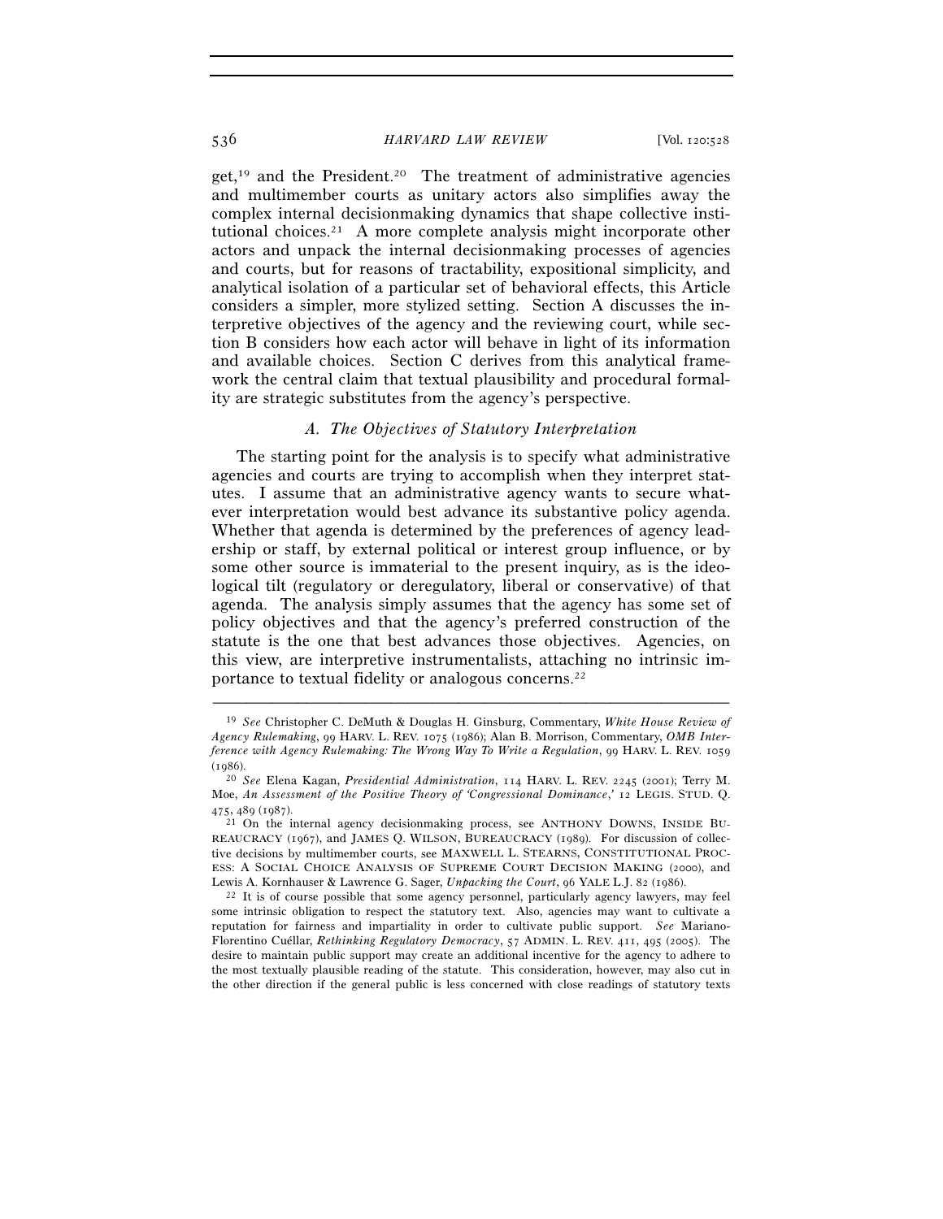get,[19] and the President.[20] The treatment of administrative agencies and multimember courts as unitary actors also simplifies away the complex internal decisionmaking dynamics that shape collective institutional choices.[21] A more complete analysis might incorporate other actors and unpack the internal decisionmaking processes of agencies and courts, but for reasons of tractability, expositional simplicity, and analytical isolation of a particular set of behavioral effects, this Article considers a simpler, more stylized setting. Section A discusses the interpretive objectives of the agency and the reviewing court, while section B considers how each actor will behave in light of its information and available choices. Section C derives from this analytical framework the central claim that textual plausibility and procedural formality are strategic substitutes from the agency's perspective.

### *A. The Objectives of Statutory Interpretation*

The starting point for the analysis is to specify what administrative agencies and courts are trying to accomplish when they interpret statutes. I assume that an administrative agency wants to secure whatever interpretation would best advance its substantive policy agenda. Whether that agenda is determined by the preferences of agency leadership or staff, by external political or interest group influence, or by some other source is immaterial to the present inquiry, as is the ideological tilt (regulatory or deregulatory, liberal or conservative) of that agenda. The analysis simply assumes that the agency has some set of policy objectives and that the agency's preferred construction of the statute is the one that best advances those objectives. Agencies, on this view, are interpretive instrumentalists, attaching no intrinsic importance to textual fidelity or analogous concerns.[22]

---

[19] *See* Christopher C. DeMuth & Douglas H. Ginsburg, Commentary, *White House Review of Agency Rulemaking*, 99 HARV. L. REV. 1075 (1986); Alan B. Morrison, Commentary, *OMB Interference with Agency Rulemaking: The Wrong Way To Write a Regulation*, 99 HARV. L. REV. 1059 (1986).

[20] *See* Elena Kagan, *Presidential Administration*, 114 HARV. L. REV. 2245 (2001); Terry M. Moe, *An Assessment of the Positive Theory of 'Congressional Dominance*,*'* 12 LEGIS. STUD. Q. 475, 489 (1987).

[21] On the internal agency decisionmaking process, see ANTHONY DOWNS, INSIDE BUREAUCRACY (1967), and JAMES Q. WILSON, BUREAUCRACY (1989). For discussion of collective decisions by multimember courts, see MAXWELL L. STEARNS, CONSTITUTIONAL PROCESS: A SOCIAL CHOICE ANALYSIS OF SUPREME COURT DECISION MAKING (2000), and Lewis A. Kornhauser & Lawrence G. Sager, *Unpacking the Court*, 96 YALE L.J. 82 (1986).

[22] It is of course possible that some agency personnel, particularly agency lawyers, may feel some intrinsic obligation to respect the statutory text. Also, agencies may want to cultivate a reputation for fairness and impartiality in order to cultivate public support. *See* Mariano-Florentino Cuéllar, *Rethinking Regulatory Democracy*, 57 ADMIN. L. REV. 411, 495 (2005). The desire to maintain public support may create an additional incentive for the agency to adhere to the most textually plausible reading of the statute. This consideration, however, may also cut in the other direction if the general public is less concerned with close readings of statutory texts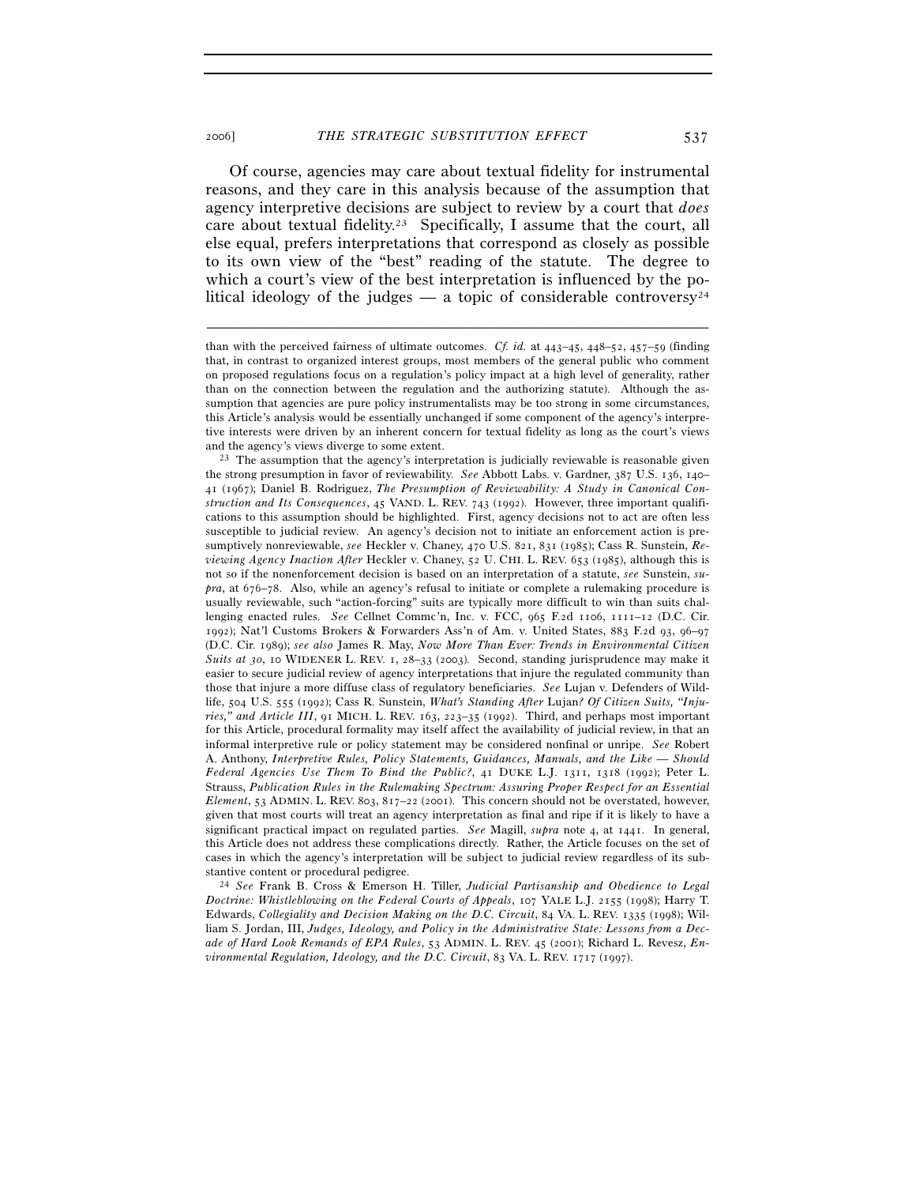Of course, agencies may care about textual fidelity for instrumental reasons, and they care in this analysis because of the assumption that agency interpretive decisions are subject to review by a court that *does* care about textual fidelity.[23] Specifically, I assume that the court, all else equal, prefers interpretations that correspond as closely as possible to its own view of the "best" reading of the statute. The degree to which a court's view of the best interpretation is influenced by the political ideology of the judges — a topic of considerable controversy[24]

---

than with the perceived fairness of ultimate outcomes. *Cf. id.* at 443–45, 448–52, 457–59 (finding that, in contrast to organized interest groups, most members of the general public who comment on proposed regulations focus on a regulation's policy impact at a high level of generality, rather than on the connection between the regulation and the authorizing statute). Although the assumption that agencies are pure policy instrumentalists may be too strong in some circumstances, this Article's analysis would be essentially unchanged if some component of the agency's interpretive interests were driven by an inherent concern for textual fidelity as long as the court's views and the agency's views diverge to some extent.

[23] The assumption that the agency's interpretation is judicially reviewable is reasonable given the strong presumption in favor of reviewability. *See* Abbott Labs. v. Gardner, 387 U.S. 136, 140–41 (1967); Daniel B. Rodriguez, *The Presumption of Reviewability: A Study in Canonical Construction and Its Consequences*, 45 VAND. L. REV. 743 (1992). However, three important qualifications to this assumption should be highlighted. First, agency decisions not to act are often less susceptible to judicial review. An agency's decision not to initiate an enforcement action is presumptively nonreviewable, *see* Heckler v. Chaney, 470 U.S. 821, 831 (1985); Cass R. Sunstein, *Reviewing Agency Inaction After* Heckler v. Chaney, 52 U. CHI. L. REV. 653 (1985), although this is not so if the nonenforcement decision is based on an interpretation of a statute, *see* Sunstein, *supra*, at 676–78. Also, while an agency's refusal to initiate or complete a rulemaking procedure is usually reviewable, such "action-forcing" suits are typically more difficult to win than suits challenging enacted rules. *See* Cellnet Commc'n, Inc. v. FCC, 965 F.2d 1106, 1111–12 (D.C. Cir. 1992); Nat'l Customs Brokers & Forwarders Ass'n of Am. v. United States, 883 F.2d 93, 96–97 (D.C. Cir. 1989); *see also* James R. May, *Now More Than Ever: Trends in Environmental Citizen Suits at 30*, 10 WIDENER L. REV. 1, 28–33 (2003). Second, standing jurisprudence may make it easier to secure judicial review of agency interpretations that injure the regulated community than those that injure a more diffuse class of regulatory beneficiaries. *See* Lujan v. Defenders of Wildlife, 504 U.S. 555 (1992); Cass R. Sunstein, *What's Standing After* Lujan*? Of Citizen Suits, "Injuries," and Article III*, 91 MICH. L. REV. 163, 223–35 (1992). Third, and perhaps most important for this Article, procedural formality may itself affect the availability of judicial review, in that an informal interpretive rule or policy statement may be considered nonfinal or unripe. *See* Robert A. Anthony, *Interpretive Rules, Policy Statements, Guidances, Manuals, and the Like — Should Federal Agencies Use Them To Bind the Public?*, 41 DUKE L.J. 1311, 1318 (1992); Peter L. Strauss, *Publication Rules in the Rulemaking Spectrum: Assuring Proper Respect for an Essential Element*, 53 ADMIN. L. REV. 803, 817–22 (2001). This concern should not be overstated, however, given that most courts will treat an agency interpretation as final and ripe if it is likely to have a significant practical impact on regulated parties. *See* Magill, *supra* note 4, at 1441. In general, this Article does not address these complications directly. Rather, the Article focuses on the set of cases in which the agency's interpretation will be subject to judicial review regardless of its substantive content or procedural pedigree.

[24] *See* Frank B. Cross & Emerson H. Tiller, *Judicial Partisanship and Obedience to Legal Doctrine: Whistleblowing on the Federal Courts of Appeals*, 107 YALE L.J. 2155 (1998); Harry T. Edwards, *Collegiality and Decision Making on the D.C. Circuit*, 84 VA. L. REV. 1335 (1998); William S. Jordan, III, *Judges, Ideology, and Policy in the Administrative State: Lessons from a Decade of Hard Look Remands of EPA Rules*, 53 ADMIN. L. REV. 45 (2001); Richard L. Revesz, *Environmental Regulation, Ideology, and the D.C. Circuit*, 83 VA. L. REV. 1717 (1997).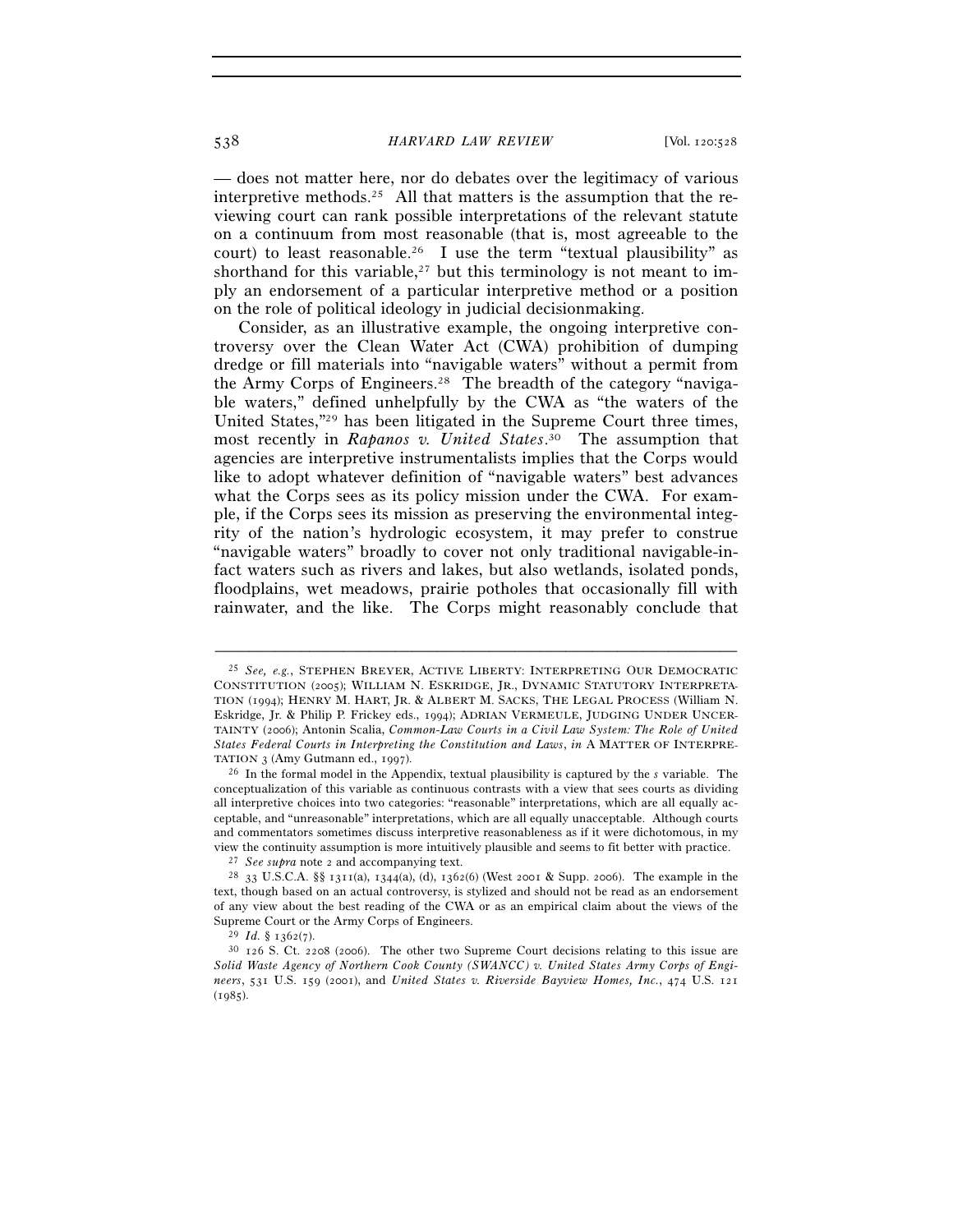— does not matter here, nor do debates over the legitimacy of various interpretive methods.[25] All that matters is the assumption that the reviewing court can rank possible interpretations of the relevant statute on a continuum from most reasonable (that is, most agreeable to the court) to least reasonable.[26] I use the term "textual plausibility" as shorthand for this variable,[27] but this terminology is not meant to imply an endorsement of a particular interpretive method or a position on the role of political ideology in judicial decisionmaking.

Consider, as an illustrative example, the ongoing interpretive controversy over the Clean Water Act (CWA) prohibition of dumping dredge or fill materials into "navigable waters" without a permit from the Army Corps of Engineers.[28] The breadth of the category "navigable waters," defined unhelpfully by the CWA as "the waters of the United States,"[29] has been litigated in the Supreme Court three times, most recently in *Rapanos v. United States*.[30] The assumption that agencies are interpretive instrumentalists implies that the Corps would like to adopt whatever definition of "navigable waters" best advances what the Corps sees as its policy mission under the CWA. For example, if the Corps sees its mission as preserving the environmental integrity of the nation's hydrologic ecosystem, it may prefer to construe "navigable waters" broadly to cover not only traditional navigable-in-fact waters such as rivers and lakes, but also wetlands, isolated ponds, floodplains, wet meadows, prairie potholes that occasionally fill with rainwater, and the like. The Corps might reasonably conclude that

---

[25] *See, e.g.*, STEPHEN BREYER, ACTIVE LIBERTY: INTERPRETING OUR DEMOCRATIC CONSTITUTION (2005); WILLIAM N. ESKRIDGE, JR., DYNAMIC STATUTORY INTERPRETATION (1994); HENRY M. HART, JR. & ALBERT M. SACKS, THE LEGAL PROCESS (William N. Eskridge, Jr. & Philip P. Frickey eds., 1994); ADRIAN VERMEULE, JUDGING UNDER UNCERTAINTY (2006); Antonin Scalia, *Common-Law Courts in a Civil Law System: The Role of United States Federal Courts in Interpreting the Constitution and Laws*, *in* A MATTER OF INTERPRETATION 3 (Amy Gutmann ed., 1997).

[26] In the formal model in the Appendix, textual plausibility is captured by the $s$ variable. The conceptualization of this variable as continuous contrasts with a view that sees courts as dividing all interpretive choices into two categories: "reasonable" interpretations, which are all equally acceptable, and "unreasonable" interpretations, which are all equally unacceptable. Although courts and commentators sometimes discuss interpretive reasonableness as if it were dichotomous, in my view the continuity assumption is more intuitively plausible and seems to fit better with practice.

[27] *See supra* note 2 and accompanying text.

[28] 33 U.S.C.A. §§ 1311(a), 1344(a), (d), 1362(6) (West 2001 & Supp. 2006). The example in the text, though based on an actual controversy, is stylized and should not be read as an endorsement of any view about the best reading of the CWA or as an empirical claim about the views of the Supreme Court or the Army Corps of Engineers.

[29] *Id.* § 1362(7).

[30] 126 S. Ct. 2208 (2006). The other two Supreme Court decisions relating to this issue are *Solid Waste Agency of Northern Cook County (SWANCC) v. United States Army Corps of Engineers*, 531 U.S. 159 (2001), and *United States v. Riverside Bayview Homes, Inc.*, 474 U.S. 121 (1985).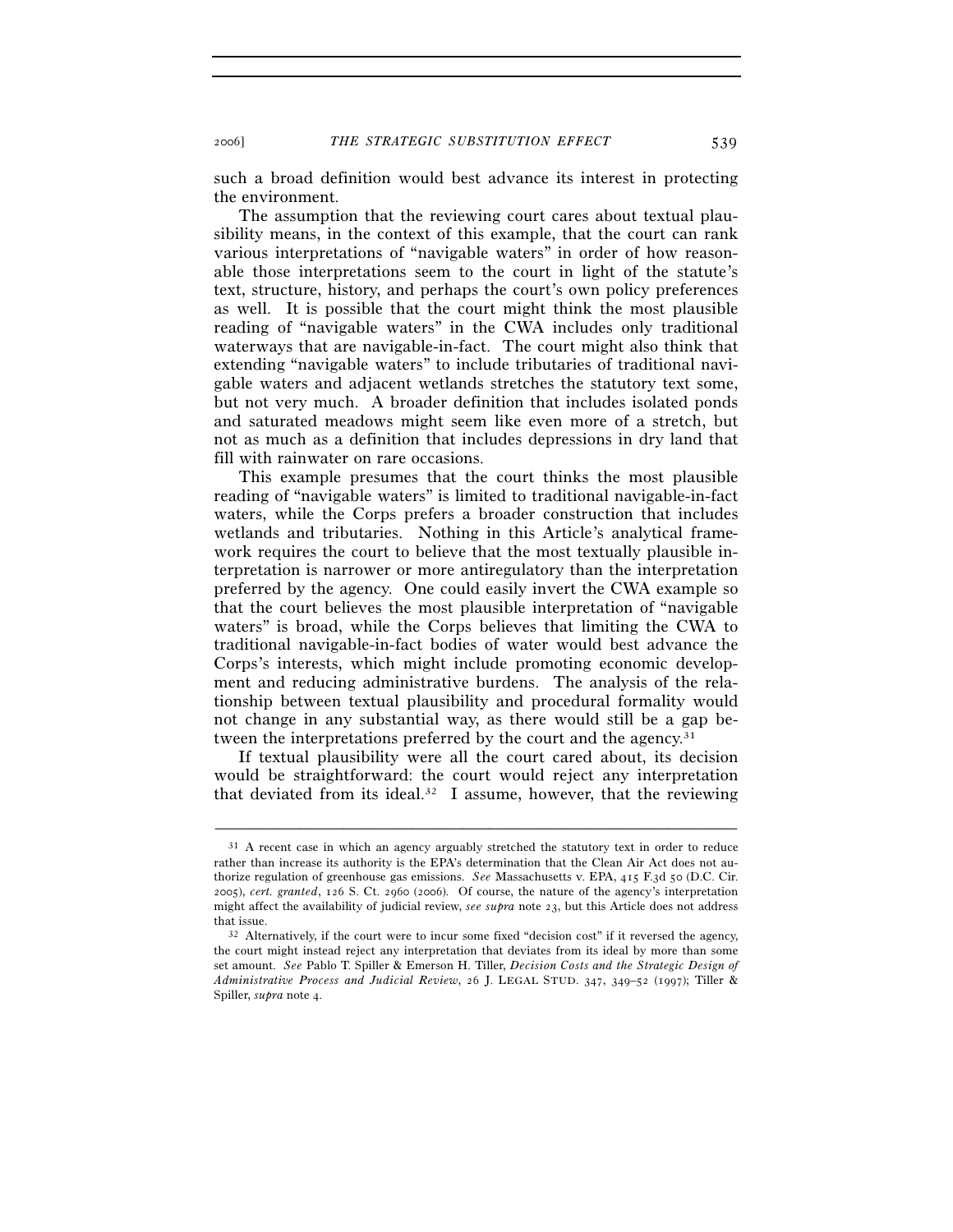such a broad definition would best advance its interest in protecting the environment.

The assumption that the reviewing court cares about textual plausibility means, in the context of this example, that the court can rank various interpretations of "navigable waters" in order of how reasonable those interpretations seem to the court in light of the statute's text, structure, history, and perhaps the court's own policy preferences as well. It is possible that the court might think the most plausible reading of "navigable waters" in the CWA includes only traditional waterways that are navigable-in-fact. The court might also think that extending "navigable waters" to include tributaries of traditional navigable waters and adjacent wetlands stretches the statutory text some, but not very much. A broader definition that includes isolated ponds and saturated meadows might seem like even more of a stretch, but not as much as a definition that includes depressions in dry land that fill with rainwater on rare occasions.

This example presumes that the court thinks the most plausible reading of "navigable waters" is limited to traditional navigable-in-fact waters, while the Corps prefers a broader construction that includes wetlands and tributaries. Nothing in this Article's analytical framework requires the court to believe that the most textually plausible interpretation is narrower or more antiregulatory than the interpretation preferred by the agency. One could easily invert the CWA example so that the court believes the most plausible interpretation of "navigable waters" is broad, while the Corps believes that limiting the CWA to traditional navigable-in-fact bodies of water would best advance the Corps's interests, which might include promoting economic development and reducing administrative burdens. The analysis of the relationship between textual plausibility and procedural formality would not change in any substantial way, as there would still be a gap between the interpretations preferred by the court and the agency.[31]

If textual plausibility were all the court cared about, its decision would be straightforward: the court would reject any interpretation that deviated from its ideal.[32] I assume, however, that the reviewing

---

[31] A recent case in which an agency arguably stretched the statutory text in order to reduce rather than increase its authority is the EPA's determination that the Clean Air Act does not authorize regulation of greenhouse gas emissions. *See* Massachusetts v. EPA, 415 F.3d 50 (D.C. Cir. 2005), *cert. granted*, 126 S. Ct. 2960 (2006). Of course, the nature of the agency's interpretation might affect the availability of judicial review, *see supra* note 23, but this Article does not address that issue.

[32] Alternatively, if the court were to incur some fixed "decision cost" if it reversed the agency, the court might instead reject any interpretation that deviates from its ideal by more than some set amount. *See* Pablo T. Spiller & Emerson H. Tiller, *Decision Costs and the Strategic Design of Administrative Process and Judicial Review*, 26 J. LEGAL STUD. 347, 349–52 (1997); Tiller & Spiller, *supra* note 4.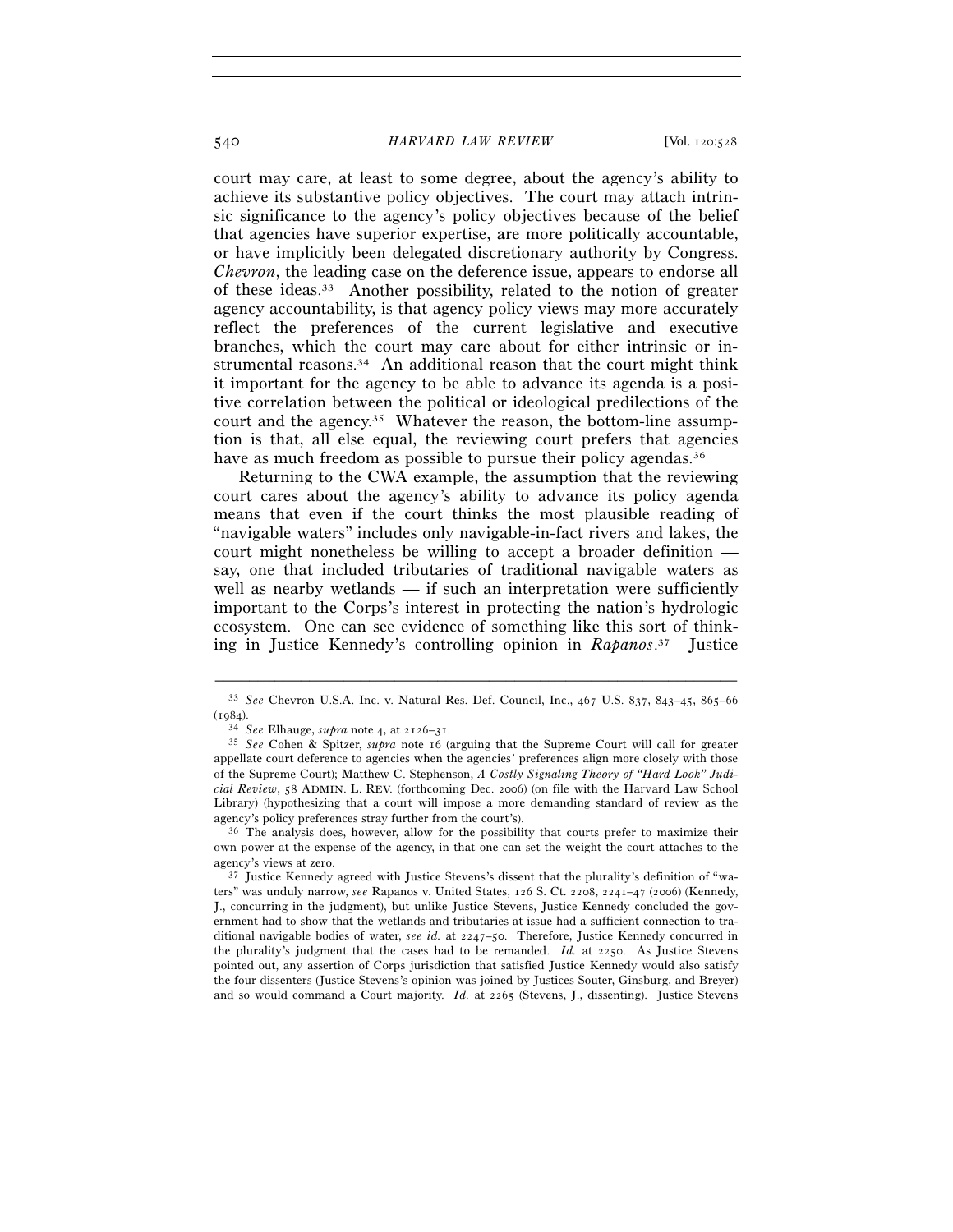court may care, at least to some degree, about the agency's ability to achieve its substantive policy objectives. The court may attach intrinsic significance to the agency's policy objectives because of the belief that agencies have superior expertise, are more politically accountable, or have implicitly been delegated discretionary authority by Congress. *Chevron*, the leading case on the deference issue, appears to endorse all of these ideas.[33] Another possibility, related to the notion of greater agency accountability, is that agency policy views may more accurately reflect the preferences of the current legislative and executive branches, which the court may care about for either intrinsic or instrumental reasons.[34] An additional reason that the court might think it important for the agency to be able to advance its agenda is a positive correlation between the political or ideological predilections of the court and the agency.[35] Whatever the reason, the bottom-line assumption is that, all else equal, the reviewing court prefers that agencies have as much freedom as possible to pursue their policy agendas.[36]

Returning to the CWA example, the assumption that the reviewing court cares about the agency's ability to advance its policy agenda means that even if the court thinks the most plausible reading of "navigable waters" includes only navigable-in-fact rivers and lakes, the court might nonetheless be willing to accept a broader definition — say, one that included tributaries of traditional navigable waters as well as nearby wetlands — if such an interpretation were sufficiently important to the Corps's interest in protecting the nation's hydrologic ecosystem. One can see evidence of something like this sort of thinking in Justice Kennedy's controlling opinion in *Rapanos*.[37] Justice

---

[33] *See* Chevron U.S.A. Inc. v. Natural Res. Def. Council, Inc., 467 U.S. 837, 843–45, 865–66 (1984).

[34] *See* Elhauge, *supra* note 4, at 2126–31.

[35] *See* Cohen & Spitzer, *supra* note 16 (arguing that the Supreme Court will call for greater appellate court deference to agencies when the agencies' preferences align more closely with those of the Supreme Court); Matthew C. Stephenson, *A Costly Signaling Theory of "Hard Look" Judicial Review*, 58 ADMIN. L. REV. (forthcoming Dec. 2006) (on file with the Harvard Law School Library) (hypothesizing that a court will impose a more demanding standard of review as the agency's policy preferences stray further from the court's).

[36] The analysis does, however, allow for the possibility that courts prefer to maximize their own power at the expense of the agency, in that one can set the weight the court attaches to the agency's views at zero.

[37] Justice Kennedy agreed with Justice Stevens's dissent that the plurality's definition of "waters" was unduly narrow, *see* Rapanos v. United States, 126 S. Ct. 2208, 2241–47 (2006) (Kennedy, J., concurring in the judgment), but unlike Justice Stevens, Justice Kennedy concluded the government had to show that the wetlands and tributaries at issue had a sufficient connection to traditional navigable bodies of water, *see id.* at 2247–50. Therefore, Justice Kennedy concurred in the plurality's judgment that the cases had to be remanded. *Id.* at 2250. As Justice Stevens pointed out, any assertion of Corps jurisdiction that satisfied Justice Kennedy would also satisfy the four dissenters (Justice Stevens's opinion was joined by Justices Souter, Ginsburg, and Breyer) and so would command a Court majority. *Id.* at 2265 (Stevens, J., dissenting). Justice Stevens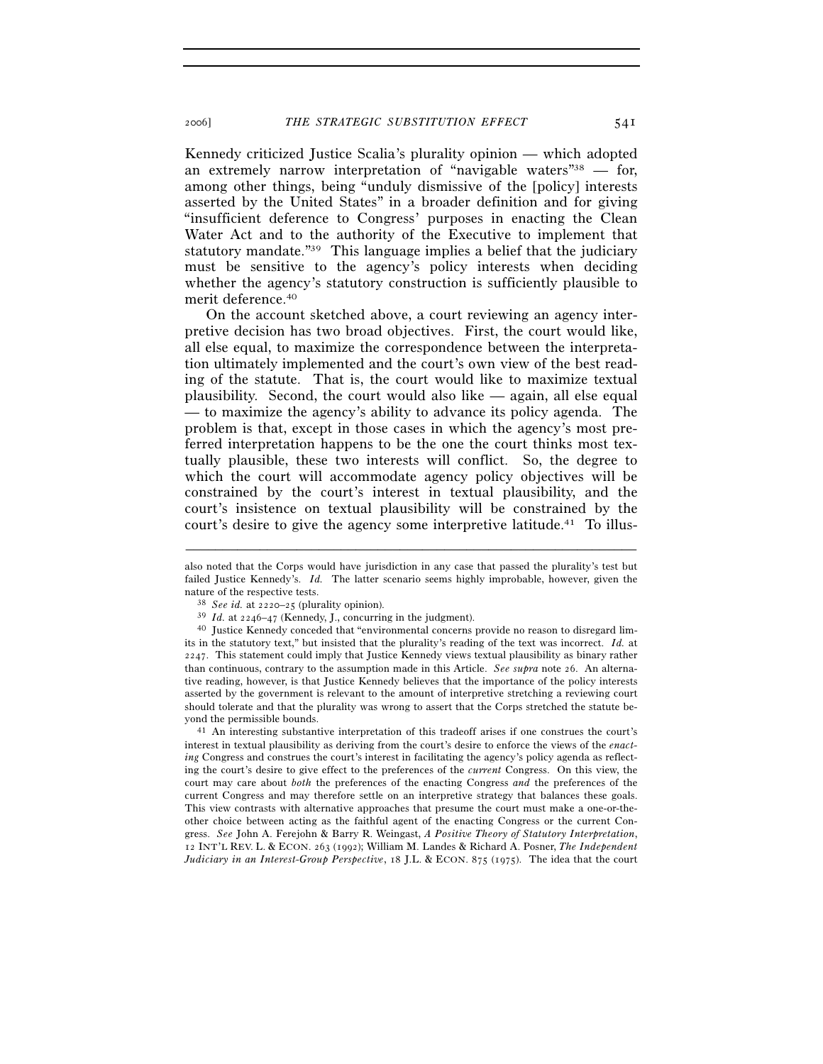Kennedy criticized Justice Scalia's plurality opinion — which adopted an extremely narrow interpretation of "navigable waters"[38] — for, among other things, being "unduly dismissive of the [policy] interests asserted by the United States" in a broader definition and for giving "insufficient deference to Congress' purposes in enacting the Clean Water Act and to the authority of the Executive to implement that statutory mandate."[39] This language implies a belief that the judiciary must be sensitive to the agency's policy interests when deciding whether the agency's statutory construction is sufficiently plausible to merit deference.[40]

On the account sketched above, a court reviewing an agency interpretive decision has two broad objectives. First, the court would like, all else equal, to maximize the correspondence between the interpretation ultimately implemented and the court's own view of the best reading of the statute. That is, the court would like to maximize textual plausibility. Second, the court would also like — again, all else equal — to maximize the agency's ability to advance its policy agenda. The problem is that, except in those cases in which the agency's most preferred interpretation happens to be the one the court thinks most textually plausible, these two interests will conflict. So, the degree to which the court will accommodate agency policy objectives will be constrained by the court's interest in textual plausibility, and the court's insistence on textual plausibility will be constrained by the court's desire to give the agency some interpretive latitude.[41] To illus-

---

also noted that the Corps would have jurisdiction in any case that passed the plurality's test but failed Justice Kennedy's. *Id.* The latter scenario seems highly improbable, however, given the nature of the respective tests.

[38] *See id.* at 2220–25 (plurality opinion).

[39] *Id.* at 2246–47 (Kennedy, J., concurring in the judgment).

[40] Justice Kennedy conceded that "environmental concerns provide no reason to disregard limits in the statutory text," but insisted that the plurality's reading of the text was incorrect. *Id.* at 2247. This statement could imply that Justice Kennedy views textual plausibility as binary rather than continuous, contrary to the assumption made in this Article. *See supra* note 26. An alternative reading, however, is that Justice Kennedy believes that the importance of the policy interests asserted by the government is relevant to the amount of interpretive stretching a reviewing court should tolerate and that the plurality was wrong to assert that the Corps stretched the statute beyond the permissible bounds.

[41] An interesting substantive interpretation of this tradeoff arises if one construes the court's interest in textual plausibility as deriving from the court's desire to enforce the views of the *enacting* Congress and construes the court's interest in facilitating the agency's policy agenda as reflecting the court's desire to give effect to the preferences of the *current* Congress. On this view, the court may care about *both* the preferences of the enacting Congress *and* the preferences of the current Congress and may therefore settle on an interpretive strategy that balances these goals. This view contrasts with alternative approaches that presume the court must make a one-or-the-other choice between acting as the faithful agent of the enacting Congress or the current Congress. *See* John A. Ferejohn & Barry R. Weingast, *A Positive Theory of Statutory Interpretation*, 12 INT'L REV. L. & ECON. 263 (1992); William M. Landes & Richard A. Posner, *The Independent Judiciary in an Interest-Group Perspective*, 18 J.L. & ECON. 875 (1975). The idea that the court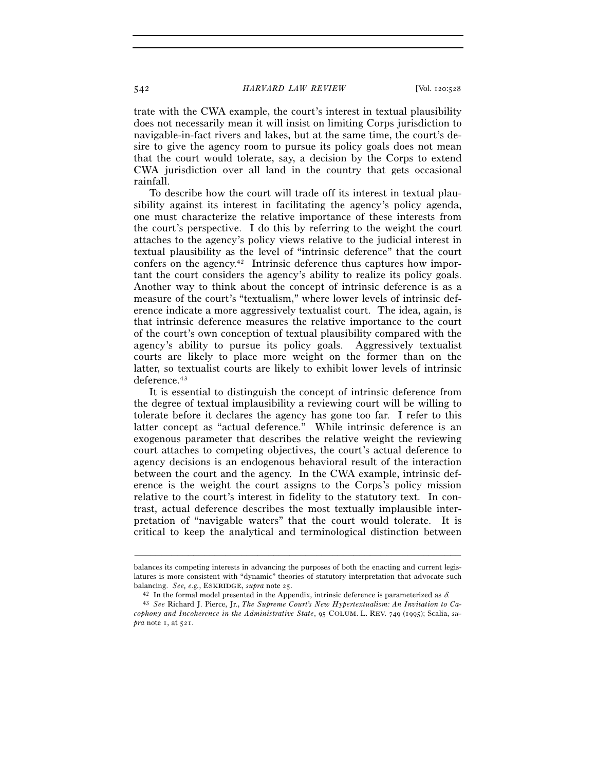trate with the CWA example, the court's interest in textual plausibility does not necessarily mean it will insist on limiting Corps jurisdiction to navigable-in-fact rivers and lakes, but at the same time, the court's desire to give the agency room to pursue its policy goals does not mean that the court would tolerate, say, a decision by the Corps to extend CWA jurisdiction over all land in the country that gets occasional rainfall.

To describe how the court will trade off its interest in textual plausibility against its interest in facilitating the agency's policy agenda, one must characterize the relative importance of these interests from the court's perspective. I do this by referring to the weight the court attaches to the agency's policy views relative to the judicial interest in textual plausibility as the level of "intrinsic deference" that the court confers on the agency.[42] Intrinsic deference thus captures how important the court considers the agency's ability to realize its policy goals. Another way to think about the concept of intrinsic deference is as a measure of the court's "textualism," where lower levels of intrinsic deference indicate a more aggressively textualist court. The idea, again, is that intrinsic deference measures the relative importance to the court of the court's own conception of textual plausibility compared with the agency's ability to pursue its policy goals. Aggressively textualist courts are likely to place more weight on the former than on the latter, so textualist courts are likely to exhibit lower levels of intrinsic deference.[43]

It is essential to distinguish the concept of intrinsic deference from the degree of textual implausibility a reviewing court will be willing to tolerate before it declares the agency has gone too far. I refer to this latter concept as "actual deference." While intrinsic deference is an exogenous parameter that describes the relative weight the reviewing court attaches to competing objectives, the court's actual deference to agency decisions is an endogenous behavioral result of the interaction between the court and the agency. In the CWA example, intrinsic deference is the weight the court assigns to the Corps's policy mission relative to the court's interest in fidelity to the statutory text. In contrast, actual deference describes the most textually implausible interpretation of "navigable waters" that the court would tolerate. It is critical to keep the analytical and terminological distinction between

---

balances its competing interests in advancing the purposes of both the enacting and current legislatures is more consistent with "dynamic" theories of statutory interpretation that advocate such balancing. *See, e.g.*, ESKRIDGE, *supra* note 25.

[42] In the formal model presented in the Appendix, intrinsic deference is parameterized as $\delta$.

[43] *See* Richard J. Pierce, Jr., *The Supreme Court's New Hypertextualism: An Invitation to Cacophony and Incoherence in the Administrative State*, 95 COLUM. L. REV. 749 (1995); Scalia, *supra* note 1, at 521.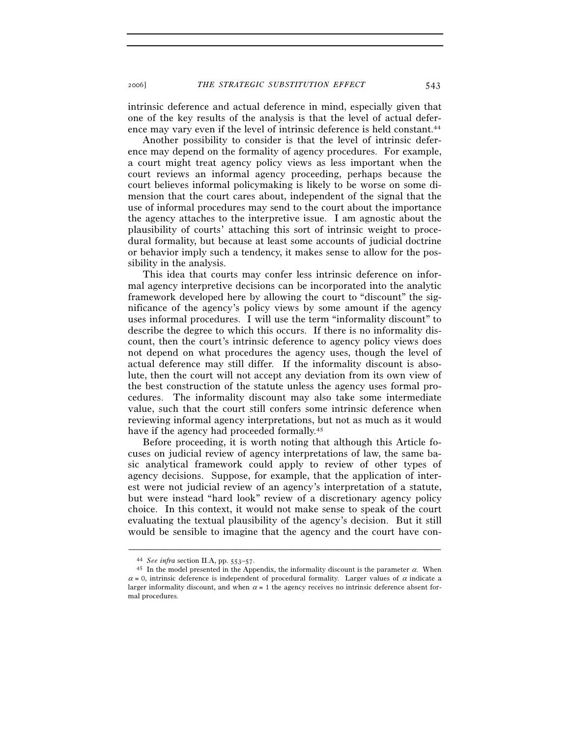intrinsic deference and actual deference in mind, especially given that one of the key results of the analysis is that the level of actual deference may vary even if the level of intrinsic deference is held constant.[44]

Another possibility to consider is that the level of intrinsic deference may depend on the formality of agency procedures. For example, a court might treat agency policy views as less important when the court reviews an informal agency proceeding, perhaps because the court believes informal policymaking is likely to be worse on some dimension that the court cares about, independent of the signal that the use of informal procedures may send to the court about the importance the agency attaches to the interpretive issue. I am agnostic about the plausibility of courts' attaching this sort of intrinsic weight to procedural formality, but because at least some accounts of judicial doctrine or behavior imply such a tendency, it makes sense to allow for the possibility in the analysis.

This idea that courts may confer less intrinsic deference on informal agency interpretive decisions can be incorporated into the analytic framework developed here by allowing the court to "discount" the significance of the agency's policy views by some amount if the agency uses informal procedures. I will use the term "informality discount" to describe the degree to which this occurs. If there is no informality discount, then the court's intrinsic deference to agency policy views does not depend on what procedures the agency uses, though the level of actual deference may still differ. If the informality discount is absolute, then the court will not accept any deviation from its own view of the best construction of the statute unless the agency uses formal procedures. The informality discount may also take some intermediate value, such that the court still confers some intrinsic deference when reviewing informal agency interpretations, but not as much as it would have if the agency had proceeded formally.[45]

Before proceeding, it is worth noting that although this Article focuses on judicial review of agency interpretations of law, the same basic analytical framework could apply to review of other types of agency decisions. Suppose, for example, that the application of interest were not judicial review of an agency's interpretation of a statute, but were instead "hard look" review of a discretionary agency policy choice. In this context, it would not make sense to speak of the court evaluating the textual plausibility of the agency's decision. But it still would be sensible to imagine that the agency and the court have con-

---

[44] *See infra* section II.A, pp. 553–57.

[45] In the model presented in the Appendix, the informality discount is the parameter $\alpha$. When $\alpha = 0$, intrinsic deference is independent of procedural formality. Larger values of $\alpha$ indicate a larger informality discount, and when $\alpha = 1$ the agency receives no intrinsic deference absent formal procedures.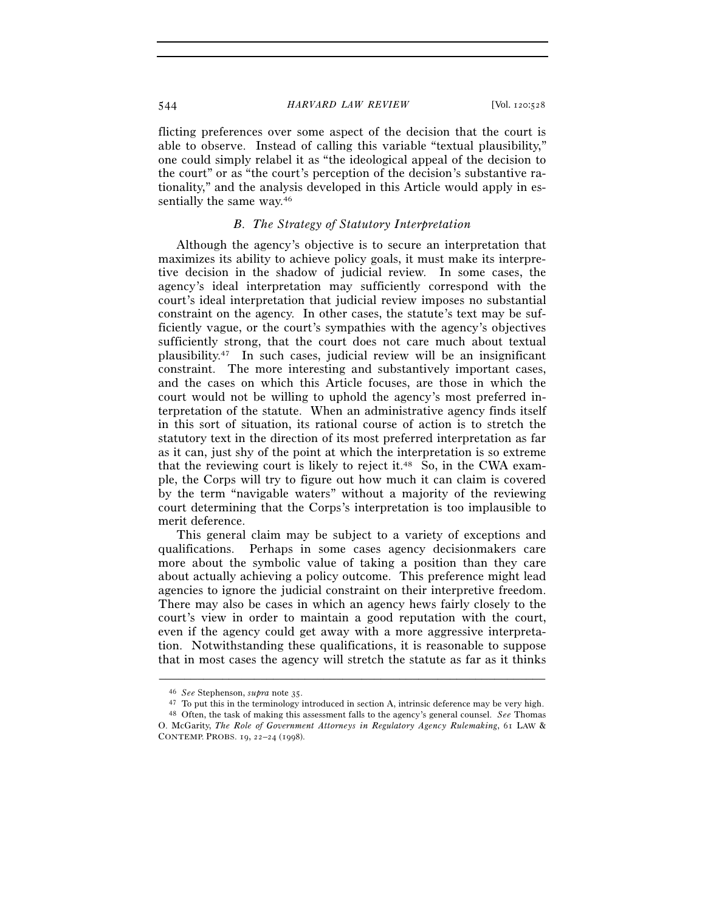flicting preferences over some aspect of the decision that the court is able to observe. Instead of calling this variable "textual plausibility," one could simply relabel it as "the ideological appeal of the decision to the court" or as "the court's perception of the decision's substantive rationality," and the analysis developed in this Article would apply in essentially the same way.[46]

### *B. The Strategy of Statutory Interpretation*

Although the agency's objective is to secure an interpretation that maximizes its ability to achieve policy goals, it must make its interpretive decision in the shadow of judicial review. In some cases, the agency's ideal interpretation may sufficiently correspond with the court's ideal interpretation that judicial review imposes no substantial constraint on the agency. In other cases, the statute's text may be sufficiently vague, or the court's sympathies with the agency's objectives sufficiently strong, that the court does not care much about textual plausibility.[47] In such cases, judicial review will be an insignificant constraint. The more interesting and substantively important cases, and the cases on which this Article focuses, are those in which the court would not be willing to uphold the agency's most preferred interpretation of the statute. When an administrative agency finds itself in this sort of situation, its rational course of action is to stretch the statutory text in the direction of its most preferred interpretation as far as it can, just shy of the point at which the interpretation is so extreme that the reviewing court is likely to reject it.[48] So, in the CWA example, the Corps will try to figure out how much it can claim is covered by the term "navigable waters" without a majority of the reviewing court determining that the Corps's interpretation is too implausible to merit deference.

This general claim may be subject to a variety of exceptions and qualifications. Perhaps in some cases agency decisionmakers care more about the symbolic value of taking a position than they care about actually achieving a policy outcome. This preference might lead agencies to ignore the judicial constraint on their interpretive freedom. There may also be cases in which an agency hews fairly closely to the court's view in order to maintain a good reputation with the court, even if the agency could get away with a more aggressive interpretation. Notwithstanding these qualifications, it is reasonable to suppose that in most cases the agency will stretch the statute as far as it thinks

---

[46] *See* Stephenson, *supra* note 35.

[47] To put this in the terminology introduced in section A, intrinsic deference may be very high.

[48] Often, the task of making this assessment falls to the agency's general counsel. *See* Thomas O. McGarity, *The Role of Government Attorneys in Regulatory Agency Rulemaking*, 61 LAW & CONTEMP. PROBS. 19, 22–24 (1998).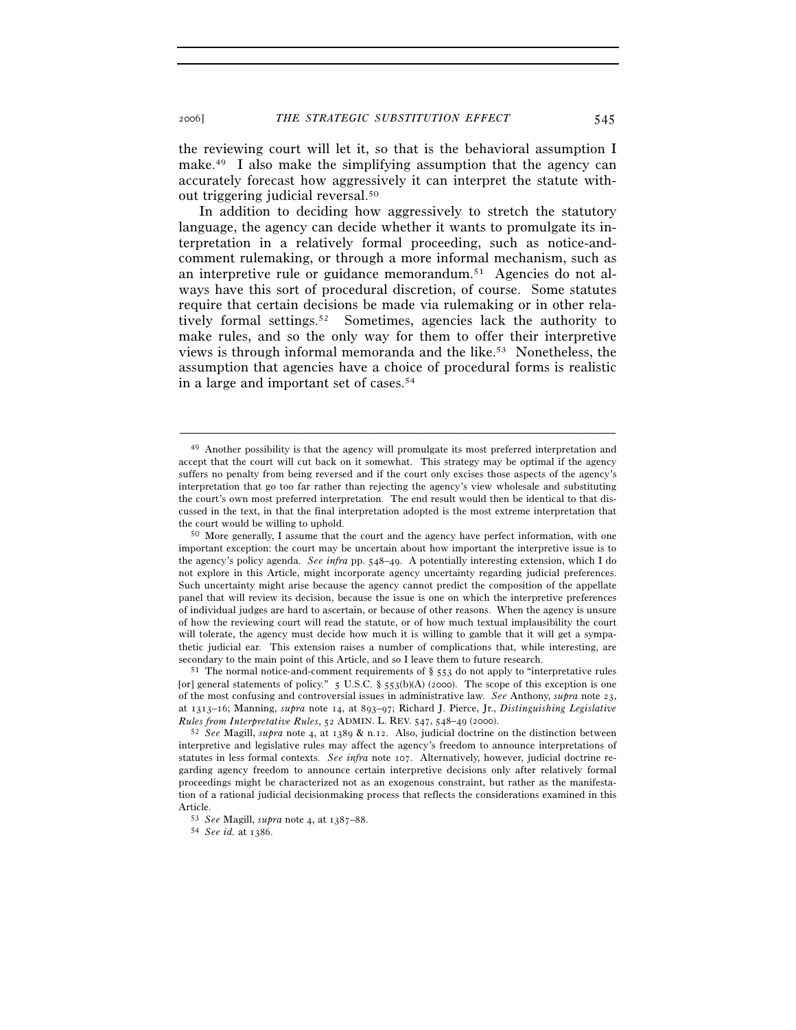the reviewing court will let it, so that is the behavioral assumption I make.[49] I also make the simplifying assumption that the agency can accurately forecast how aggressively it can interpret the statute without triggering judicial reversal.[50]

In addition to deciding how aggressively to stretch the statutory language, the agency can decide whether it wants to promulgate its interpretation in a relatively formal proceeding, such as notice-and-comment rulemaking, or through a more informal mechanism, such as an interpretive rule or guidance memorandum.[51] Agencies do not always have this sort of procedural discretion, of course. Some statutes require that certain decisions be made via rulemaking or in other relatively formal settings.[52] Sometimes, agencies lack the authority to make rules, and so the only way for them to offer their interpretive views is through informal memoranda and the like.[53] Nonetheless, the assumption that agencies have a choice of procedural forms is realistic in a large and important set of cases.[54]

---

[49] Another possibility is that the agency will promulgate its most preferred interpretation and accept that the court will cut back on it somewhat. This strategy may be optimal if the agency suffers no penalty from being reversed and if the court only excises those aspects of the agency's interpretation that go too far rather than rejecting the agency's view wholesale and substituting the court's own most preferred interpretation. The end result would then be identical to that discussed in the text, in that the final interpretation adopted is the most extreme interpretation that the court would be willing to uphold.

[50] More generally, I assume that the court and the agency have perfect information, with one important exception: the court may be uncertain about how important the interpretive issue is to the agency's policy agenda. *See infra* pp. 548–49. A potentially interesting extension, which I do not explore in this Article, might incorporate agency uncertainty regarding judicial preferences. Such uncertainty might arise because the agency cannot predict the composition of the appellate panel that will review its decision, because the issue is one on which the interpretive preferences of individual judges are hard to ascertain, or because of other reasons. When the agency is unsure of how the reviewing court will read the statute, or of how much textual implausibility the court will tolerate, the agency must decide how much it is willing to gamble that it will get a sympathetic judicial ear. This extension raises a number of complications that, while interesting, are secondary to the main point of this Article, and so I leave them to future research.

[51] The normal notice-and-comment requirements of § 553 do not apply to "interpretative rules [or] general statements of policy." 5 U.S.C. § 553(b)(A) (2000). The scope of this exception is one of the most confusing and controversial issues in administrative law. *See* Anthony, *supra* note 23, at 1313–16; Manning, *supra* note 14, at 893–97; Richard J. Pierce, Jr., *Distinguishing Legislative Rules from Interpretative Rules*, 52 ADMIN. L. REV. 547, 548–49 (2000).

[52] *See* Magill, *supra* note 4, at 1389 & n.12. Also, judicial doctrine on the distinction between interpretive and legislative rules may affect the agency's freedom to announce interpretations of statutes in less formal contexts. *See infra* note 107. Alternatively, however, judicial doctrine regarding agency freedom to announce certain interpretive decisions only after relatively formal proceedings might be characterized not as an exogenous constraint, but rather as the manifestation of a rational judicial decisionmaking process that reflects the considerations examined in this Article.

[53] *See* Magill, *supra* note 4, at 1387–88.

[54] *See id.* at 1386.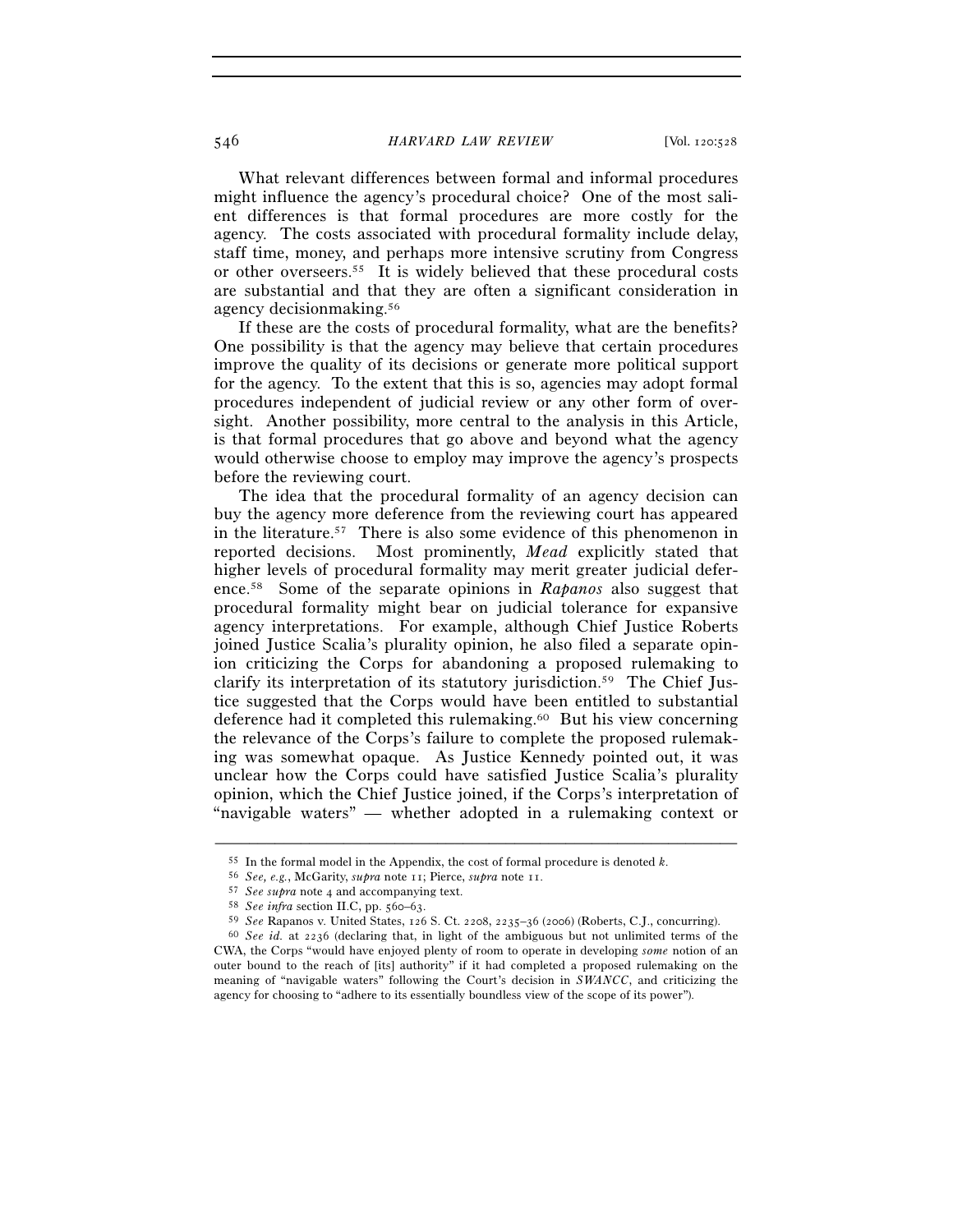What relevant differences between formal and informal procedures might influence the agency's procedural choice? One of the most salient differences is that formal procedures are more costly for the agency. The costs associated with procedural formality include delay, staff time, money, and perhaps more intensive scrutiny from Congress or other overseers.[55] It is widely believed that these procedural costs are substantial and that they are often a significant consideration in agency decisionmaking.[56]

If these are the costs of procedural formality, what are the benefits? One possibility is that the agency may believe that certain procedures improve the quality of its decisions or generate more political support for the agency. To the extent that this is so, agencies may adopt formal procedures independent of judicial review or any other form of oversight. Another possibility, more central to the analysis in this Article, is that formal procedures that go above and beyond what the agency would otherwise choose to employ may improve the agency's prospects before the reviewing court.

The idea that the procedural formality of an agency decision can buy the agency more deference from the reviewing court has appeared in the literature.[57] There is also some evidence of this phenomenon in reported decisions. Most prominently, *Mead* explicitly stated that higher levels of procedural formality may merit greater judicial deference.[58] Some of the separate opinions in *Rapanos* also suggest that procedural formality might bear on judicial tolerance for expansive agency interpretations. For example, although Chief Justice Roberts joined Justice Scalia's plurality opinion, he also filed a separate opinion criticizing the Corps for abandoning a proposed rulemaking to clarify its interpretation of its statutory jurisdiction.[59] The Chief Justice suggested that the Corps would have been entitled to substantial deference had it completed this rulemaking.[60] But his view concerning the relevance of the Corps's failure to complete the proposed rulemaking was somewhat opaque. As Justice Kennedy pointed out, it was unclear how the Corps could have satisfied Justice Scalia's plurality opinion, which the Chief Justice joined, if the Corps's interpretation of "navigable waters" — whether adopted in a rulemaking context or

---

[55] In the formal model in the Appendix, the cost of formal procedure is denoted $k$.

[56] *See, e.g.*, McGarity, *supra* note 11; Pierce, *supra* note 11.

[57] *See supra* note 4 and accompanying text.

[58] *See infra* section II.C, pp. 560–63.

[59] *See* Rapanos v. United States, 126 S. Ct. 2208, 2235–36 (2006) (Roberts, C.J., concurring).

[60] *See id.* at 2236 (declaring that, in light of the ambiguous but not unlimited terms of the CWA, the Corps "would have enjoyed plenty of room to operate in developing *some* notion of an outer bound to the reach of [its] authority" if it had completed a proposed rulemaking on the meaning of "navigable waters" following the Court's decision in *SWANCC*, and criticizing the agency for choosing to "adhere to its essentially boundless view of the scope of its power").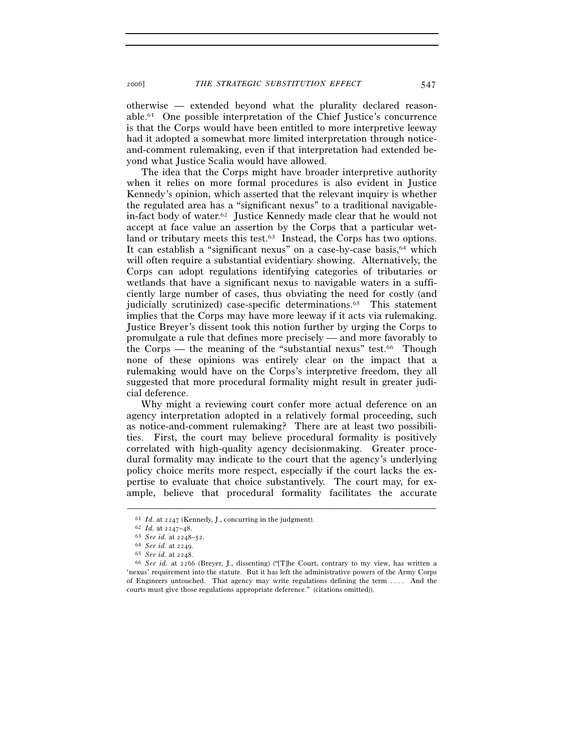otherwise — extended beyond what the plurality declared reasonable.[61] One possible interpretation of the Chief Justice's concurrence is that the Corps would have been entitled to more interpretive leeway had it adopted a somewhat more limited interpretation through notice-and-comment rulemaking, even if that interpretation had extended beyond what Justice Scalia would have allowed.

The idea that the Corps might have broader interpretive authority when it relies on more formal procedures is also evident in Justice Kennedy's opinion, which asserted that the relevant inquiry is whether the regulated area has a "significant nexus" to a traditional navigable-in-fact body of water.[62] Justice Kennedy made clear that he would not accept at face value an assertion by the Corps that a particular wetland or tributary meets this test.[63] Instead, the Corps has two options. It can establish a "significant nexus" on a case-by-case basis,[64] which will often require a substantial evidentiary showing. Alternatively, the Corps can adopt regulations identifying categories of tributaries or wetlands that have a significant nexus to navigable waters in a sufficiently large number of cases, thus obviating the need for costly (and judicially scrutinized) case-specific determinations.[65] This statement implies that the Corps may have more leeway if it acts via rulemaking. Justice Breyer's dissent took this notion further by urging the Corps to promulgate a rule that defines more precisely — and more favorably to the Corps — the meaning of the "substantial nexus" test.[66] Though none of these opinions was entirely clear on the impact that a rulemaking would have on the Corps's interpretive freedom, they all suggested that more procedural formality might result in greater judicial deference.

Why might a reviewing court confer more actual deference on an agency interpretation adopted in a relatively formal proceeding, such as notice-and-comment rulemaking? There are at least two possibilities. First, the court may believe procedural formality is positively correlated with high-quality agency decisionmaking. Greater procedural formality may indicate to the court that the agency's underlying policy choice merits more respect, especially if the court lacks the expertise to evaluate that choice substantively. The court may, for example, believe that procedural formality facilitates the accurate

---

[61] *Id.* at 2247 (Kennedy, J., concurring in the judgment).

[62] *Id.* at 2247–48.

[63] *See id.* at 2248–52.

[64] *See id.* at 2249.

[65] *See id.* at 2248.

[66] *See id.* at 2266 (Breyer, J., dissenting) ("[T]he Court, contrary to my view, has written a 'nexus' requirement into the statute. But it has left the administrative powers of the Army Corps of Engineers untouched. That agency may write regulations defining the term . . . . And the courts must give those regulations appropriate deference." (citations omitted)).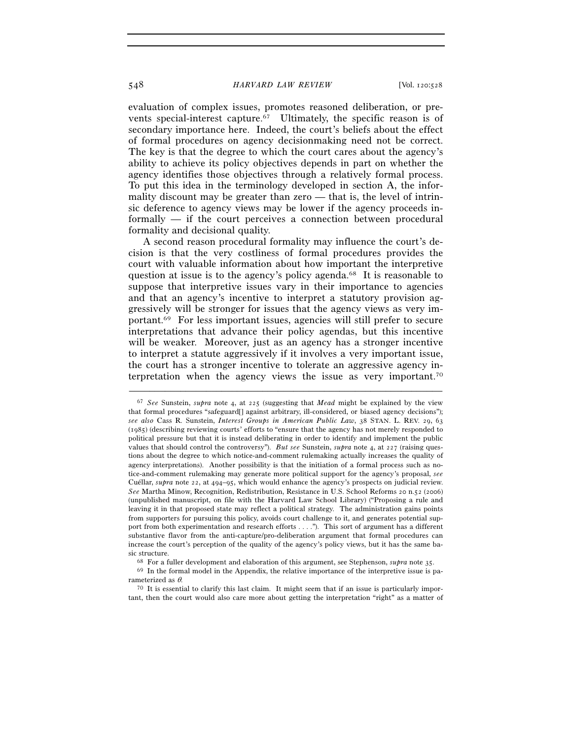evaluation of complex issues, promotes reasoned deliberation, or prevents special-interest capture.[67] Ultimately, the specific reason is of secondary importance here. Indeed, the court's beliefs about the effect of formal procedures on agency decisionmaking need not be correct. The key is that the degree to which the court cares about the agency's ability to achieve its policy objectives depends in part on whether the agency identifies those objectives through a relatively formal process. To put this idea in the terminology developed in section A, the informality discount may be greater than zero — that is, the level of intrinsic deference to agency views may be lower if the agency proceeds informally — if the court perceives a connection between procedural formality and decisional quality.

A second reason procedural formality may influence the court's decision is that the very costliness of formal procedures provides the court with valuable information about how important the interpretive question at issue is to the agency's policy agenda.[68] It is reasonable to suppose that interpretive issues vary in their importance to agencies and that an agency's incentive to interpret a statutory provision aggressively will be stronger for issues that the agency views as very important.[69] For less important issues, agencies will still prefer to secure interpretations that advance their policy agendas, but this incentive will be weaker. Moreover, just as an agency has a stronger incentive to interpret a statute aggressively if it involves a very important issue, the court has a stronger incentive to tolerate an aggressive agency interpretation when the agency views the issue as very important.[70]

---

[67] *See* Sunstein, *supra* note 4, at 225 (suggesting that *Mead* might be explained by the view that formal procedures "safeguard[] against arbitrary, ill-considered, or biased agency decisions"); *see also* Cass R. Sunstein, *Interest Groups in American Public Law*, 38 STAN. L. REV. 29, 63 (1985) (describing reviewing courts' efforts to "ensure that the agency has not merely responded to political pressure but that it is instead deliberating in order to identify and implement the public values that should control the controversy"). *But see* Sunstein, *supra* note 4, at 227 (raising questions about the degree to which notice-and-comment rulemaking actually increases the quality of agency interpretations). Another possibility is that the initiation of a formal process such as notice-and-comment rulemaking may generate more political support for the agency's proposal, *see* Cuéllar, *supra* note 22, at 494–95, which would enhance the agency's prospects on judicial review. *See* Martha Minow, Recognition, Redistribution, Resistance in U.S. School Reforms 20 n.52 (2006) (unpublished manuscript, on file with the Harvard Law School Library) ("Proposing a rule and leaving it in that proposed state may reflect a political strategy. The administration gains points from supporters for pursuing this policy, avoids court challenge to it, and generates potential support from both experimentation and research efforts . . . ."). This sort of argument has a different substantive flavor from the anti-capture/pro-deliberation argument that formal procedures can increase the court's perception of the quality of the agency's policy views, but it has the same basic structure.

[68] For a fuller development and elaboration of this argument, see Stephenson, *supra* note 35.

[69] In the formal model in the Appendix, the relative importance of the interpretive issue is parameterized as $\theta$.

[70] It is essential to clarify this last claim. It might seem that if an issue is particularly important, then the court would also care more about getting the interpretation "right" as a matter of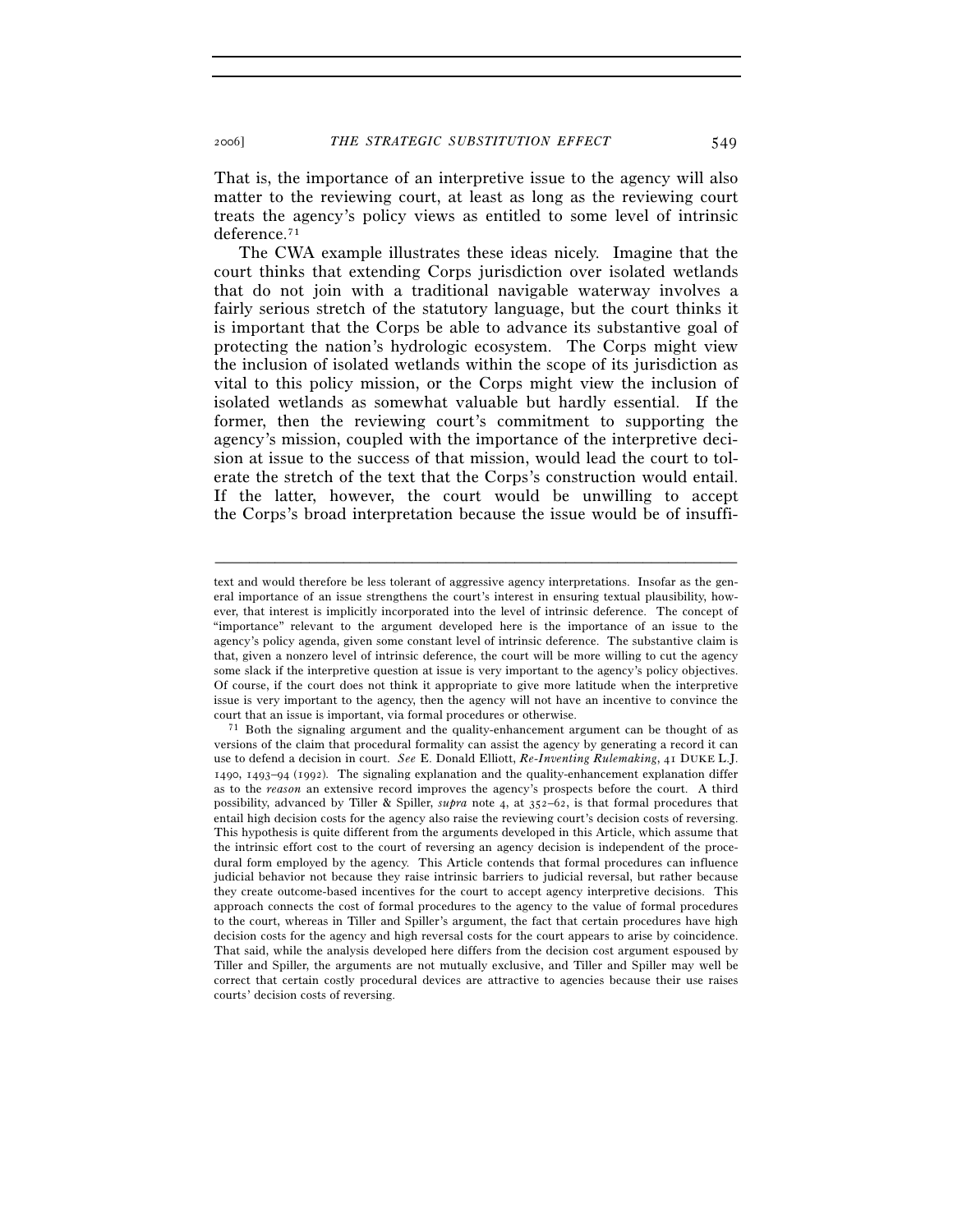That is, the importance of an interpretive issue to the agency will also matter to the reviewing court, at least as long as the reviewing court treats the agency's policy views as entitled to some level of intrinsic deference.[71]

The CWA example illustrates these ideas nicely. Imagine that the court thinks that extending Corps jurisdiction over isolated wetlands that do not join with a traditional navigable waterway involves a fairly serious stretch of the statutory language, but the court thinks it is important that the Corps be able to advance its substantive goal of protecting the nation's hydrologic ecosystem. The Corps might view the inclusion of isolated wetlands within the scope of its jurisdiction as vital to this policy mission, or the Corps might view the inclusion of isolated wetlands as somewhat valuable but hardly essential. If the former, then the reviewing court's commitment to supporting the agency's mission, coupled with the importance of the interpretive decision at issue to the success of that mission, would lead the court to tolerate the stretch of the text that the Corps's construction would entail. If the latter, however, the court would be unwilling to accept the Corps's broad interpretation because the issue would be of insuffi-

---

text and would therefore be less tolerant of aggressive agency interpretations. Insofar as the general importance of an issue strengthens the court's interest in ensuring textual plausibility, however, that interest is implicitly incorporated into the level of intrinsic deference. The concept of "importance" relevant to the argument developed here is the importance of an issue to the agency's policy agenda, given some constant level of intrinsic deference. The substantive claim is that, given a nonzero level of intrinsic deference, the court will be more willing to cut the agency some slack if the interpretive question at issue is very important to the agency's policy objectives. Of course, if the court does not think it appropriate to give more latitude when the interpretive issue is very important to the agency, then the agency will not have an incentive to convince the court that an issue is important, via formal procedures or otherwise.

[71] Both the signaling argument and the quality-enhancement argument can be thought of as versions of the claim that procedural formality can assist the agency by generating a record it can use to defend a decision in court. *See* E. Donald Elliott, *Re-Inventing Rulemaking*, 41 DUKE L.J. 1490, 1493–94 (1992). The signaling explanation and the quality-enhancement explanation differ as to the *reason* an extensive record improves the agency's prospects before the court. A third possibility, advanced by Tiller & Spiller, *supra* note 4, at 352–62, is that formal procedures that entail high decision costs for the agency also raise the reviewing court's decision costs of reversing. This hypothesis is quite different from the arguments developed in this Article, which assume that the intrinsic effort cost to the court of reversing an agency decision is independent of the procedural form employed by the agency. This Article contends that formal procedures can influence judicial behavior not because they raise intrinsic barriers to judicial reversal, but rather because they create outcome-based incentives for the court to accept agency interpretive decisions. This approach connects the cost of formal procedures to the agency to the value of formal procedures to the court, whereas in Tiller and Spiller's argument, the fact that certain procedures have high decision costs for the agency and high reversal costs for the court appears to arise by coincidence. That said, while the analysis developed here differs from the decision cost argument espoused by Tiller and Spiller, the arguments are not mutually exclusive, and Tiller and Spiller may well be correct that certain costly procedural devices are attractive to agencies because their use raises courts' decision costs of reversing.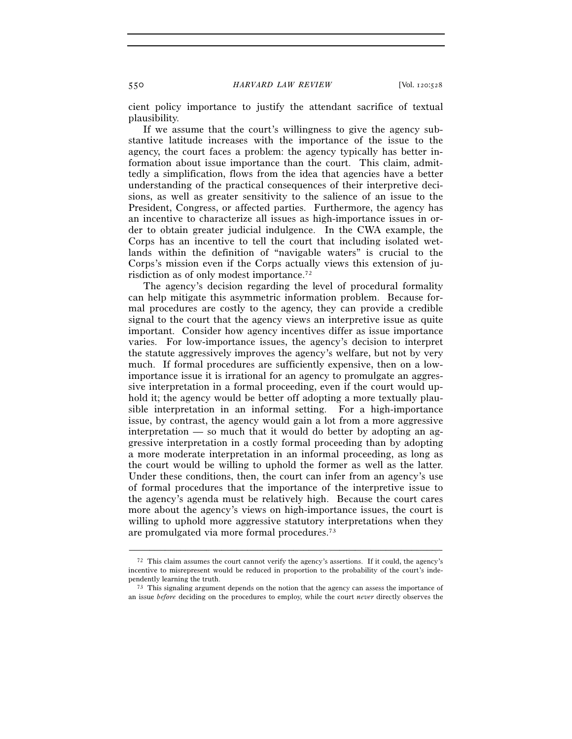cient policy importance to justify the attendant sacrifice of textual plausibility.

If we assume that the court's willingness to give the agency substantive latitude increases with the importance of the issue to the agency, the court faces a problem: the agency typically has better information about issue importance than the court. This claim, admittedly a simplification, flows from the idea that agencies have a better understanding of the practical consequences of their interpretive decisions, as well as greater sensitivity to the salience of an issue to the President, Congress, or affected parties. Furthermore, the agency has an incentive to characterize all issues as high-importance issues in order to obtain greater judicial indulgence. In the CWA example, the Corps has an incentive to tell the court that including isolated wetlands within the definition of "navigable waters" is crucial to the Corps's mission even if the Corps actually views this extension of jurisdiction as of only modest importance.[72]

The agency's decision regarding the level of procedural formality can help mitigate this asymmetric information problem. Because formal procedures are costly to the agency, they can provide a credible signal to the court that the agency views an interpretive issue as quite important. Consider how agency incentives differ as issue importance varies. For low-importance issues, the agency's decision to interpret the statute aggressively improves the agency's welfare, but not by very much. If formal procedures are sufficiently expensive, then on a low-importance issue it is irrational for an agency to promulgate an aggressive interpretation in a formal proceeding, even if the court would uphold it; the agency would be better off adopting a more textually plausible interpretation in an informal setting. For a high-importance issue, by contrast, the agency would gain a lot from a more aggressive interpretation — so much that it would do better by adopting an aggressive interpretation in a costly formal proceeding than by adopting a more moderate interpretation in an informal proceeding, as long as the court would be willing to uphold the former as well as the latter. Under these conditions, then, the court can infer from an agency's use of formal procedures that the importance of the interpretive issue to the agency's agenda must be relatively high. Because the court cares more about the agency's views on high-importance issues, the court is willing to uphold more aggressive statutory interpretations when they are promulgated via more formal procedures.[73]

---

[72] This claim assumes the court cannot verify the agency's assertions. If it could, the agency's incentive to misrepresent would be reduced in proportion to the probability of the court's independently learning the truth.

[73] This signaling argument depends on the notion that the agency can assess the importance of an issue *before* deciding on the procedures to employ, while the court *never* directly observes the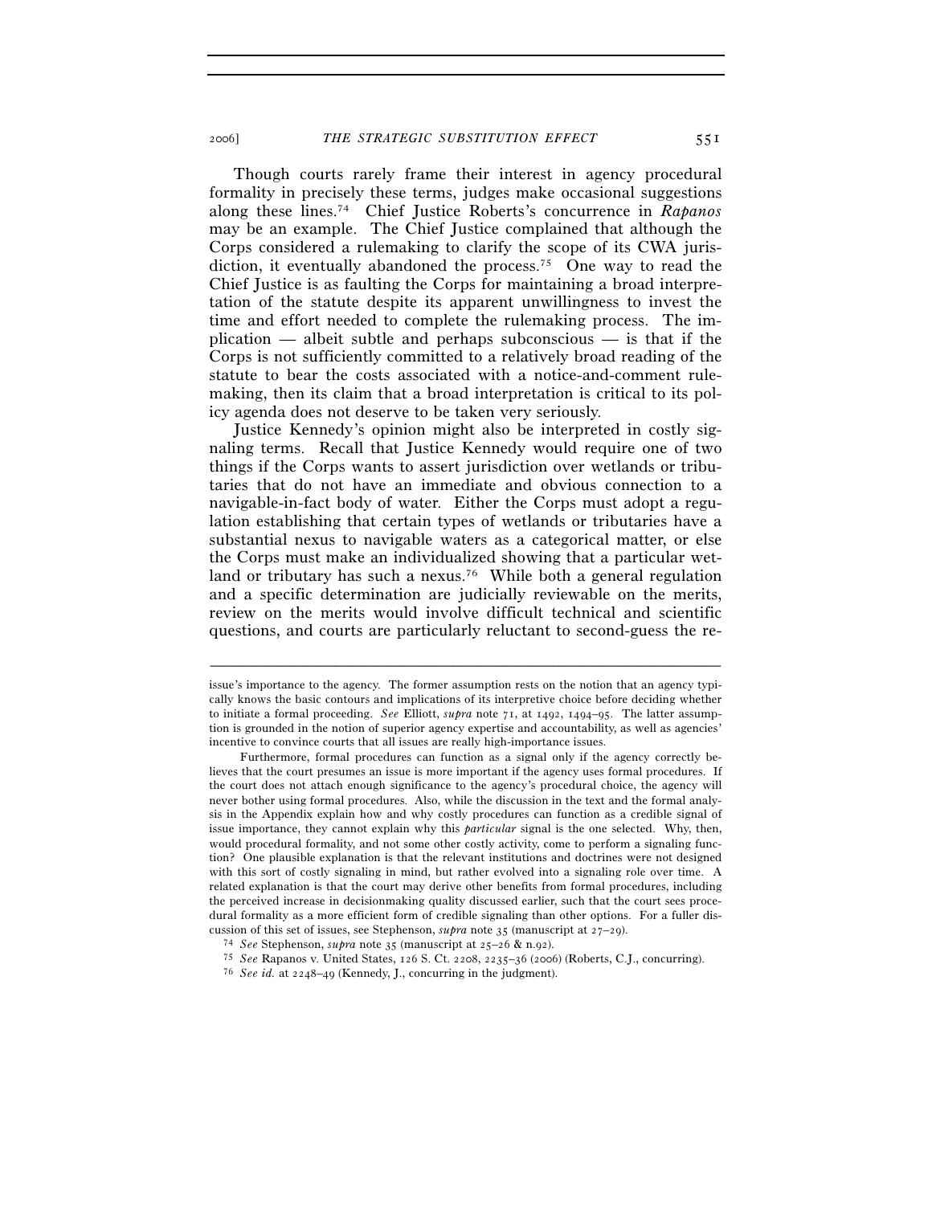Though courts rarely frame their interest in agency procedural formality in precisely these terms, judges make occasional suggestions along these lines.[74] Chief Justice Roberts's concurrence in *Rapanos* may be an example. The Chief Justice complained that although the Corps considered a rulemaking to clarify the scope of its CWA jurisdiction, it eventually abandoned the process.[75] One way to read the Chief Justice is as faulting the Corps for maintaining a broad interpretation of the statute despite its apparent unwillingness to invest the time and effort needed to complete the rulemaking process. The implication — albeit subtle and perhaps subconscious — is that if the Corps is not sufficiently committed to a relatively broad reading of the statute to bear the costs associated with a notice-and-comment rulemaking, then its claim that a broad interpretation is critical to its policy agenda does not deserve to be taken very seriously.

Justice Kennedy's opinion might also be interpreted in costly signaling terms. Recall that Justice Kennedy would require one of two things if the Corps wants to assert jurisdiction over wetlands or tributaries that do not have an immediate and obvious connection to a navigable-in-fact body of water. Either the Corps must adopt a regulation establishing that certain types of wetlands or tributaries have a substantial nexus to navigable waters as a categorical matter, or else the Corps must make an individualized showing that a particular wetland or tributary has such a nexus.[76] While both a general regulation and a specific determination are judicially reviewable on the merits, review on the merits would involve difficult technical and scientific questions, and courts are particularly reluctant to second-guess the re-

---

issue's importance to the agency. The former assumption rests on the notion that an agency typically knows the basic contours and implications of its interpretive choice before deciding whether to initiate a formal proceeding. *See* Elliott, *supra* note 71, at 1492, 1494–95. The latter assumption is grounded in the notion of superior agency expertise and accountability, as well as agencies' incentive to convince courts that all issues are really high-importance issues.

Furthermore, formal procedures can function as a signal only if the agency correctly believes that the court presumes an issue is more important if the agency uses formal procedures. If the court does not attach enough significance to the agency's procedural choice, the agency will never bother using formal procedures. Also, while the discussion in the text and the formal analysis in the Appendix explain how and why costly procedures can function as a credible signal of issue importance, they cannot explain why this *particular* signal is the one selected. Why, then, would procedural formality, and not some other costly activity, come to perform a signaling function? One plausible explanation is that the relevant institutions and doctrines were not designed with this sort of costly signaling in mind, but rather evolved into a signaling role over time. A related explanation is that the court may derive other benefits from formal procedures, including the perceived increase in decisionmaking quality discussed earlier, such that the court sees procedural formality as a more efficient form of credible signaling than other options. For a fuller discussion of this set of issues, see Stephenson, *supra* note 35 (manuscript at 27–29).

[74] *See* Stephenson, *supra* note 35 (manuscript at 25–26 & n.92).

[75] *See* Rapanos v. United States, 126 S. Ct. 2208, 2235–36 (2006) (Roberts, C.J., concurring).

[76] *See id.* at 2248–49 (Kennedy, J., concurring in the judgment).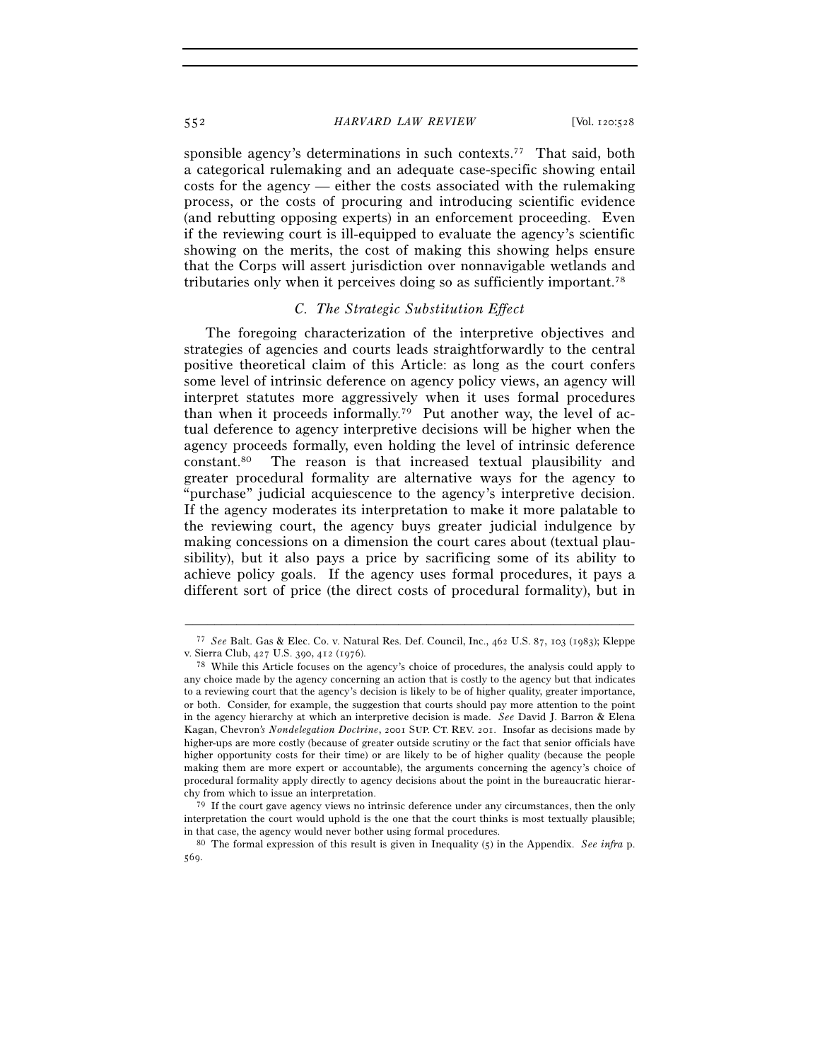sponsible agency's determinations in such contexts.[77] That said, both a categorical rulemaking and an adequate case-specific showing entail costs for the agency — either the costs associated with the rulemaking process, or the costs of procuring and introducing scientific evidence (and rebutting opposing experts) in an enforcement proceeding. Even if the reviewing court is ill-equipped to evaluate the agency's scientific showing on the merits, the cost of making this showing helps ensure that the Corps will assert jurisdiction over nonnavigable wetlands and tributaries only when it perceives doing so as sufficiently important.[78]

### *C. The Strategic Substitution Effect*

The foregoing characterization of the interpretive objectives and strategies of agencies and courts leads straightforwardly to the central positive theoretical claim of this Article: as long as the court confers some level of intrinsic deference on agency policy views, an agency will interpret statutes more aggressively when it uses formal procedures than when it proceeds informally.[79] Put another way, the level of actual deference to agency interpretive decisions will be higher when the agency proceeds formally, even holding the level of intrinsic deference constant.[80] The reason is that increased textual plausibility and greater procedural formality are alternative ways for the agency to "purchase" judicial acquiescence to the agency's interpretive decision. If the agency moderates its interpretation to make it more palatable to the reviewing court, the agency buys greater judicial indulgence by making concessions on a dimension the court cares about (textual plausibility), but it also pays a price by sacrificing some of its ability to achieve policy goals. If the agency uses formal procedures, it pays a different sort of price (the direct costs of procedural formality), but in

---

[77] *See* Balt. Gas & Elec. Co. v. Natural Res. Def. Council, Inc., 462 U.S. 87, 103 (1983); Kleppe v. Sierra Club, 427 U.S. 390, 412 (1976).

[78] While this Article focuses on the agency's choice of procedures, the analysis could apply to any choice made by the agency concerning an action that is costly to the agency but that indicates to a reviewing court that the agency's decision is likely to be of higher quality, greater importance, or both. Consider, for example, the suggestion that courts should pay more attention to the point in the agency hierarchy at which an interpretive decision is made. *See* David J. Barron & Elena Kagan, *Chevron's Nondelegation Doctrine*, 2001 SUP. CT. REV. 201. Insofar as decisions made by higher-ups are more costly (because of greater outside scrutiny or the fact that senior officials have higher opportunity costs for their time) or are likely to be of higher quality (because the people making them are more expert or accountable), the arguments concerning the agency's choice of procedural formality apply directly to agency decisions about the point in the bureaucratic hierarchy from which to issue an interpretation.

[79] If the court gave agency views no intrinsic deference under any circumstances, then the only interpretation the court would uphold is the one that the court thinks is most textually plausible; in that case, the agency would never bother using formal procedures.

[80] The formal expression of this result is given in Inequality (5) in the Appendix. *See infra* p. 569.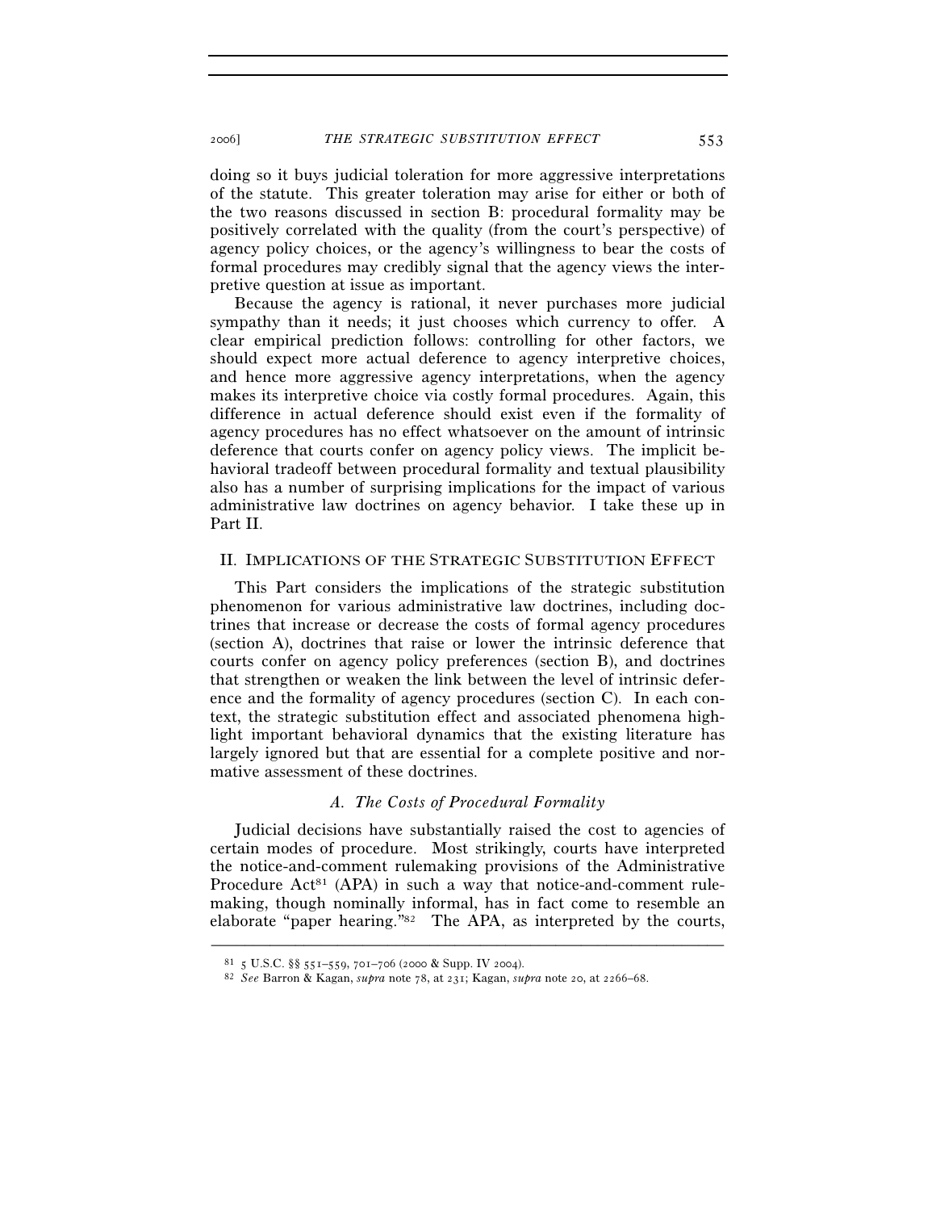doing so it buys judicial toleration for more aggressive interpretations of the statute. This greater toleration may arise for either or both of the two reasons discussed in section B: procedural formality may be positively correlated with the quality (from the court's perspective) of agency policy choices, or the agency's willingness to bear the costs of formal procedures may credibly signal that the agency views the interpretive question at issue as important.

Because the agency is rational, it never purchases more judicial sympathy than it needs; it just chooses which currency to offer. A clear empirical prediction follows: controlling for other factors, we should expect more actual deference to agency interpretive choices, and hence more aggressive agency interpretations, when the agency makes its interpretive choice via costly formal procedures. Again, this difference in actual deference should exist even if the formality of agency procedures has no effect whatsoever on the amount of intrinsic deference that courts confer on agency policy views. The implicit behavioral tradeoff between procedural formality and textual plausibility also has a number of surprising implications for the impact of various administrative law doctrines on agency behavior. I take these up in Part II.

## II. IMPLICATIONS OF THE STRATEGIC SUBSTITUTION EFFECT

This Part considers the implications of the strategic substitution phenomenon for various administrative law doctrines, including doctrines that increase or decrease the costs of formal agency procedures (section A), doctrines that raise or lower the intrinsic deference that courts confer on agency policy preferences (section B), and doctrines that strengthen or weaken the link between the level of intrinsic deference and the formality of agency procedures (section C). In each context, the strategic substitution effect and associated phenomena highlight important behavioral dynamics that the existing literature has largely ignored but that are essential for a complete positive and normative assessment of these doctrines.

### *A. The Costs of Procedural Formality*

Judicial decisions have substantially raised the cost to agencies of certain modes of procedure. Most strikingly, courts have interpreted the notice-and-comment rulemaking provisions of the Administrative Procedure Act[81] (APA) in such a way that notice-and-comment rulemaking, though nominally informal, has in fact come to resemble an elaborate "paper hearing."[82] The APA, as interpreted by the courts,

---

[81] 5 U.S.C. §§ 551–559, 701–706 (2000 & Supp. IV 2004).

[82] *See* Barron & Kagan, *supra* note 78, at 231; Kagan, *supra* note 20, at 2266–68.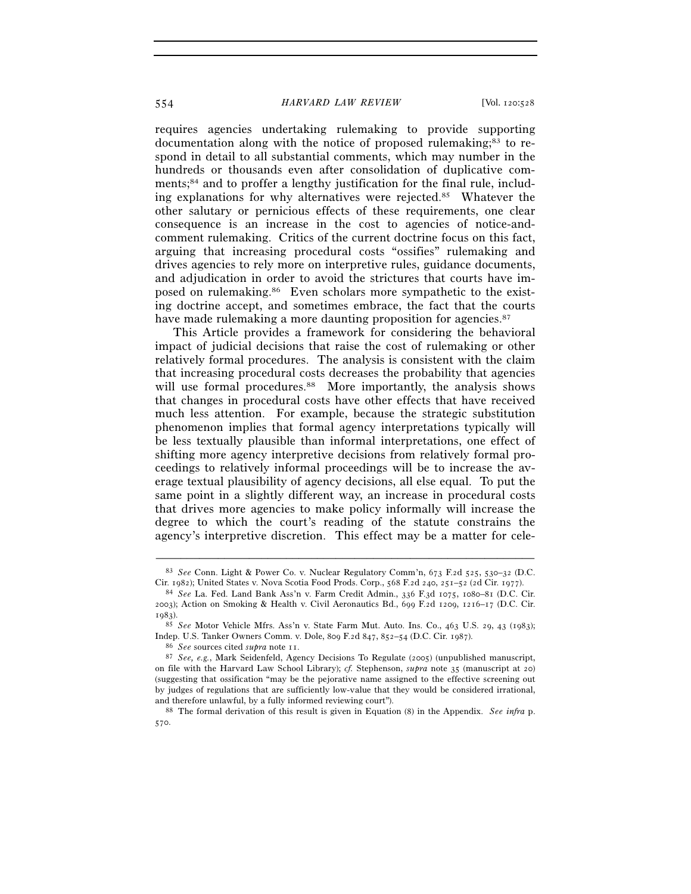requires agencies undertaking rulemaking to provide supporting documentation along with the notice of proposed rulemaking;[83] to respond in detail to all substantial comments, which may number in the hundreds or thousands even after consolidation of duplicative comments;[84] and to proffer a lengthy justification for the final rule, including explanations for why alternatives were rejected.[85] Whatever the other salutary or pernicious effects of these requirements, one clear consequence is an increase in the cost to agencies of notice-and-comment rulemaking. Critics of the current doctrine focus on this fact, arguing that increasing procedural costs "ossifies" rulemaking and drives agencies to rely more on interpretive rules, guidance documents, and adjudication in order to avoid the strictures that courts have imposed on rulemaking.[86] Even scholars more sympathetic to the existing doctrine accept, and sometimes embrace, the fact that the courts have made rulemaking a more daunting proposition for agencies.[87]

This Article provides a framework for considering the behavioral impact of judicial decisions that raise the cost of rulemaking or other relatively formal procedures. The analysis is consistent with the claim that increasing procedural costs decreases the probability that agencies will use formal procedures.[88] More importantly, the analysis shows that changes in procedural costs have other effects that have received much less attention. For example, because the strategic substitution phenomenon implies that formal agency interpretations typically will be less textually plausible than informal interpretations, one effect of shifting more agency interpretive decisions from relatively formal proceedings to relatively informal proceedings will be to increase the average textual plausibility of agency decisions, all else equal. To put the same point in a slightly different way, an increase in procedural costs that drives more agencies to make policy informally will increase the degree to which the court's reading of the statute constrains the agency's interpretive discretion. This effect may be a matter for cele-

---

[83] *See* Conn. Light & Power Co. v. Nuclear Regulatory Comm'n, 673 F.2d 525, 530–32 (D.C. Cir. 1982); United States v. Nova Scotia Food Prods. Corp., 568 F.2d 240, 251–52 (2d Cir. 1977).

[84] *See* La. Fed. Land Bank Ass'n v. Farm Credit Admin., 336 F.3d 1075, 1080–81 (D.C. Cir. 2003); Action on Smoking & Health v. Civil Aeronautics Bd., 699 F.2d 1209, 1216–17 (D.C. Cir. 1983).

[85] *See* Motor Vehicle Mfrs. Ass'n v. State Farm Mut. Auto. Ins. Co., 463 U.S. 29, 43 (1983); Indep. U.S. Tanker Owners Comm. v. Dole, 809 F.2d 847, 852–54 (D.C. Cir. 1987).

[86] *See* sources cited *supra* note 11.

[87] *See, e.g.*, Mark Seidenfeld, Agency Decisions To Regulate (2005) (unpublished manuscript, on file with the Harvard Law School Library); *cf.* Stephenson, *supra* note 35 (manuscript at 20) (suggesting that ossification "may be the pejorative name assigned to the effective screening out by judges of regulations that are sufficiently low-value that they would be considered irrational, and therefore unlawful, by a fully informed reviewing court").

[88] The formal derivation of this result is given in Equation (8) in the Appendix. *See infra* p. 570.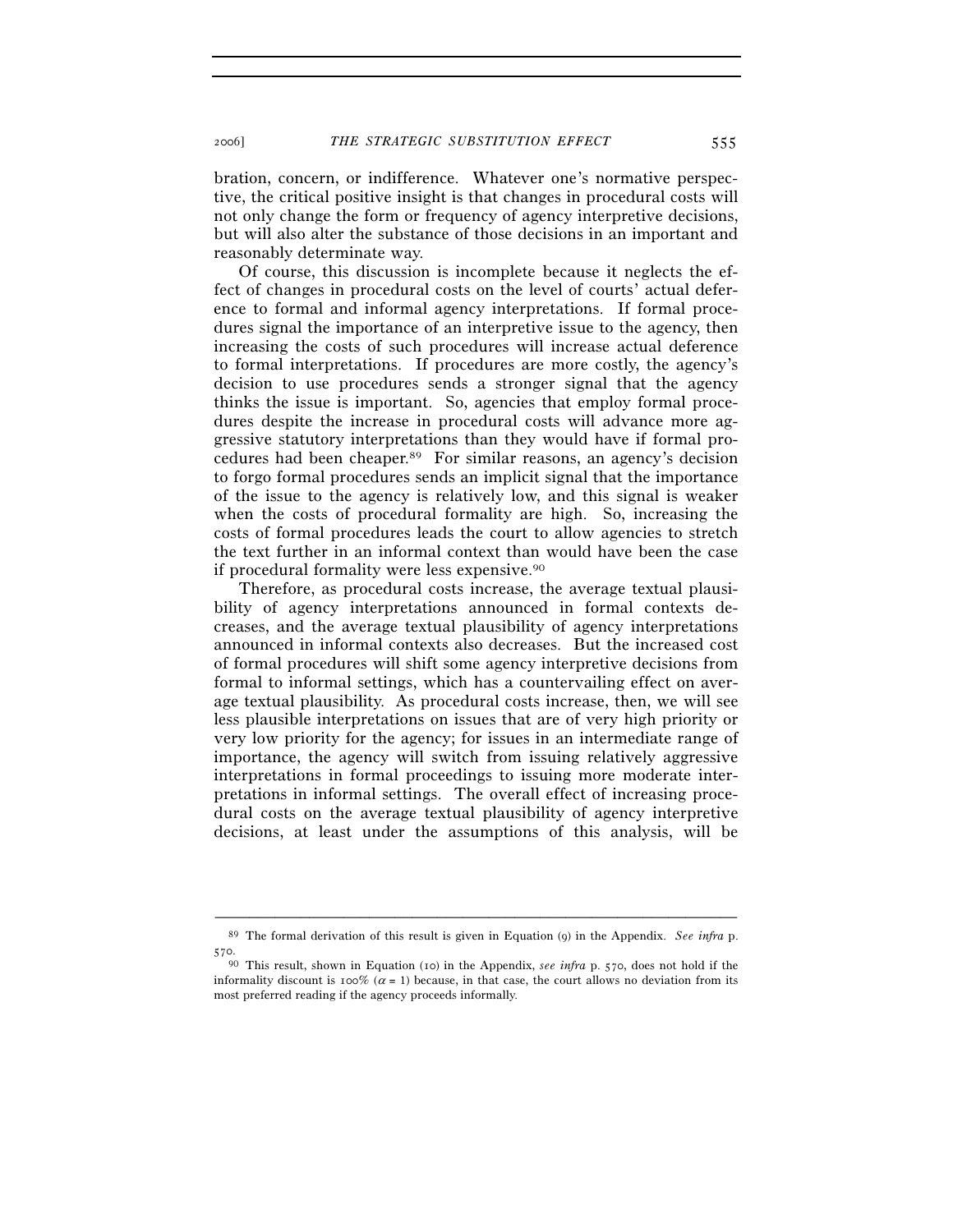bration, concern, or indifference. Whatever one's normative perspective, the critical positive insight is that changes in procedural costs will not only change the form or frequency of agency interpretive decisions, but will also alter the substance of those decisions in an important and reasonably determinate way.

Of course, this discussion is incomplete because it neglects the effect of changes in procedural costs on the level of courts' actual deference to formal and informal agency interpretations. If formal procedures signal the importance of an interpretive issue to the agency, then increasing the costs of such procedures will increase actual deference to formal interpretations. If procedures are more costly, the agency's decision to use procedures sends a stronger signal that the agency thinks the issue is important. So, agencies that employ formal procedures despite the increase in procedural costs will advance more aggressive statutory interpretations than they would have if formal procedures had been cheaper.[89] For similar reasons, an agency's decision to forgo formal procedures sends an implicit signal that the importance of the issue to the agency is relatively low, and this signal is weaker when the costs of procedural formality are high. So, increasing the costs of formal procedures leads the court to allow agencies to stretch the text further in an informal context than would have been the case if procedural formality were less expensive.[90]

Therefore, as procedural costs increase, the average textual plausibility of agency interpretations announced in formal contexts decreases, and the average textual plausibility of agency interpretations announced in informal contexts also decreases. But the increased cost of formal procedures will shift some agency interpretive decisions from formal to informal settings, which has a countervailing effect on average textual plausibility. As procedural costs increase, then, we will see less plausible interpretations on issues that are of very high priority or very low priority for the agency; for issues in an intermediate range of importance, the agency will switch from issuing relatively aggressive interpretations in formal proceedings to issuing more moderate interpretations in informal settings. The overall effect of increasing procedural costs on the average textual plausibility of agency interpretive decisions, at least under the assumptions of this analysis, will be

---

[89] The formal derivation of this result is given in Equation (9) in the Appendix. *See infra* p. 570.

[90] This result, shown in Equation (10) in the Appendix, *see infra* p. 570, does not hold if the informality discount is 100% ($\alpha = 1$) because, in that case, the court allows no deviation from its most preferred reading if the agency proceeds informally.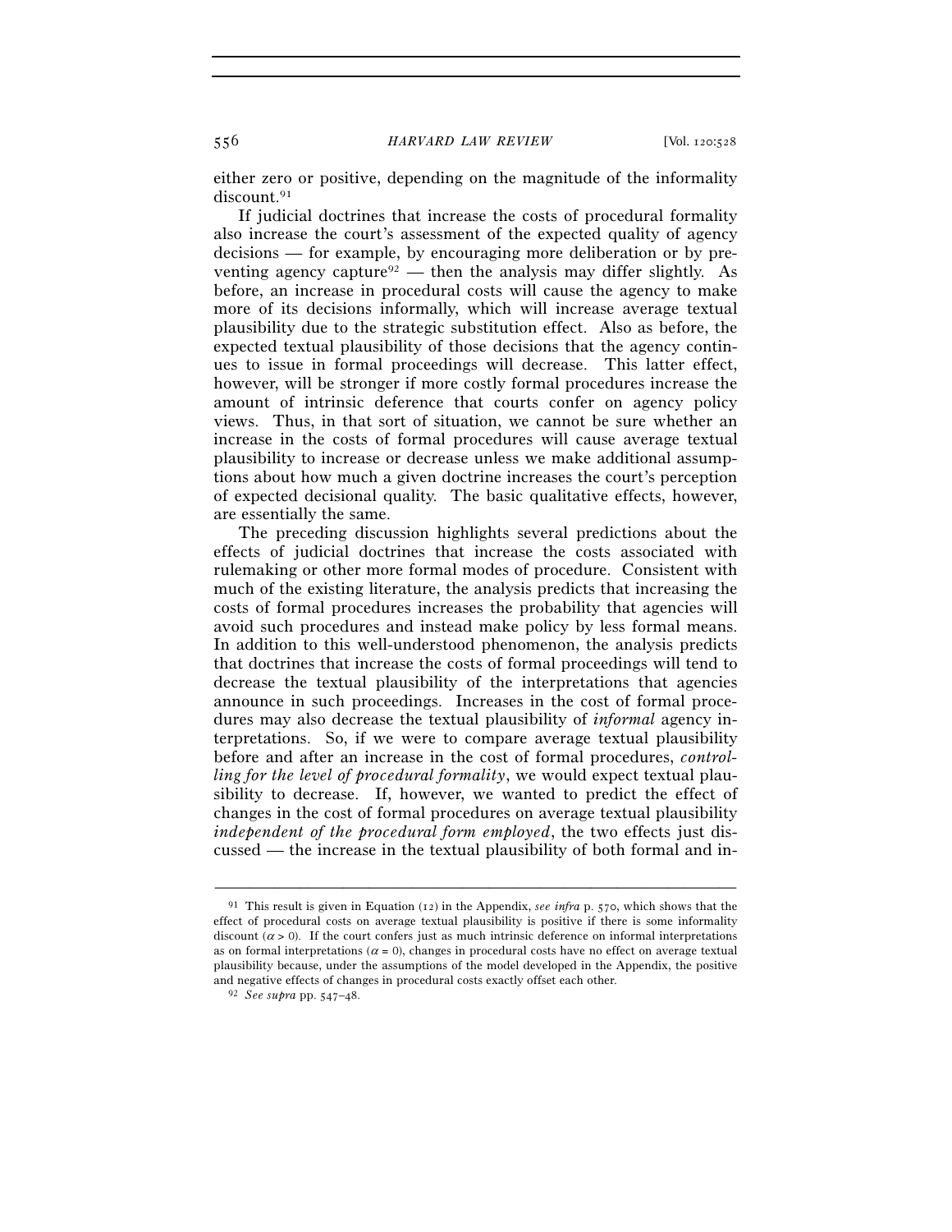either zero or positive, depending on the magnitude of the informality discount.[91]

If judicial doctrines that increase the costs of procedural formality also increase the court's assessment of the expected quality of agency decisions — for example, by encouraging more deliberation or by preventing agency capture[92] — then the analysis may differ slightly. As before, an increase in procedural costs will cause the agency to make more of its decisions informally, which will increase average textual plausibility due to the strategic substitution effect. Also as before, the expected textual plausibility of those decisions that the agency continues to issue in formal proceedings will decrease. This latter effect, however, will be stronger if more costly formal procedures increase the amount of intrinsic deference that courts confer on agency policy views. Thus, in that sort of situation, we cannot be sure whether an increase in the costs of formal procedures will cause average textual plausibility to increase or decrease unless we make additional assumptions about how much a given doctrine increases the court's perception of expected decisional quality. The basic qualitative effects, however, are essentially the same.

The preceding discussion highlights several predictions about the effects of judicial doctrines that increase the costs associated with rulemaking or other more formal modes of procedure. Consistent with much of the existing literature, the analysis predicts that increasing the costs of formal procedures increases the probability that agencies will avoid such procedures and instead make policy by less formal means. In addition to this well-understood phenomenon, the analysis predicts that doctrines that increase the costs of formal proceedings will tend to decrease the textual plausibility of the interpretations that agencies announce in such proceedings. Increases in the cost of formal procedures may also decrease the textual plausibility of *informal* agency interpretations. So, if we were to compare average textual plausibility before and after an increase in the cost of formal procedures, *controlling for the level of procedural formality*, we would expect textual plausibility to decrease. If, however, we wanted to predict the effect of changes in the cost of formal procedures on average textual plausibility *independent of the procedural form employed*, the two effects just discussed — the increase in the textual plausibility of both formal and in-

---

[91] This result is given in Equation (12) in the Appendix, *see infra* p. 570, which shows that the effect of procedural costs on average textual plausibility is positive if there is some informality discount ($\alpha > 0$). If the court confers just as much intrinsic deference on informal interpretations as on formal interpretations ($\alpha = 0$), changes in procedural costs have no effect on average textual plausibility because, under the assumptions of the model developed in the Appendix, the positive and negative effects of changes in procedural costs exactly offset each other.

[92] *See supra* pp. 547–48.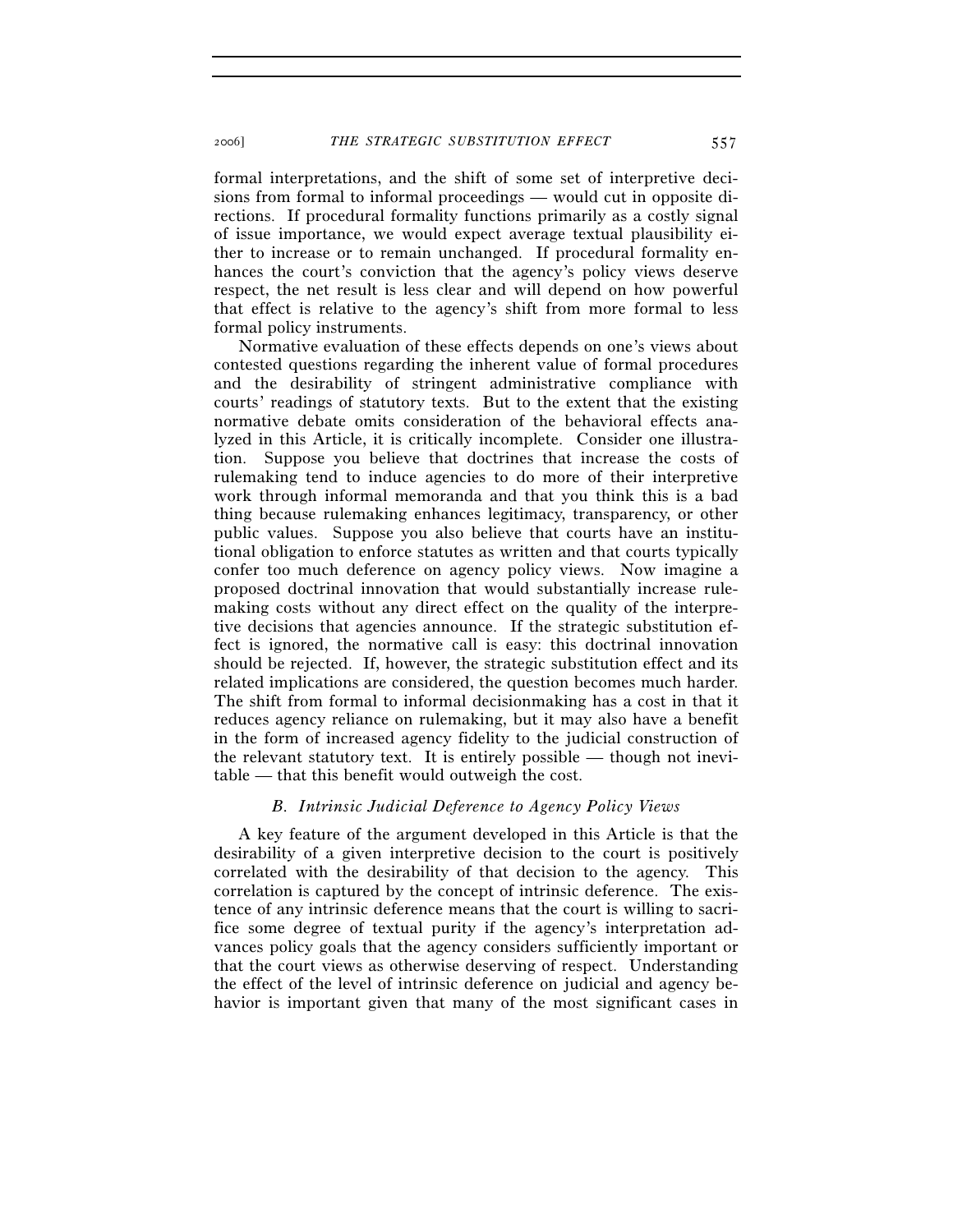formal interpretations, and the shift of some set of interpretive decisions from formal to informal proceedings — would cut in opposite directions. If procedural formality functions primarily as a costly signal of issue importance, we would expect average textual plausibility either to increase or to remain unchanged. If procedural formality enhances the court's conviction that the agency's policy views deserve respect, the net result is less clear and will depend on how powerful that effect is relative to the agency's shift from more formal to less formal policy instruments.

Normative evaluation of these effects depends on one's views about contested questions regarding the inherent value of formal procedures and the desirability of stringent administrative compliance with courts' readings of statutory texts. But to the extent that the existing normative debate omits consideration of the behavioral effects analyzed in this Article, it is critically incomplete. Consider one illustration. Suppose you believe that doctrines that increase the costs of rulemaking tend to induce agencies to do more of their interpretive work through informal memoranda and that you think this is a bad thing because rulemaking enhances legitimacy, transparency, or other public values. Suppose you also believe that courts have an institutional obligation to enforce statutes as written and that courts typically confer too much deference on agency policy views. Now imagine a proposed doctrinal innovation that would substantially increase rulemaking costs without any direct effect on the quality of the interpretive decisions that agencies announce. If the strategic substitution effect is ignored, the normative call is easy: this doctrinal innovation should be rejected. If, however, the strategic substitution effect and its related implications are considered, the question becomes much harder. The shift from formal to informal decisionmaking has a cost in that it reduces agency reliance on rulemaking, but it may also have a benefit in the form of increased agency fidelity to the judicial construction of the relevant statutory text. It is entirely possible — though not inevitable — that this benefit would outweigh the cost.

### *B. Intrinsic Judicial Deference to Agency Policy Views*

A key feature of the argument developed in this Article is that the desirability of a given interpretive decision to the court is positively correlated with the desirability of that decision to the agency. This correlation is captured by the concept of intrinsic deference. The existence of any intrinsic deference means that the court is willing to sacrifice some degree of textual purity if the agency's interpretation advances policy goals that the agency considers sufficiently important or that the court views as otherwise deserving of respect. Understanding the effect of the level of intrinsic deference on judicial and agency behavior is important given that many of the most significant cases in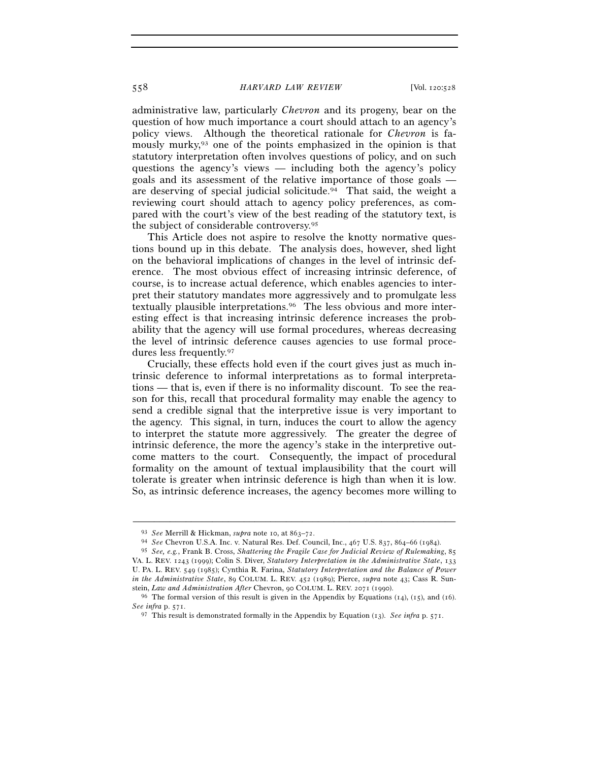administrative law, particularly *Chevron* and its progeny, bear on the question of how much importance a court should attach to an agency's policy views. Although the theoretical rationale for *Chevron* is famously murky,[93] one of the points emphasized in the opinion is that statutory interpretation often involves questions of policy, and on such questions the agency's views — including both the agency's policy goals and its assessment of the relative importance of those goals — are deserving of special judicial solicitude.[94] That said, the weight a reviewing court should attach to agency policy preferences, as compared with the court's view of the best reading of the statutory text, is the subject of considerable controversy.[95]

This Article does not aspire to resolve the knotty normative questions bound up in this debate. The analysis does, however, shed light on the behavioral implications of changes in the level of intrinsic deference. The most obvious effect of increasing intrinsic deference, of course, is to increase actual deference, which enables agencies to interpret their statutory mandates more aggressively and to promulgate less textually plausible interpretations.[96] The less obvious and more interesting effect is that increasing intrinsic deference increases the probability that the agency will use formal procedures, whereas decreasing the level of intrinsic deference causes agencies to use formal procedures less frequently.[97]

Crucially, these effects hold even if the court gives just as much intrinsic deference to informal interpretations as to formal interpretations — that is, even if there is no informality discount. To see the reason for this, recall that procedural formality may enable the agency to send a credible signal that the interpretive issue is very important to the agency. This signal, in turn, induces the court to allow the agency to interpret the statute more aggressively. The greater the degree of intrinsic deference, the more the agency's stake in the interpretive outcome matters to the court. Consequently, the impact of procedural formality on the amount of textual implausibility that the court will tolerate is greater when intrinsic deference is high than when it is low. So, as intrinsic deference increases, the agency becomes more willing to

---

[93] *See* Merrill & Hickman, *supra* note 10, at 863–72.

[94] *See* Chevron U.S.A. Inc. v. Natural Res. Def. Council, Inc., 467 U.S. 837, 864–66 (1984).

[95] *See, e.g.*, Frank B. Cross, *Shattering the Fragile Case for Judicial Review of Rulemaking*, 85 VA. L. REV. 1243 (1999); Colin S. Diver, *Statutory Interpretation in the Administrative State*, 133 U. PA. L. REV. 549 (1985); Cynthia R. Farina, *Statutory Interpretation and the Balance of Power in the Administrative State*, 89 COLUM. L. REV. 452 (1989); Pierce, *supra* note 43; Cass R. Sunstein, *Law and Administration After* Chevron, 90 COLUM. L. REV. 2071 (1990).

[96] The formal version of this result is given in the Appendix by Equations (14), (15), and (16). *See infra* p. 571.

[97] This result is demonstrated formally in the Appendix by Equation (13). *See infra* p. 571.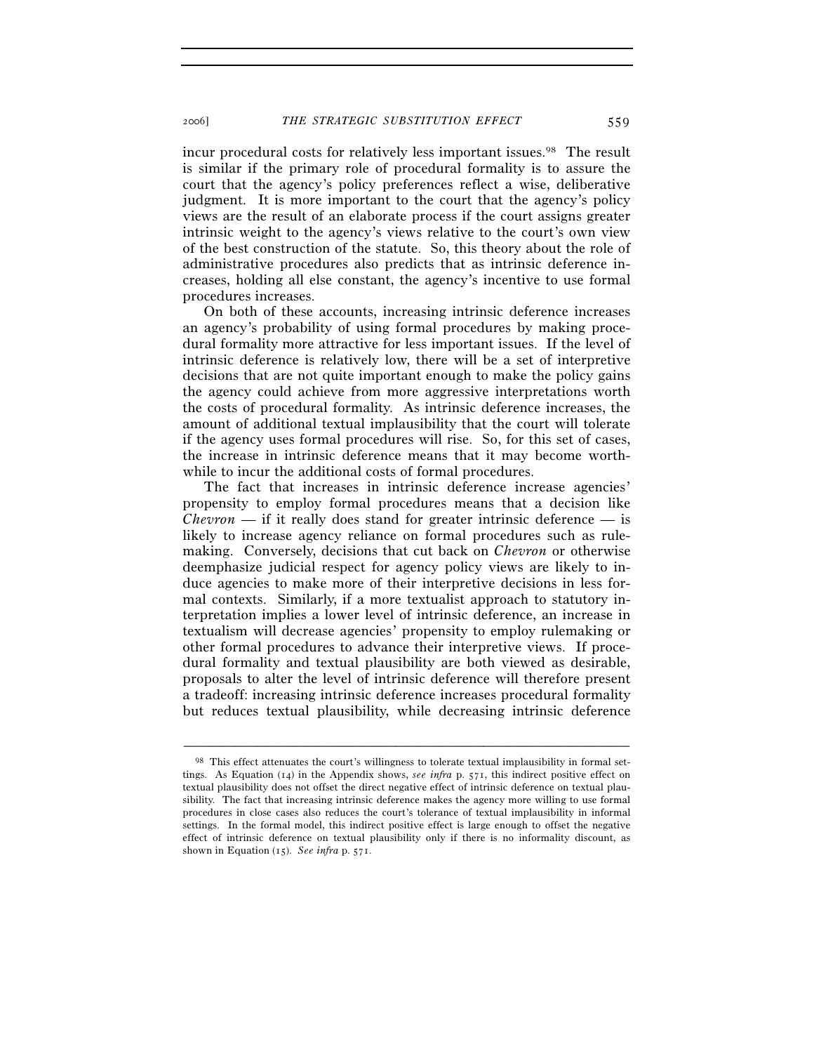incur procedural costs for relatively less important issues.[98] The result is similar if the primary role of procedural formality is to assure the court that the agency's policy preferences reflect a wise, deliberative judgment. It is more important to the court that the agency's policy views are the result of an elaborate process if the court assigns greater intrinsic weight to the agency's views relative to the court's own view of the best construction of the statute. So, this theory about the role of administrative procedures also predicts that as intrinsic deference increases, holding all else constant, the agency's incentive to use formal procedures increases.

On both of these accounts, increasing intrinsic deference increases an agency's probability of using formal procedures by making procedural formality more attractive for less important issues. If the level of intrinsic deference is relatively low, there will be a set of interpretive decisions that are not quite important enough to make the policy gains the agency could achieve from more aggressive interpretations worth the costs of procedural formality. As intrinsic deference increases, the amount of additional textual implausibility that the court will tolerate if the agency uses formal procedures will rise. So, for this set of cases, the increase in intrinsic deference means that it may become worthwhile to incur the additional costs of formal procedures.

The fact that increases in intrinsic deference increase agencies' propensity to employ formal procedures means that a decision like *Chevron* — if it really does stand for greater intrinsic deference — is likely to increase agency reliance on formal procedures such as rulemaking. Conversely, decisions that cut back on *Chevron* or otherwise deemphasize judicial respect for agency policy views are likely to induce agencies to make more of their interpretive decisions in less formal contexts. Similarly, if a more textualist approach to statutory interpretation implies a lower level of intrinsic deference, an increase in textualism will decrease agencies' propensity to employ rulemaking or other formal procedures to advance their interpretive views. If procedural formality and textual plausibility are both viewed as desirable, proposals to alter the level of intrinsic deference will therefore present a tradeoff: increasing intrinsic deference increases procedural formality but reduces textual plausibility, while decreasing intrinsic deference

---

[98] This effect attenuates the court's willingness to tolerate textual implausibility in formal settings. As Equation (14) in the Appendix shows, *see infra* p. 571, this indirect positive effect on textual plausibility does not offset the direct negative effect of intrinsic deference on textual plausibility. The fact that increasing intrinsic deference makes the agency more willing to use formal procedures in close cases also reduces the court's tolerance of textual implausibility in informal settings. In the formal model, this indirect positive effect is large enough to offset the negative effect of intrinsic deference on textual plausibility only if there is no informality discount, as shown in Equation (15). *See infra* p. 571.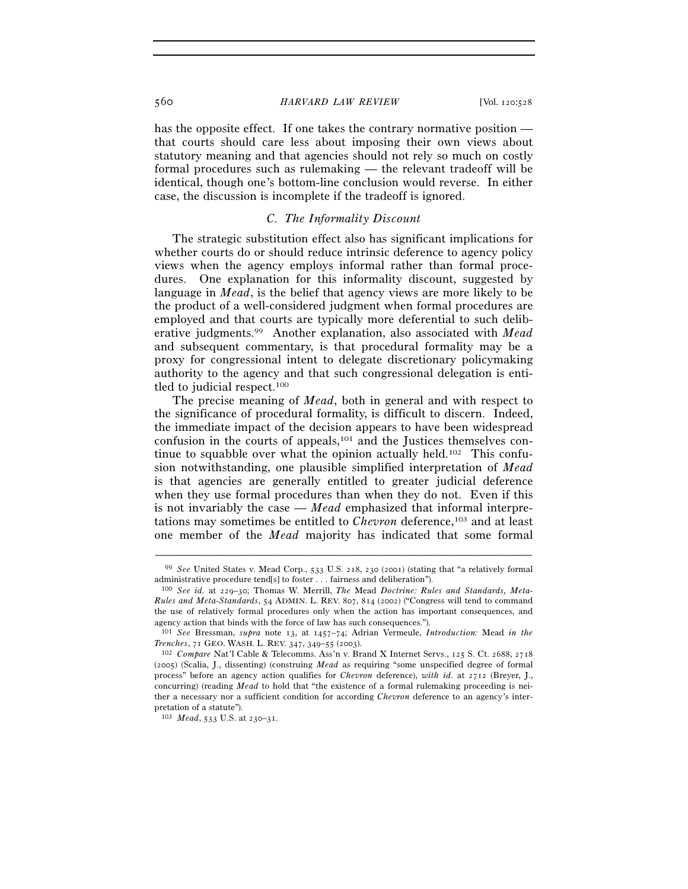has the opposite effect. If one takes the contrary normative position — that courts should care less about imposing their own views about statutory meaning and that agencies should not rely so much on costly formal procedures such as rulemaking — the relevant tradeoff will be identical, though one's bottom-line conclusion would reverse. In either case, the discussion is incomplete if the tradeoff is ignored.

### C. *The Informality Discount*

The strategic substitution effect also has significant implications for whether courts do or should reduce intrinsic deference to agency policy views when the agency employs informal rather than formal procedures. One explanation for this informality discount, suggested by language in *Mead*, is the belief that agency views are more likely to be the product of a well-considered judgment when formal procedures are employed and that courts are typically more deferential to such deliberative judgments.[99] Another explanation, also associated with *Mead* and subsequent commentary, is that procedural formality may be a proxy for congressional intent to delegate discretionary policymaking authority to the agency and that such congressional delegation is entitled to judicial respect.[100]

The precise meaning of *Mead*, both in general and with respect to the significance of procedural formality, is difficult to discern. Indeed, the immediate impact of the decision appears to have been widespread confusion in the courts of appeals,[101] and the Justices themselves continue to squabble over what the opinion actually held.[102] This confusion notwithstanding, one plausible simplified interpretation of *Mead* is that agencies are generally entitled to greater judicial deference when they use formal procedures than when they do not. Even if this is not invariably the case — *Mead* emphasized that informal interpretations may sometimes be entitled to *Chevron* deference,[103] and at least one member of the *Mead* majority has indicated that some formal

---

[99] *See* United States v. Mead Corp., 533 U.S. 218, 230 (2001) (stating that "a relatively formal administrative procedure tend[s] to foster . . . fairness and deliberation").

[100] *See id.* at 229–30; Thomas W. Merrill, *The* Mead *Doctrine: Rules and Standards, Meta-Rules and Meta-Standards*, 54 ADMIN. L. REV. 807, 814 (2002) ("Congress will tend to command the use of relatively formal procedures only when the action has important consequences, and agency action that binds with the force of law has such consequences.").

[101] *See* Bressman, *supra* note 13, at 1457–74; Adrian Vermeule, *Introduction:* Mead *in the Trenches*, 71 GEO. WASH. L. REV. 347, 349–55 (2003).

[102] *Compare* Nat'l Cable & Telecomms. Ass'n v. Brand X Internet Servs., 125 S. Ct. 2688, 2718 (2005) (Scalia, J., dissenting) (construing *Mead* as requiring "some unspecified degree of formal process" before an agency action qualifies for *Chevron* deference), *with id.* at 2712 (Breyer, J., concurring) (reading *Mead* to hold that "the existence of a formal rulemaking proceeding is neither a necessary nor a sufficient condition for according *Chevron* deference to an agency's interpretation of a statute").

[103] *Mead*, 533 U.S. at 230–31.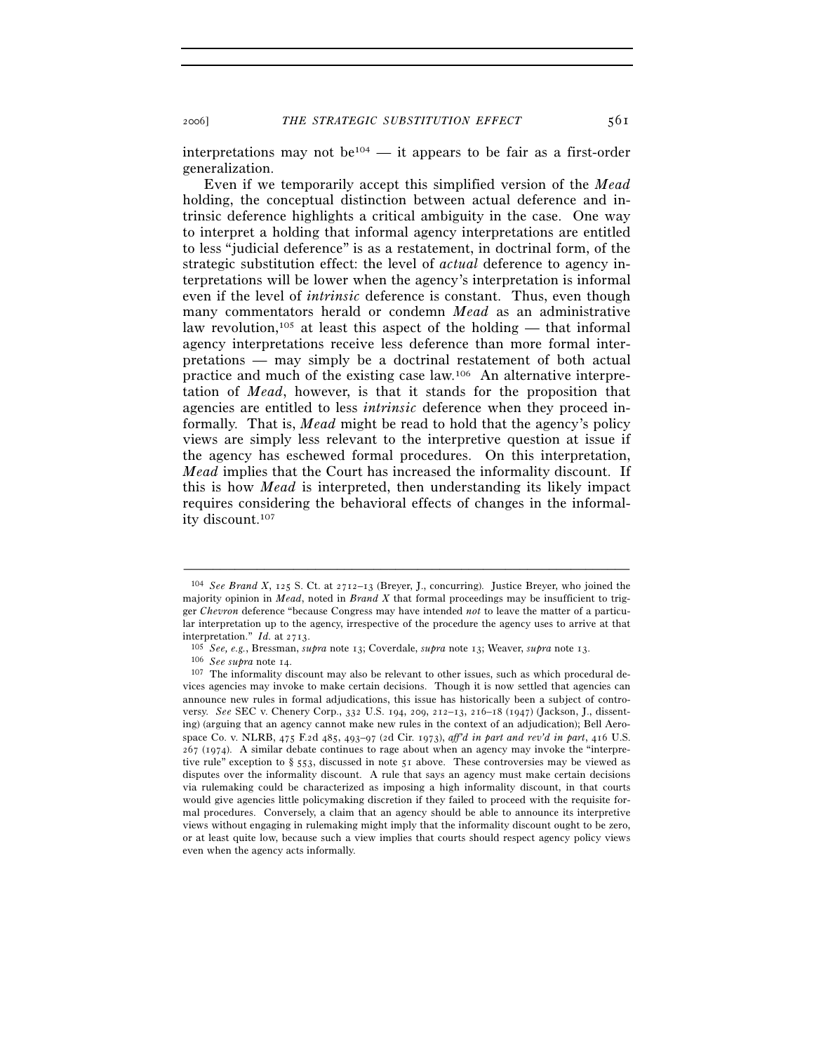interpretations may not be[104] — it appears to be fair as a first-order generalization.

Even if we temporarily accept this simplified version of the *Mead* holding, the conceptual distinction between actual deference and intrinsic deference highlights a critical ambiguity in the case. One way to interpret a holding that informal agency interpretations are entitled to less "judicial deference" is as a restatement, in doctrinal form, of the strategic substitution effect: the level of *actual* deference to agency interpretations will be lower when the agency's interpretation is informal even if the level of *intrinsic* deference is constant. Thus, even though many commentators herald or condemn *Mead* as an administrative law revolution,[105] at least this aspect of the holding — that informal agency interpretations receive less deference than more formal interpretations — may simply be a doctrinal restatement of both actual practice and much of the existing case law.[106] An alternative interpretation of *Mead*, however, is that it stands for the proposition that agencies are entitled to less *intrinsic* deference when they proceed informally. That is, *Mead* might be read to hold that the agency's policy views are simply less relevant to the interpretive question at issue if the agency has eschewed formal procedures. On this interpretation, *Mead* implies that the Court has increased the informality discount. If this is how *Mead* is interpreted, then understanding its likely impact requires considering the behavioral effects of changes in the informality discount.[107]

---

[104] *See Brand X*, 125 S. Ct. at 2712–13 (Breyer, J., concurring). Justice Breyer, who joined the majority opinion in *Mead*, noted in *Brand X* that formal proceedings may be insufficient to trigger *Chevron* deference "because Congress may have intended *not* to leave the matter of a particular interpretation up to the agency, irrespective of the procedure the agency uses to arrive at that interpretation." *Id.* at 2713.

[105] *See, e.g.*, Bressman, *supra* note 13; Coverdale, *supra* note 13; Weaver, *supra* note 13.

[106] *See supra* note 14.

[107] The informality discount may also be relevant to other issues, such as which procedural devices agencies may invoke to make certain decisions. Though it is now settled that agencies can announce new rules in formal adjudications, this issue has historically been a subject of controversy. *See* SEC v. Chenery Corp., 332 U.S. 194, 209, 212–13, 216–18 (1947) (Jackson, J., dissenting) (arguing that an agency cannot make new rules in the context of an adjudication); Bell Aerospace Co. v. NLRB, 475 F.2d 485, 493–97 (2d Cir. 1973), *aff'd in part and rev'd in part*, 416 U.S. 267 (1974). A similar debate continues to rage about when an agency may invoke the "interpretive rule" exception to § 553, discussed in note 51 above. These controversies may be viewed as disputes over the informality discount. A rule that says an agency must make certain decisions via rulemaking could be characterized as imposing a high informality discount, in that courts would give agencies little policymaking discretion if they failed to proceed with the requisite formal procedures. Conversely, a claim that an agency should be able to announce its interpretive views without engaging in rulemaking might imply that the informality discount ought to be zero, or at least quite low, because such a view implies that courts should respect agency policy views even when the agency acts informally.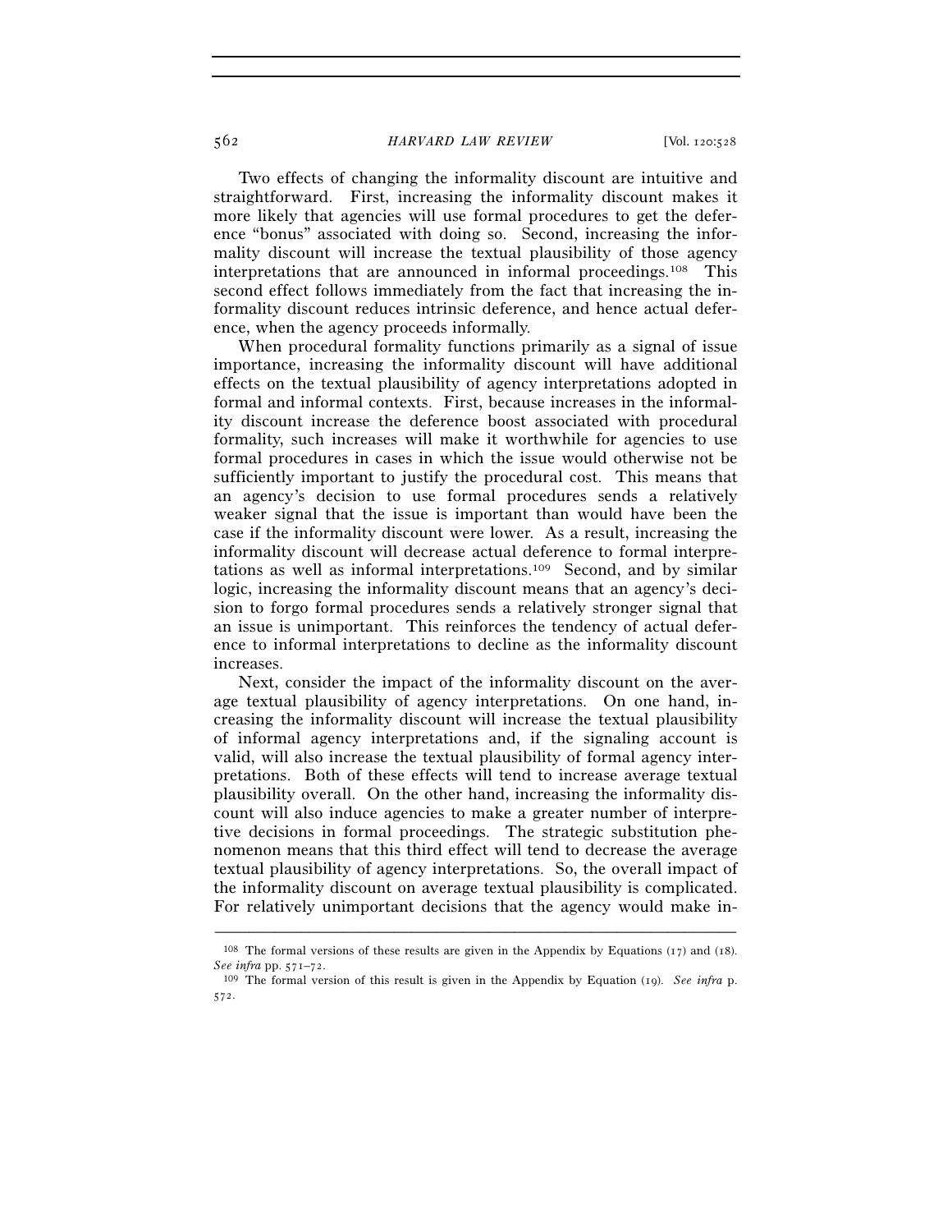Two effects of changing the informality discount are intuitive and straightforward. First, increasing the informality discount makes it more likely that agencies will use formal procedures to get the deference "bonus" associated with doing so. Second, increasing the informality discount will increase the textual plausibility of those agency interpretations that are announced in informal proceedings.[108] This second effect follows immediately from the fact that increasing the informality discount reduces intrinsic deference, and hence actual deference, when the agency proceeds informally.

When procedural formality functions primarily as a signal of issue importance, increasing the informality discount will have additional effects on the textual plausibility of agency interpretations adopted in formal and informal contexts. First, because increases in the informality discount increase the deference boost associated with procedural formality, such increases will make it worthwhile for agencies to use formal procedures in cases in which the issue would otherwise not be sufficiently important to justify the procedural cost. This means that an agency's decision to use formal procedures sends a relatively weaker signal that the issue is important than would have been the case if the informality discount were lower. As a result, increasing the informality discount will decrease actual deference to formal interpretations as well as informal interpretations.[109] Second, and by similar logic, increasing the informality discount means that an agency's decision to forgo formal procedures sends a relatively stronger signal that an issue is unimportant. This reinforces the tendency of actual deference to informal interpretations to decline as the informality discount increases.

Next, consider the impact of the informality discount on the average textual plausibility of agency interpretations. On one hand, increasing the informality discount will increase the textual plausibility of informal agency interpretations and, if the signaling account is valid, will also increase the textual plausibility of formal agency interpretations. Both of these effects will tend to increase average textual plausibility overall. On the other hand, increasing the informality discount will also induce agencies to make a greater number of interpretive decisions in formal proceedings. The strategic substitution phenomenon means that this third effect will tend to decrease the average textual plausibility of agency interpretations. So, the overall impact of the informality discount on average textual plausibility is complicated. For relatively unimportant decisions that the agency would make in-

---

[108] The formal versions of these results are given in the Appendix by Equations (17) and (18). *See infra* pp. 571–72.

[109] The formal version of this result is given in the Appendix by Equation (19). *See infra* p. 572.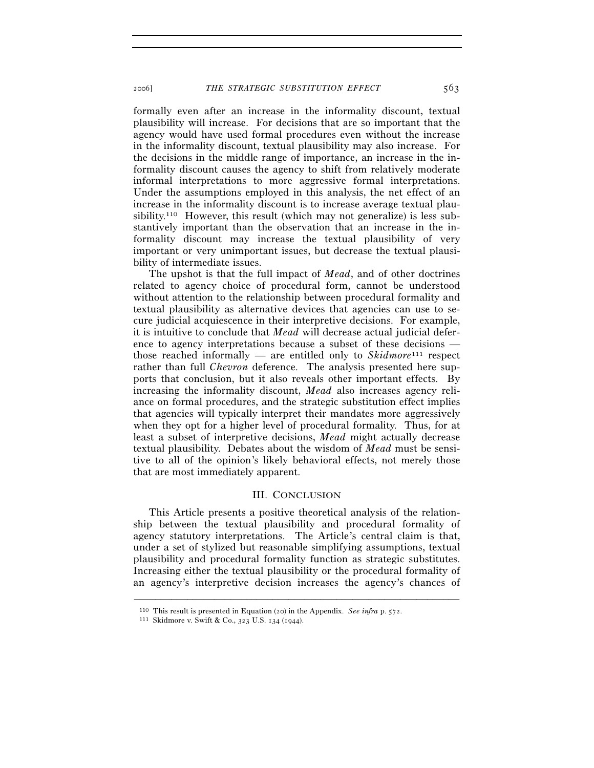formally even after an increase in the informality discount, textual plausibility will increase. For decisions that are so important that the agency would have used formal procedures even without the increase in the informality discount, textual plausibility may also increase. For the decisions in the middle range of importance, an increase in the informality discount causes the agency to shift from relatively moderate informal interpretations to more aggressive formal interpretations. Under the assumptions employed in this analysis, the net effect of an increase in the informality discount is to increase average textual plausibility.[110] However, this result (which may not generalize) is less substantively important than the observation that an increase in the informality discount may increase the textual plausibility of very important or very unimportant issues, but decrease the textual plausibility of intermediate issues.

The upshot is that the full impact of *Mead*, and of other doctrines related to agency choice of procedural form, cannot be understood without attention to the relationship between procedural formality and textual plausibility as alternative devices that agencies can use to secure judicial acquiescence in their interpretive decisions. For example, it is intuitive to conclude that *Mead* will decrease actual judicial deference to agency interpretations because a subset of these decisions — those reached informally — are entitled only to *Skidmore*[111] respect rather than full *Chevron* deference. The analysis presented here supports that conclusion, but it also reveals other important effects. By increasing the informality discount, *Mead* also increases agency reliance on formal procedures, and the strategic substitution effect implies that agencies will typically interpret their mandates more aggressively when they opt for a higher level of procedural formality. Thus, for at least a subset of interpretive decisions, *Mead* might actually decrease textual plausibility. Debates about the wisdom of *Mead* must be sensitive to all of the opinion's likely behavioral effects, not merely those that are most immediately apparent.

## III. CONCLUSION

This Article presents a positive theoretical analysis of the relationship between the textual plausibility and procedural formality of agency statutory interpretations. The Article's central claim is that, under a set of stylized but reasonable simplifying assumptions, textual plausibility and procedural formality function as strategic substitutes. Increasing either the textual plausibility or the procedural formality of an agency's interpretive decision increases the agency's chances of

---

[110] This result is presented in Equation (20) in the Appendix. *See infra* p. 572.

[111] Skidmore v. Swift & Co., 323 U.S. 134 (1944).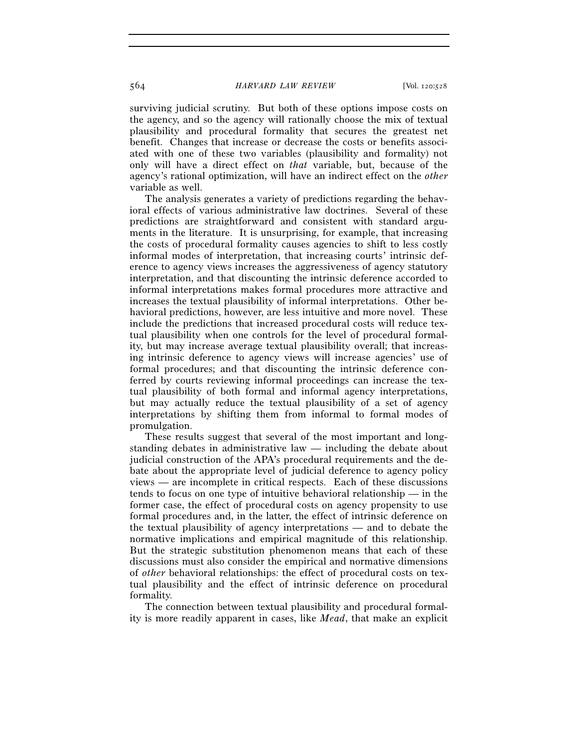surviving judicial scrutiny. But both of these options impose costs on the agency, and so the agency will rationally choose the mix of textual plausibility and procedural formality that secures the greatest net benefit. Changes that increase or decrease the costs or benefits associated with one of these two variables (plausibility and formality) not only will have a direct effect on *that* variable, but, because of the agency's rational optimization, will have an indirect effect on the *other* variable as well.

The analysis generates a variety of predictions regarding the behavioral effects of various administrative law doctrines. Several of these predictions are straightforward and consistent with standard arguments in the literature. It is unsurprising, for example, that increasing the costs of procedural formality causes agencies to shift to less costly informal modes of interpretation, that increasing courts' intrinsic deference to agency views increases the aggressiveness of agency statutory interpretation, and that discounting the intrinsic deference accorded to informal interpretations makes formal procedures more attractive and increases the textual plausibility of informal interpretations. Other behavioral predictions, however, are less intuitive and more novel. These include the predictions that increased procedural costs will reduce textual plausibility when one controls for the level of procedural formality, but may increase average textual plausibility overall; that increasing intrinsic deference to agency views will increase agencies' use of formal procedures; and that discounting the intrinsic deference conferred by courts reviewing informal proceedings can increase the textual plausibility of both formal and informal agency interpretations, but may actually reduce the textual plausibility of a set of agency interpretations by shifting them from informal to formal modes of promulgation.

These results suggest that several of the most important and longstanding debates in administrative law — including the debate about judicial construction of the APA's procedural requirements and the debate about the appropriate level of judicial deference to agency policy views — are incomplete in critical respects. Each of these discussions tends to focus on one type of intuitive behavioral relationship — in the former case, the effect of procedural costs on agency propensity to use formal procedures and, in the latter, the effect of intrinsic deference on the textual plausibility of agency interpretations — and to debate the normative implications and empirical magnitude of this relationship. But the strategic substitution phenomenon means that each of these discussions must also consider the empirical and normative dimensions of *other* behavioral relationships: the effect of procedural costs on textual plausibility and the effect of intrinsic deference on procedural formality.

The connection between textual plausibility and procedural formality is more readily apparent in cases, like *Mead*, that make an explicit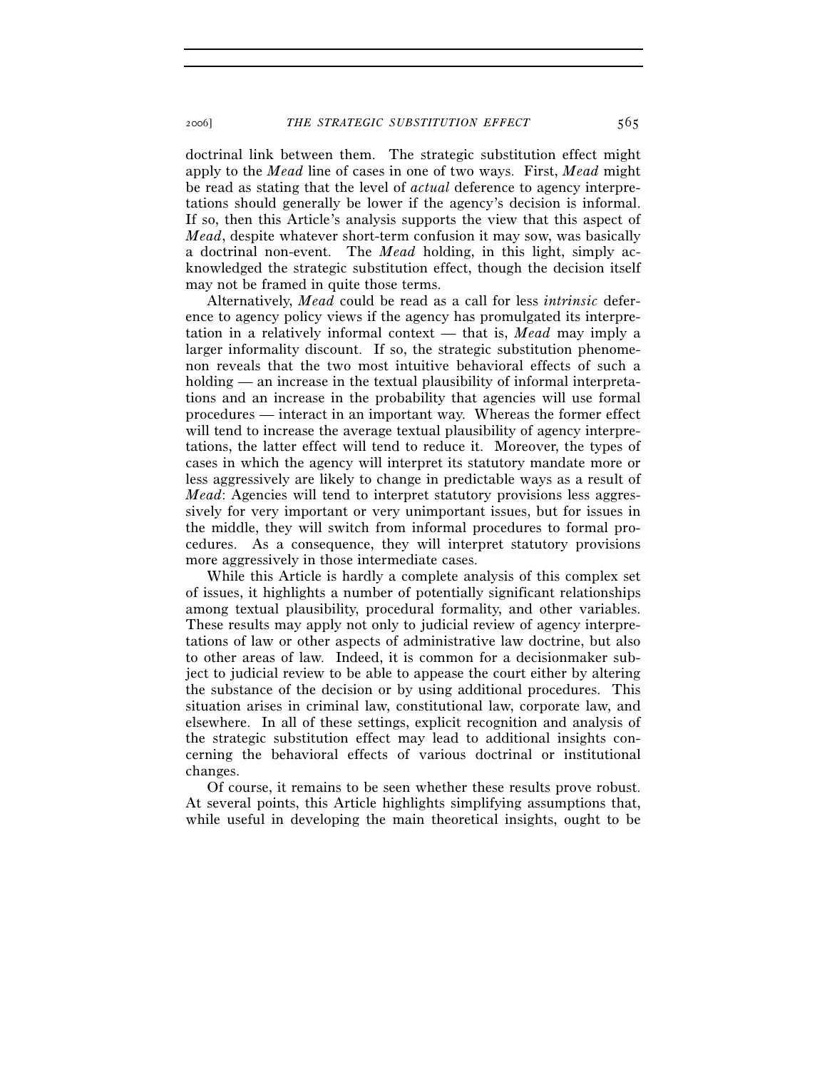doctrinal link between them. The strategic substitution effect might apply to the *Mead* line of cases in one of two ways. First, *Mead* might be read as stating that the level of *actual* deference to agency interpretations should generally be lower if the agency's decision is informal. If so, then this Article's analysis supports the view that this aspect of *Mead*, despite whatever short-term confusion it may sow, was basically a doctrinal non-event. The *Mead* holding, in this light, simply acknowledged the strategic substitution effect, though the decision itself may not be framed in quite those terms.

Alternatively, *Mead* could be read as a call for less *intrinsic* deference to agency policy views if the agency has promulgated its interpretation in a relatively informal context — that is, *Mead* may imply a larger informality discount. If so, the strategic substitution phenomenon reveals that the two most intuitive behavioral effects of such a holding — an increase in the textual plausibility of informal interpretations and an increase in the probability that agencies will use formal procedures — interact in an important way. Whereas the former effect will tend to increase the average textual plausibility of agency interpretations, the latter effect will tend to reduce it. Moreover, the types of cases in which the agency will interpret its statutory mandate more or less aggressively are likely to change in predictable ways as a result of *Mead*: Agencies will tend to interpret statutory provisions less aggressively for very important or very unimportant issues, but for issues in the middle, they will switch from informal procedures to formal procedures. As a consequence, they will interpret statutory provisions more aggressively in those intermediate cases.

While this Article is hardly a complete analysis of this complex set of issues, it highlights a number of potentially significant relationships among textual plausibility, procedural formality, and other variables. These results may apply not only to judicial review of agency interpretations of law or other aspects of administrative law doctrine, but also to other areas of law. Indeed, it is common for a decisionmaker subject to judicial review to be able to appease the court either by altering the substance of the decision or by using additional procedures. This situation arises in criminal law, constitutional law, corporate law, and elsewhere. In all of these settings, explicit recognition and analysis of the strategic substitution effect may lead to additional insights concerning the behavioral effects of various doctrinal or institutional changes.

Of course, it remains to be seen whether these results prove robust. At several points, this Article highlights simplifying assumptions that, while useful in developing the main theoretical insights, ought to be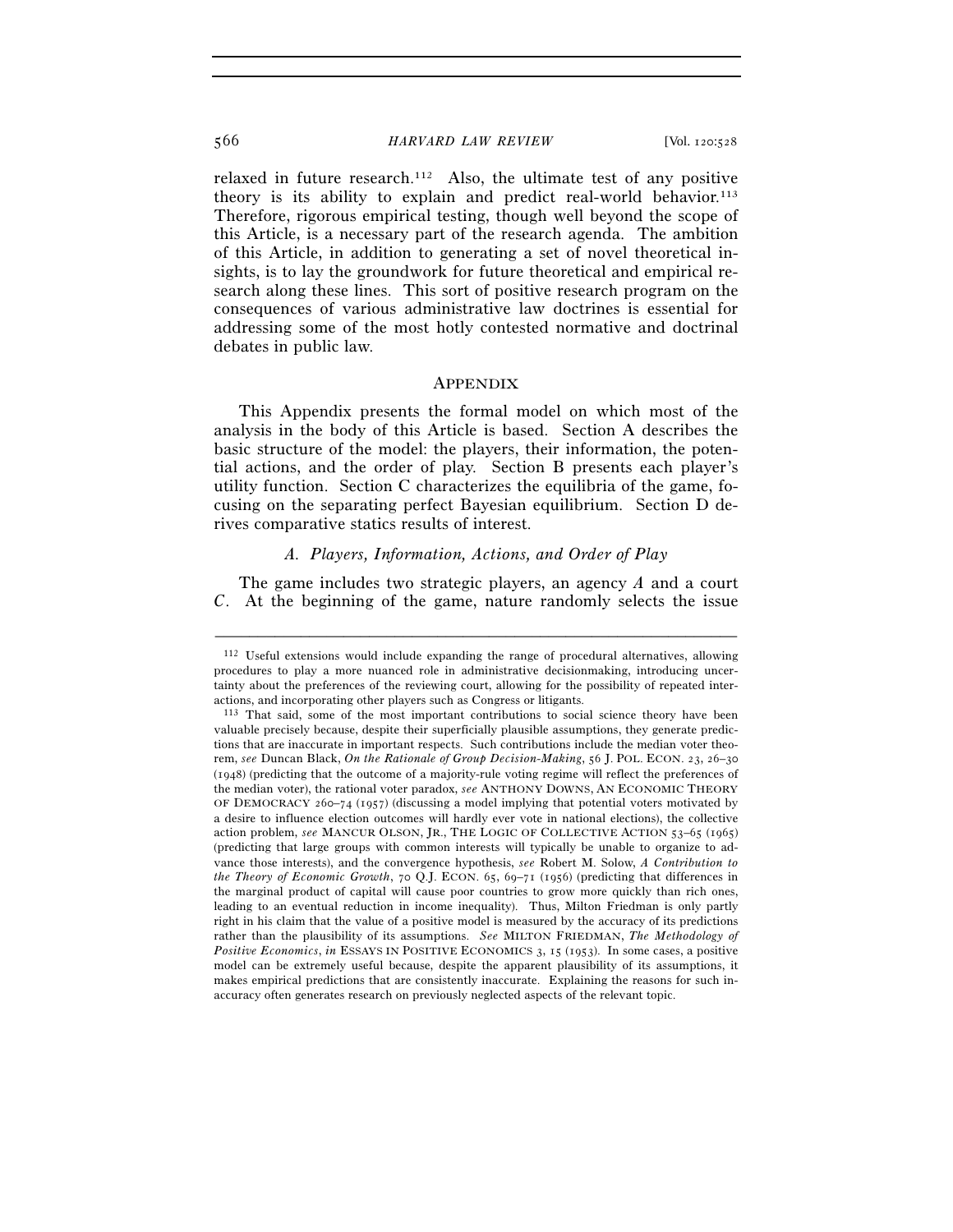relaxed in future research.[112] Also, the ultimate test of any positive theory is its ability to explain and predict real-world behavior.[113] Therefore, rigorous empirical testing, though well beyond the scope of this Article, is a necessary part of the research agenda. The ambition of this Article, in addition to generating a set of novel theoretical insights, is to lay the groundwork for future theoretical and empirical research along these lines. This sort of positive research program on the consequences of various administrative law doctrines is essential for addressing some of the most hotly contested normative and doctrinal debates in public law.

## APPENDIX

This Appendix presents the formal model on which most of the analysis in the body of this Article is based. Section A describes the basic structure of the model: the players, their information, the potential actions, and the order of play. Section B presents each player's utility function. Section C characterizes the equilibria of the game, focusing on the separating perfect Bayesian equilibrium. Section D derives comparative statics results of interest.

### *A. Players, Information, Actions, and Order of Play*

The game includes two strategic players, an agency $A$ and a court $C$. At the beginning of the game, nature randomly selects the issue

---

[112] Useful extensions would include expanding the range of procedural alternatives, allowing procedures to play a more nuanced role in administrative decisionmaking, introducing uncertainty about the preferences of the reviewing court, allowing for the possibility of repeated interactions, and incorporating other players such as Congress or litigants.

[113] That said, some of the most important contributions to social science theory have been valuable precisely because, despite their superficially plausible assumptions, they generate predictions that are inaccurate in important respects. Such contributions include the median voter theorem, *see* Duncan Black, *On the Rationale of Group Decision-Making*, 56 J. POL. ECON. 23, 26–30 (1948) (predicting that the outcome of a majority-rule voting regime will reflect the preferences of the median voter), the rational voter paradox, *see* ANTHONY DOWNS, AN ECONOMIC THEORY OF DEMOCRACY 260–74 (1957) (discussing a model implying that potential voters motivated by a desire to influence election outcomes will hardly ever vote in national elections), the collective action problem, *see* MANCUR OLSON, JR., THE LOGIC OF COLLECTIVE ACTION 53–65 (1965) (predicting that large groups with common interests will typically be unable to organize to advance those interests), and the convergence hypothesis, *see* Robert M. Solow, *A Contribution to the Theory of Economic Growth*, 70 Q.J. ECON. 65, 69–71 (1956) (predicting that differences in the marginal product of capital will cause poor countries to grow more quickly than rich ones, leading to an eventual reduction in income inequality). Thus, Milton Friedman is only partly right in his claim that the value of a positive model is measured by the accuracy of its predictions rather than the plausibility of its assumptions. *See* MILTON FRIEDMAN, *The Methodology of Positive Economics*, *in* ESSAYS IN POSITIVE ECONOMICS 3, 15 (1953). In some cases, a positive model can be extremely useful because, despite the apparent plausibility of its assumptions, it makes empirical predictions that are consistently inaccurate. Explaining the reasons for such inaccuracy often generates research on previously neglected aspects of the relevant topic.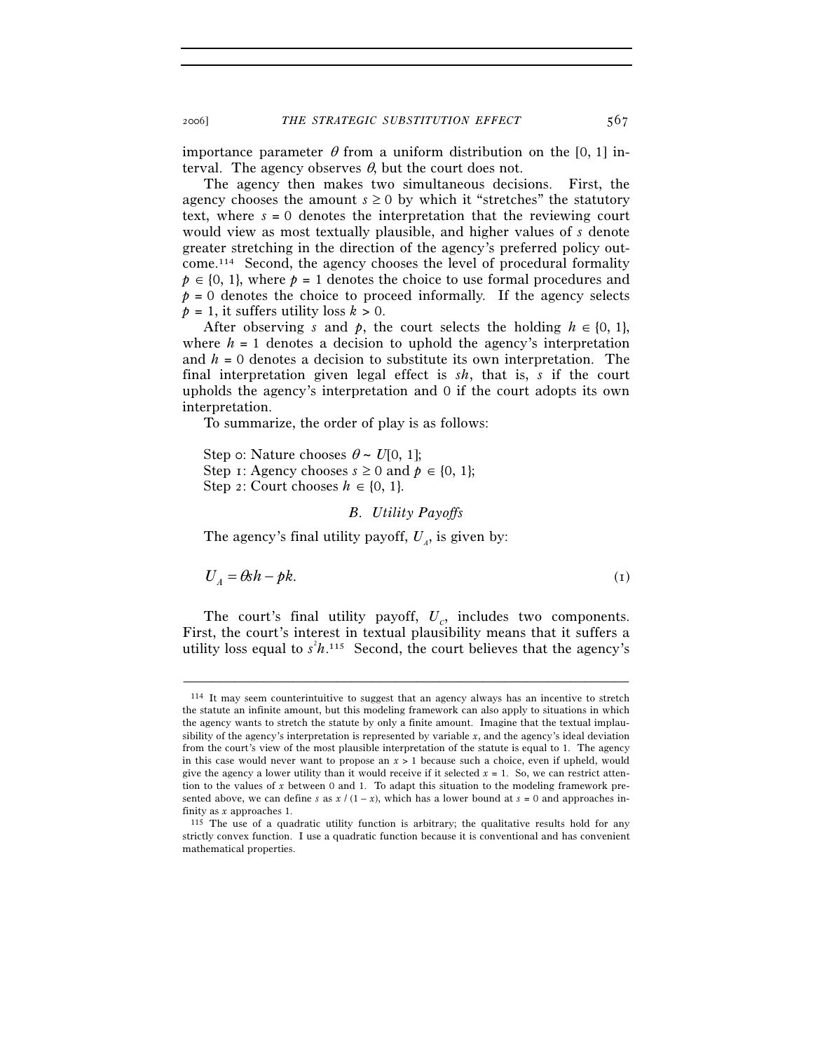importance parameter $\theta$ from a uniform distribution on the [0, 1] interval. The agency observes $\theta$, but the court does not.

The agency then makes two simultaneous decisions. First, the agency chooses the amount $s \geq 0$ by which it "stretches" the statutory text, where $s = 0$ denotes the interpretation that the reviewing court would view as most textually plausible, and higher values of $s$ denote greater stretching in the direction of the agency's preferred policy outcome.[114] Second, the agency chooses the level of procedural formality $p \in \{0, 1\}$, where $p = 1$ denotes the choice to use formal procedures and $p = 0$ denotes the choice to proceed informally. If the agency selects $p = 1$, it suffers utility loss $k > 0$.

After observing $s$ and $p$, the court selects the holding $h \in \{0, 1\}$, where $h = 1$ denotes a decision to uphold the agency's interpretation and $h = 0$ denotes a decision to substitute its own interpretation. The final interpretation given legal effect is $sh$, that is, $s$ if the court upholds the agency's interpretation and 0 if the court adopts its own interpretation.

To summarize, the order of play is as follows:

Step 0: Nature chooses $\theta \sim U[0, 1]$;
Step 1: Agency chooses $s \geq 0$ and $p \in \{0, 1\}$;
Step 2: Court chooses $h \in \{0, 1\}$.

### *B. Utility Payoffs*

The agency's final utility payoff, $U_A$, is given by:

$$U_A = \theta sh - pk. \tag{1}$$

The court's final utility payoff, $U_C$, includes two components. First, the court's interest in textual plausibility means that it suffers a utility loss equal to $s^2h$.[115] Second, the court believes that the agency's

---

[114] It may seem counterintuitive to suggest that an agency always has an incentive to stretch the statute an infinite amount, but this modeling framework can also apply to situations in which the agency wants to stretch the statute by only a finite amount. Imagine that the textual implausibility of the agency's interpretation is represented by variable $x$, and the agency's ideal deviation from the court's view of the most plausible interpretation of the statute is equal to 1. The agency in this case would never want to propose an $x > 1$ because such a choice, even if upheld, would give the agency a lower utility than it would receive if it selected $x = 1$. So, we can restrict attention to the values of $x$ between 0 and 1. To adapt this situation to the modeling framework presented above, we can define $s$ as $x / (1 - x)$, which has a lower bound at $s = 0$ and approaches infinity as $x$ approaches 1.

[115] The use of a quadratic utility function is arbitrary; the qualitative results hold for any strictly convex function. I use a quadratic function because it is conventional and has convenient mathematical properties.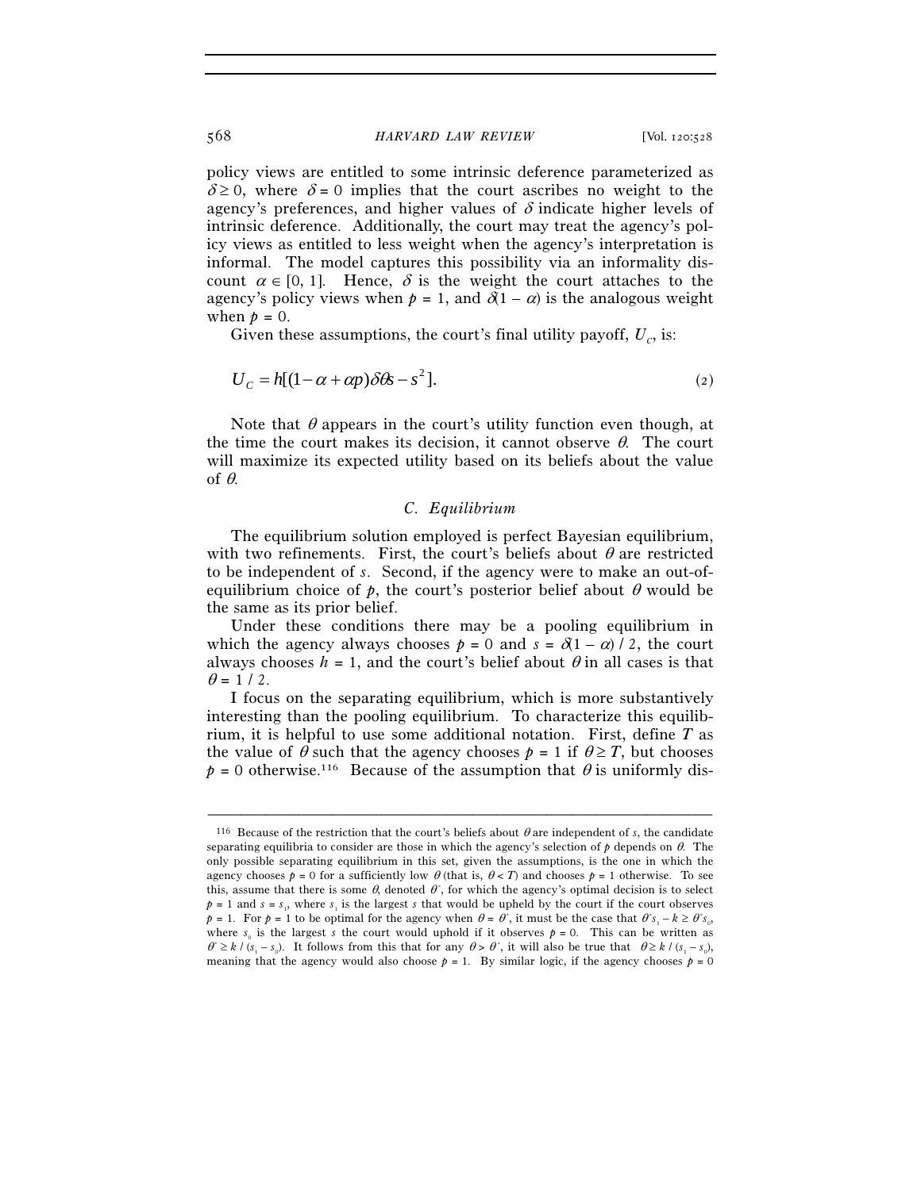policy views are entitled to some intrinsic deference parameterized as $\delta \geq 0$, where $\delta = 0$ implies that the court ascribes no weight to the agency's preferences, and higher values of $\delta$ indicate higher levels of intrinsic deference. Additionally, the court may treat the agency's policy views as entitled to less weight when the agency's interpretation is informal. The model captures this possibility via an informality discount $\alpha \in [0, 1]$. Hence, $\delta$ is the weight the court attaches to the agency's policy views when $p = 1$, and $\delta(1 - \alpha)$ is the analogous weight when $p = 0$.

Given these assumptions, the court's final utility payoff, $U_C$, is:

$$U_C = h[(1 - \alpha + \alpha p)\delta\theta s - s^2]. \tag{2}$$

Note that $\theta$ appears in the court's utility function even though, at the time the court makes its decision, it cannot observe $\theta$. The court will maximize its expected utility based on its beliefs about the value of $\theta$.

### *C. Equilibrium*

The equilibrium solution employed is perfect Bayesian equilibrium, with two refinements. First, the court's beliefs about $\theta$ are restricted to be independent of $s$. Second, if the agency were to make an out-of-equilibrium choice of $p$, the court's posterior belief about $\theta$ would be the same as its prior belief.

Under these conditions there may be a pooling equilibrium in which the agency always chooses $p = 0$ and $s = \delta(1 - \alpha) / 2$, the court always chooses $h = 1$, and the court's belief about $\theta$ in all cases is that $\theta = 1 / 2$.

I focus on the separating equilibrium, which is more substantively interesting than the pooling equilibrium. To characterize this equilibrium, it is helpful to use some additional notation. First, define $T$ as the value of $\theta$ such that the agency chooses $p = 1$ if $\theta \geq T$, but chooses $p = 0$ otherwise.[116] Because of the assumption that $\theta$ is uniformly dis-

---

[116] Because of the restriction that the court's beliefs about $\theta$ are independent of $s$, the candidate separating equilibria to consider are those in which the agency's selection of $p$ depends on $\theta$. The only possible separating equilibrium in this set, given the assumptions, is the one in which the agency chooses $p = 0$ for a sufficiently low $\theta$ (that is, $\theta < T$) and chooses $p = 1$ otherwise. To see this, assume that there is some $\theta$, denoted $\theta^*$, for which the agency's optimal decision is to select $p = 1$ and $s = s_1$, where $s_1$ is the largest $s$ that would be upheld by the court if the court observes $p = 1$. For $p = 1$ to be optimal for the agency when $\theta = \theta^*$, it must be the case that $\theta^* s_1 - k \geq \theta^* s_0$, where $s_0$ is the largest $s$ the court would uphold if it observes $p = 0$. This can be written as $\theta^* \geq k / (s_1 - s_0)$. It follows from this that for any $\theta > \theta^*$, it will also be true that $\theta \geq k / (s_1 - s_0)$, meaning that the agency would also choose $p = 1$. By similar logic, if the agency chooses $p = 0$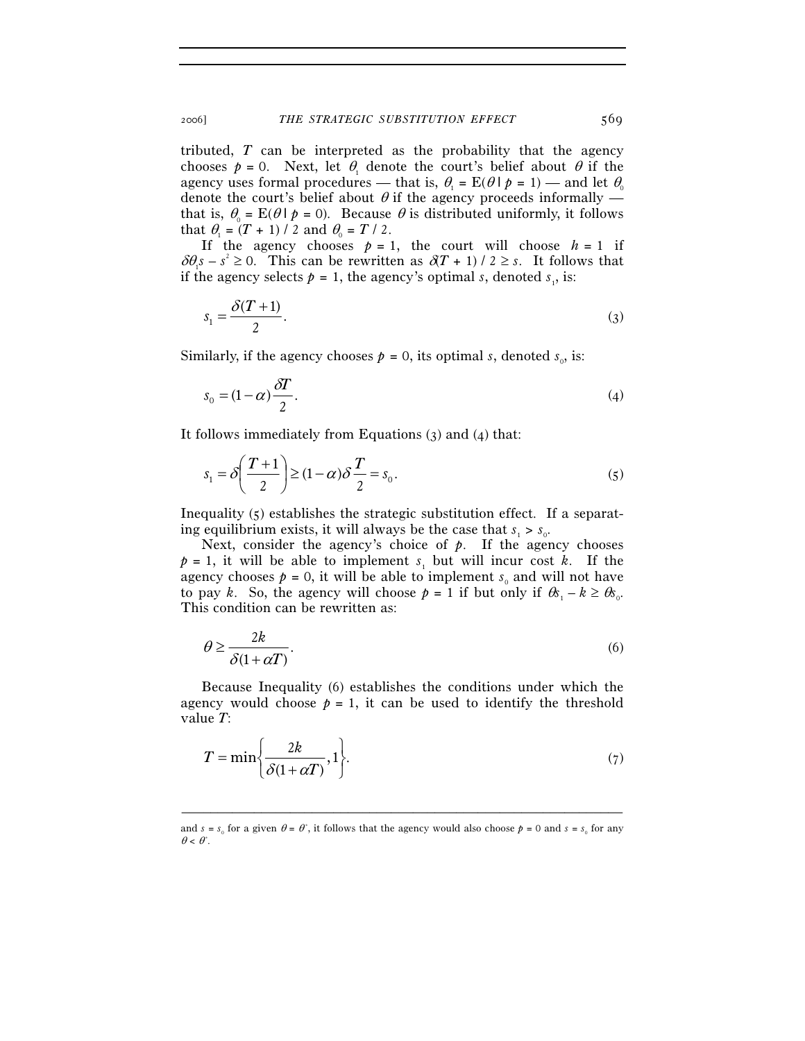tributed, $T$ can be interpreted as the probability that the agency chooses $p = 0$. Next, let $\theta_1$ denote the court's belief about $\theta$ if the agency uses formal procedures — that is, $\theta_1 = E(\theta \mid p = 1)$ — and let $\theta_0$ denote the court's belief about $\theta$ if the agency proceeds informally — that is, $\theta_0 = E(\theta \mid p = 0)$. Because $\theta$ is distributed uniformly, it follows that $\theta_1 = (T + 1) / 2$ and $\theta_0 = T / 2$.

If the agency chooses $p = 1$, the court will choose $h = 1$ if $\delta\theta_1 s - s^2 \geq 0$. This can be rewritten as $\delta(T + 1) / 2 \geq s$. It follows that if the agency selects $p = 1$, the agency's optimal $s$, denoted $s_1$, is:

$$s_1 = \frac{\delta(T+1)}{2}. \tag{3}$$

Similarly, if the agency chooses $p = 0$, its optimal $s$, denoted $s_0$, is:

$$s_0 = (1-\alpha)\frac{\delta T}{2}. \tag{4}$$

It follows immediately from Equations (3) and (4) that:

$$s_1 = \delta\left(\frac{T+1}{2}\right) \geq (1-\alpha)\delta\frac{T}{2} = s_0. \tag{5}$$

Inequality (5) establishes the strategic substitution effect. If a separating equilibrium exists, it will always be the case that $s_1 > s_0$.

Next, consider the agency's choice of $p$. If the agency chooses $p = 1$, it will be able to implement $s_1$ but will incur cost $k$. If the agency chooses $p = 0$, it will be able to implement $s_0$ and will not have to pay $k$. So, the agency will choose $p = 1$ if but only if $\theta s_1 - k \geq \theta s_0$. This condition can be rewritten as:

$$\theta \geq \frac{2k}{\delta(1+\alpha T)}. \tag{6}$$

Because Inequality (6) establishes the conditions under which the agency would choose $p = 1$, it can be used to identify the threshold value $T$:

$$T = \min\left\{\frac{2k}{\delta(1+\alpha T)}, 1\right\}. \tag{7}$$

---

and $s = s_0$ for a given $\theta = \theta^*$, it follows that the agency would also choose $p = 0$ and $s = s_0$ for any $\theta < \theta^*$.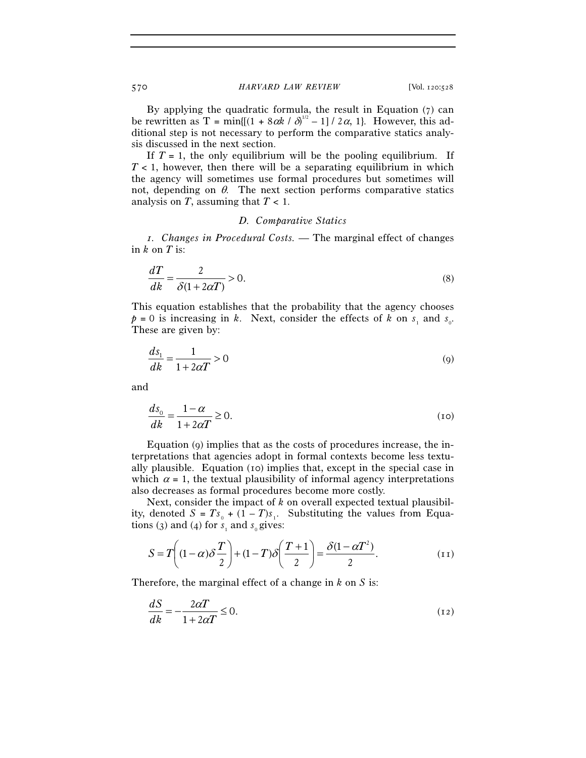By applying the quadratic formula, the result in Equation (7) can be rewritten as $T = \min\{[(1 + 8\alpha k / \delta)^{1/2} - 1] / 2\alpha, 1\}$. However, this additional step is not necessary to perform the comparative statics analysis discussed in the next section.

If $T = 1$, the only equilibrium will be the pooling equilibrium. If $T < 1$, however, then there will be a separating equilibrium in which the agency will sometimes use formal procedures but sometimes will not, depending on $\theta$. The next section performs comparative statics analysis on $T$, assuming that $T < 1$.

### *D. Comparative Statics*

*1. Changes in Procedural Costs.* — The marginal effect of changes in $k$ on $T$ is:

$$\frac{dT}{dk} = \frac{2}{\delta(1 + 2\alpha T)} > 0. \tag{8}$$

This equation establishes that the probability that the agency chooses $p = 0$ is increasing in $k$. Next, consider the effects of $k$ on $s_1$ and $s_0$. These are given by:

$$\frac{ds_1}{dk} = \frac{1}{1 + 2\alpha T} > 0 \tag{9}$$

and

$$\frac{ds_0}{dk} = \frac{1 - \alpha}{1 + 2\alpha T} \geq 0. \tag{10}$$

Equation (9) implies that as the costs of procedures increase, the interpretations that agencies adopt in formal contexts become less textually plausible. Equation (10) implies that, except in the special case in which $\alpha = 1$, the textual plausibility of informal agency interpretations also decreases as formal procedures become more costly.

Next, consider the impact of $k$ on overall expected textual plausibility, denoted $S = Ts_0 + (1 - T)s_1$. Substituting the values from Equations (3) and (4) for $s_1$ and $s_0$ gives:

$$S = T\left((1-\alpha)\delta\frac{T}{2}\right) + (1-T)\delta\left(\frac{T+1}{2}\right) = \frac{\delta(1-\alpha T^2)}{2}. \tag{11}$$

Therefore, the marginal effect of a change in $k$ on $S$ is:

$$\frac{dS}{dk} = -\frac{2\alpha T}{1 + 2\alpha T} \leq 0. \tag{12}$$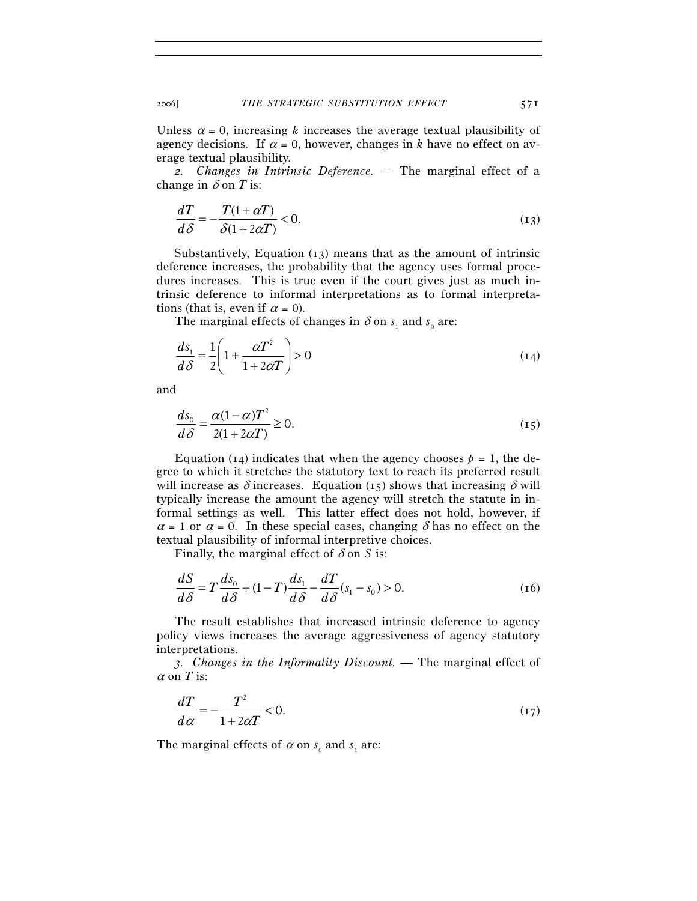Unless $\alpha = 0$, increasing $k$ increases the average textual plausibility of agency decisions. If $\alpha = 0$, however, changes in $k$ have no effect on average textual plausibility.

*2. Changes in Intrinsic Deference.* — The marginal effect of a change in $\delta$ on $T$ is:

$$\frac{dT}{d\delta} = -\frac{T(1+\alpha T)}{\delta(1+2\alpha T)} < 0. \tag{13}$$

Substantively, Equation (13) means that as the amount of intrinsic deference increases, the probability that the agency uses formal procedures increases. This is true even if the court gives just as much intrinsic deference to informal interpretations as to formal interpretations (that is, even if $\alpha = 0$).

The marginal effects of changes in $\delta$ on $s_1$ and $s_0$ are:

$$\frac{ds_1}{d\delta} = \frac{1}{2}\left(1 + \frac{\alpha T^2}{1+2\alpha T}\right) > 0 \tag{14}$$

and

$$\frac{ds_0}{d\delta} = \frac{\alpha(1-\alpha)T^2}{2(1+2\alpha T)} \geq 0. \tag{15}$$

Equation (14) indicates that when the agency chooses $p = 1$, the degree to which it stretches the statutory text to reach its preferred result will increase as $\delta$ increases. Equation (15) shows that increasing $\delta$ will typically increase the amount the agency will stretch the statute in informal settings as well. This latter effect does not hold, however, if $\alpha = 1$ or $\alpha = 0$. In these special cases, changing $\delta$ has no effect on the textual plausibility of informal interpretive choices.

Finally, the marginal effect of $\delta$ on $S$ is:

$$\frac{dS}{d\delta} = T\frac{ds_0}{d\delta} + (1-T)\frac{ds_1}{d\delta} - \frac{dT}{d\delta}(s_1 - s_0) > 0. \tag{16}$$

The result establishes that increased intrinsic deference to agency policy views increases the average aggressiveness of agency statutory interpretations.

*3. Changes in the Informality Discount.* — The marginal effect of $\alpha$ on $T$ is:

$$\frac{dT}{d\alpha} = -\frac{T^2}{1+2\alpha T} < 0. \tag{17}$$

The marginal effects of $\alpha$ on $s_0$ and $s_1$ are: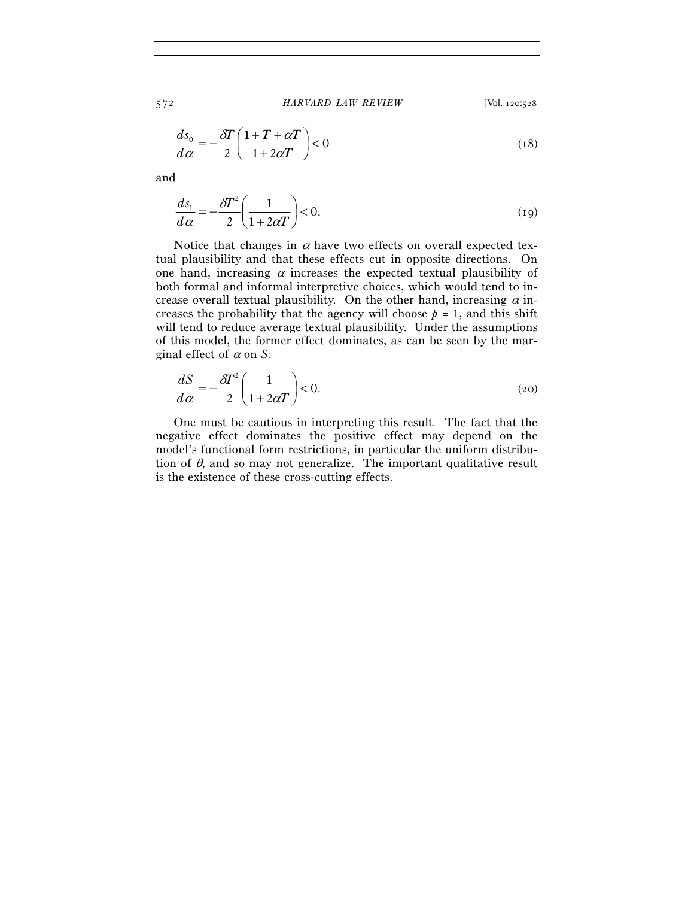$$\frac{ds_0}{d\alpha} = -\frac{\delta T}{2}\left(\frac{1+T+\alpha T}{1+2\alpha T}\right) < 0 \tag{18}$$

and

$$\frac{ds_1}{d\alpha} = -\frac{\delta T^2}{2}\left(\frac{1}{1+2\alpha T}\right) < 0. \tag{19}$$

Notice that changes in $\alpha$ have two effects on overall expected textual plausibility and that these effects cut in opposite directions. On one hand, increasing $\alpha$ increases the expected textual plausibility of both formal and informal interpretive choices, which would tend to increase overall textual plausibility. On the other hand, increasing $\alpha$ increases the probability that the agency will choose $p = 1$, and this shift will tend to reduce average textual plausibility. Under the assumptions of this model, the former effect dominates, as can be seen by the marginal effect of $\alpha$ on $S$:

$$\frac{dS}{d\alpha} = -\frac{\delta T^2}{2}\left(\frac{1}{1+2\alpha T}\right) < 0. \tag{20}$$

One must be cautious in interpreting this result. The fact that the negative effect dominates the positive effect may depend on the model's functional form restrictions, in particular the uniform distribution of $\theta$, and so may not generalize. The important qualitative result is the existence of these cross-cutting effects.